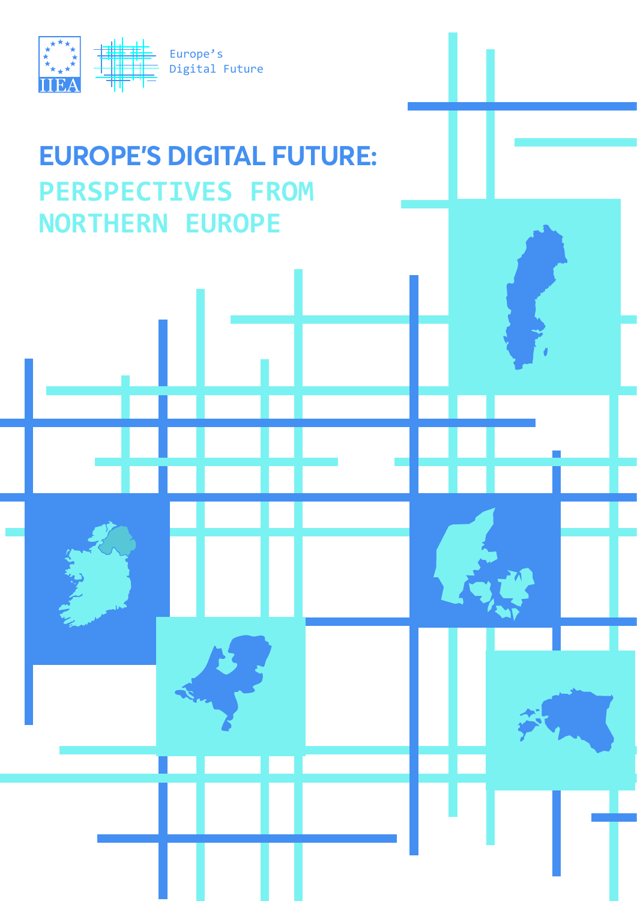IIEA

Europe's Digital Future

# EUROPE'S DIGITAL FUTURE: PERSPECTIVES FROM NORTHERN EUROPE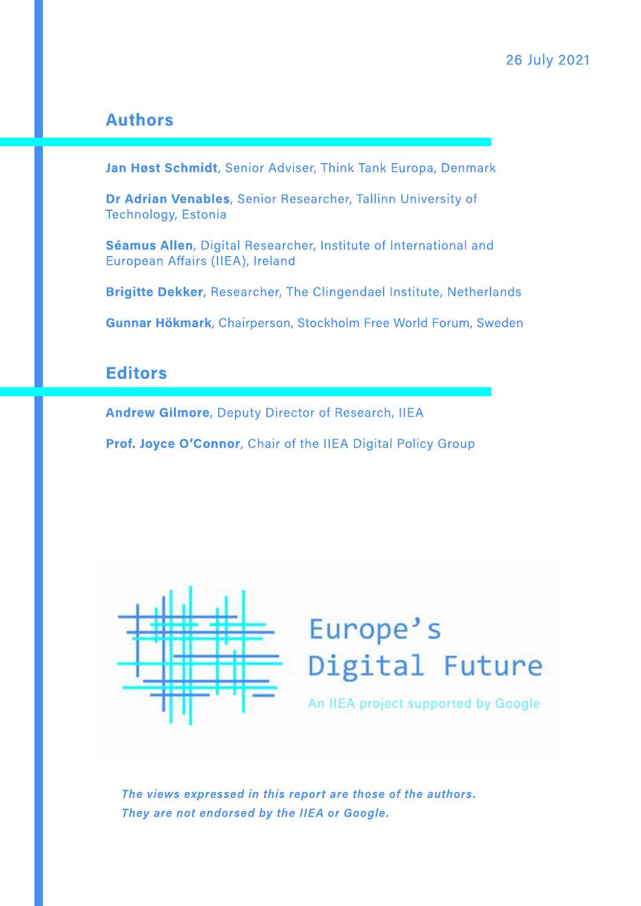26 July 2021

## Authors

**Jan Høst Schmidt**, Senior Adviser, Think Tank Europa, Denmark

**Dr Adrian Venables**, Senior Researcher, Tallinn University of Technology, Estonia

**Séamus Allen**, Digital Researcher, Institute of International and European Affairs (IIEA), Ireland

**Brigitte Dekker**, Researcher, The Clingendael Institute, Netherlands

**Gunnar Hökmark**, Chairperson, Stockholm Free World Forum, Sweden

## Editors

**Andrew Gilmore**, Deputy Director of Research, IIEA

**Prof. Joyce O'Connor**, Chair of the IIEA Digital Policy Group

Europe's Digital Future

An IIEA project supported by Google

*The views expressed in this report are those of the authors. They are not endorsed by the IIEA or Google.*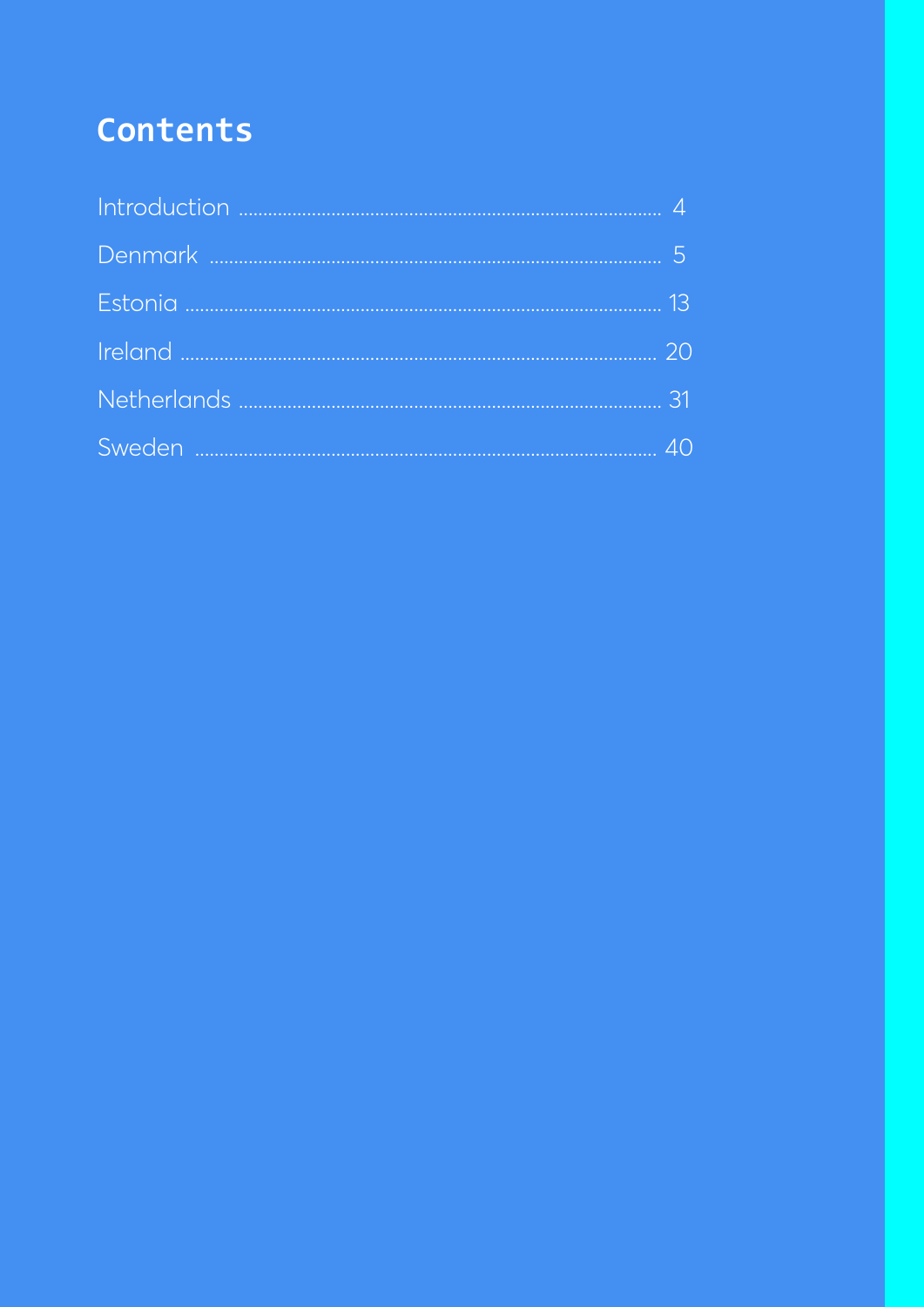# Contents

Introduction .................... 4
Denmark .................... 5
Estonia .................... 13
Ireland .................... 20
Netherlands .................... 31
Sweden .................... 40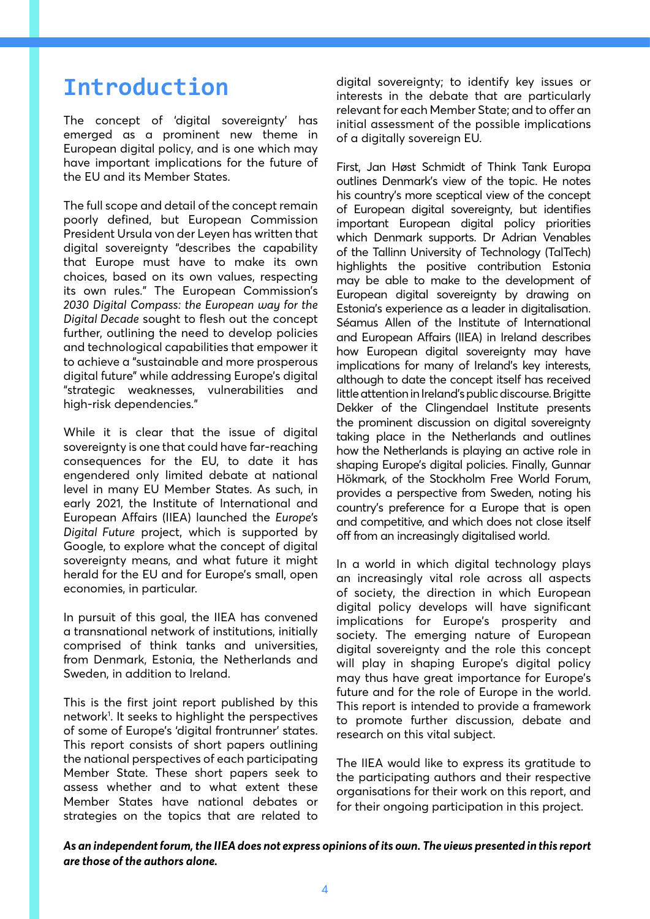# Introduction

The concept of 'digital sovereignty' has emerged as a prominent new theme in European digital policy, and is one which may have important implications for the future of the EU and its Member States.

The full scope and detail of the concept remain poorly defined, but European Commission President Ursula von der Leyen has written that digital sovereignty "describes the capability that Europe must have to make its own choices, based on its own values, respecting its own rules." The European Commission's *2030 Digital Compass: the European way for the Digital Decade* sought to flesh out the concept further, outlining the need to develop policies and technological capabilities that empower it to achieve a "sustainable and more prosperous digital future" while addressing Europe's digital "strategic weaknesses, vulnerabilities and high-risk dependencies."

While it is clear that the issue of digital sovereignty is one that could have far-reaching consequences for the EU, to date it has engendered only limited debate at national level in many EU Member States. As such, in early 2021, the Institute of International and European Affairs (IIEA) launched the *Europe's Digital Future* project, which is supported by Google, to explore what the concept of digital sovereignty means, and what future it might herald for the EU and for Europe's small, open economies, in particular.

In pursuit of this goal, the IIEA has convened a transnational network of institutions, initially comprised of think tanks and universities, from Denmark, Estonia, the Netherlands and Sweden, in addition to Ireland.

This is the first joint report published by this network[1]. It seeks to highlight the perspectives of some of Europe's 'digital frontrunner' states. This report consists of short papers outlining the national perspectives of each participating Member State. These short papers seek to assess whether and to what extent these Member States have national debates or strategies on the topics that are related to digital sovereignty; to identify key issues or interests in the debate that are particularly relevant for each Member State; and to offer an initial assessment of the possible implications of a digitally sovereign EU.

First, Jan Høst Schmidt of Think Tank Europa outlines Denmark's view of the topic. He notes his country's more sceptical view of the concept of European digital sovereignty, but identifies important European digital policy priorities which Denmark supports. Dr Adrian Venables of the Tallinn University of Technology (TalTech) highlights the positive contribution Estonia may be able to make to the development of European digital sovereignty by drawing on Estonia's experience as a leader in digitalisation. Séamus Allen of the Institute of International and European Affairs (IIEA) in Ireland describes how European digital sovereignty may have implications for many of Ireland's key interests, although to date the concept itself has received little attention in Ireland's public discourse. Brigitte Dekker of the Clingendael Institute presents the prominent discussion on digital sovereignty taking place in the Netherlands and outlines how the Netherlands is playing an active role in shaping Europe's digital policies. Finally, Gunnar Hökmark, of the Stockholm Free World Forum, provides a perspective from Sweden, noting his country's preference for a Europe that is open and competitive, and which does not close itself off from an increasingly digitalised world.

In a world in which digital technology plays an increasingly vital role across all aspects of society, the direction in which European digital policy develops will have significant implications for Europe's prosperity and society. The emerging nature of European digital sovereignty and the role this concept will play in shaping Europe's digital policy may thus have great importance for Europe's future and for the role of Europe in the world. This report is intended to provide a framework to promote further discussion, debate and research on this vital subject.

The IIEA would like to express its gratitude to the participating authors and their respective organisations for their work on this report, and for their ongoing participation in this project.

***As an independent forum, the IIEA does not express opinions of its own. The views presented in this report are those of the authors alone.***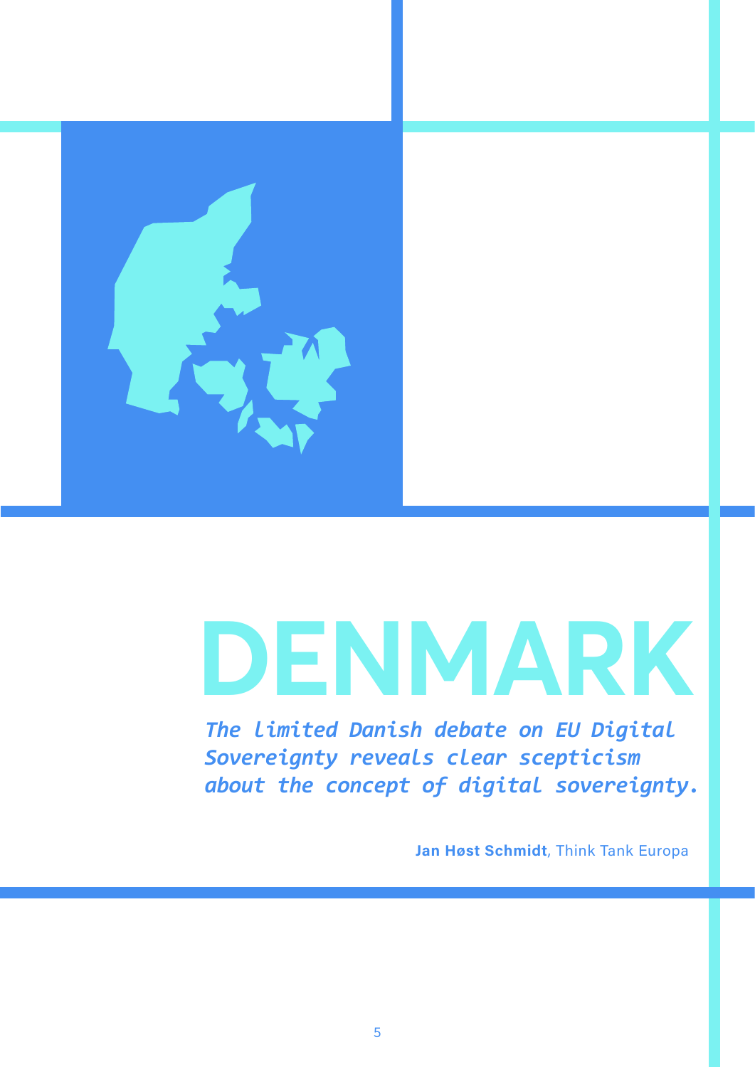# DENMARK

*The limited Danish debate on EU Digital Sovereignty reveals clear scepticism about the concept of digital sovereignty.*

**Jan Høst Schmidt**, Think Tank Europa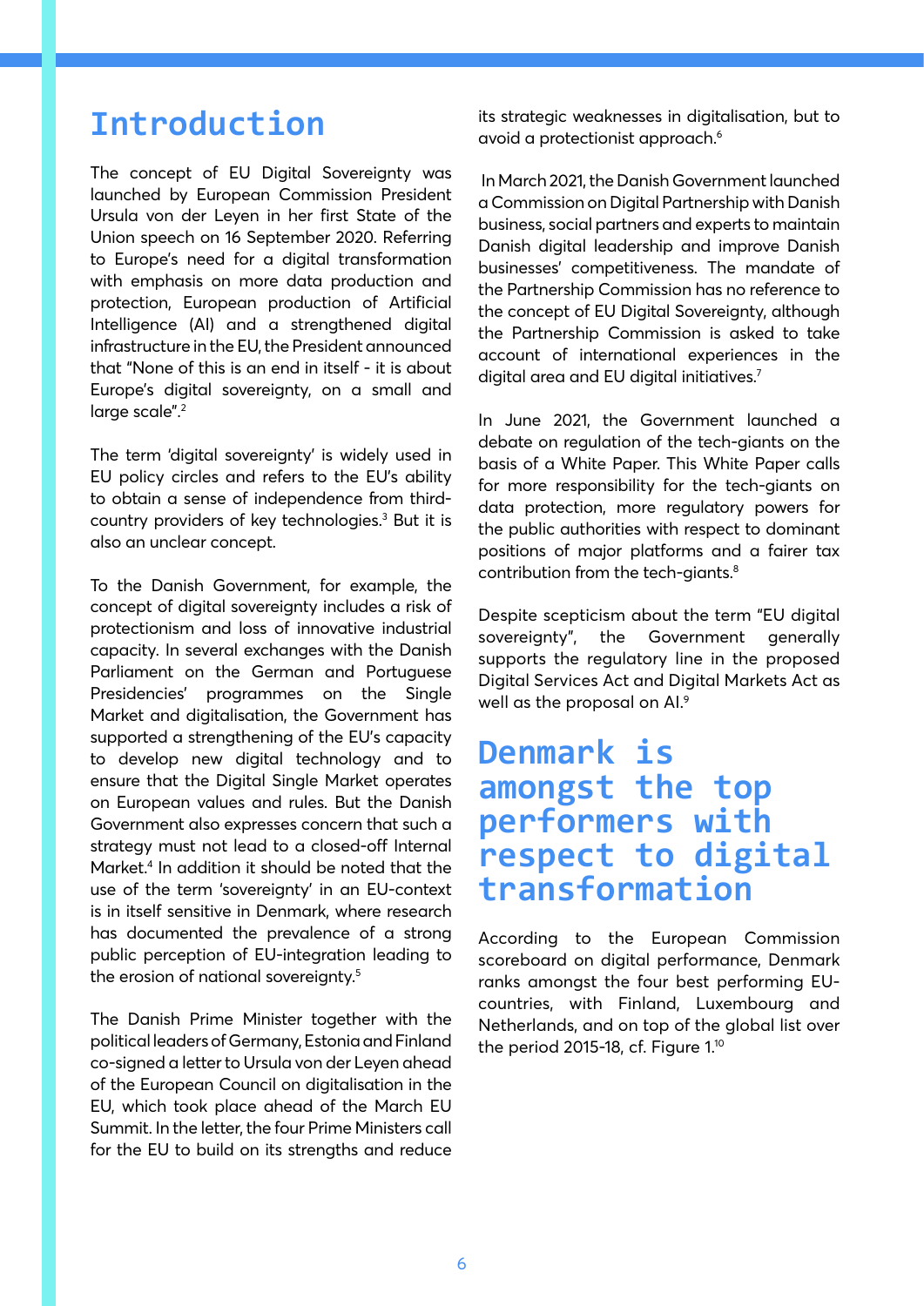# Introduction

The concept of EU Digital Sovereignty was launched by European Commission President Ursula von der Leyen in her first State of the Union speech on 16 September 2020. Referring to Europe's need for a digital transformation with emphasis on more data production and protection, European production of Artificial Intelligence (AI) and a strengthened digital infrastructure in the EU, the President announced that "None of this is an end in itself - it is about Europe's digital sovereignty, on a small and large scale".[2]

The term 'digital sovereignty' is widely used in EU policy circles and refers to the EU's ability to obtain a sense of independence from third-country providers of key technologies.[3] But it is also an unclear concept.

To the Danish Government, for example, the concept of digital sovereignty includes a risk of protectionism and loss of innovative industrial capacity. In several exchanges with the Danish Parliament on the German and Portuguese Presidencies' programmes on the Single Market and digitalisation, the Government has supported a strengthening of the EU's capacity to develop new digital technology and to ensure that the Digital Single Market operates on European values and rules. But the Danish Government also expresses concern that such a strategy must not lead to a closed-off Internal Market.[4] In addition it should be noted that the use of the term 'sovereignty' in an EU-context is in itself sensitive in Denmark, where research has documented the prevalence of a strong public perception of EU-integration leading to the erosion of national sovereignty.[5]

The Danish Prime Minister together with the political leaders of Germany, Estonia and Finland co-signed a letter to Ursula von der Leyen ahead of the European Council on digitalisation in the EU, which took place ahead of the March EU Summit. In the letter, the four Prime Ministers call for the EU to build on its strengths and reduce its strategic weaknesses in digitalisation, but to avoid a protectionist approach.[6]

In March 2021, the Danish Government launched a Commission on Digital Partnership with Danish business, social partners and experts to maintain Danish digital leadership and improve Danish businesses' competitiveness. The mandate of the Partnership Commission has no reference to the concept of EU Digital Sovereignty, although the Partnership Commission is asked to take account of international experiences in the digital area and EU digital initiatives.[7]

In June 2021, the Government launched a debate on regulation of the tech-giants on the basis of a White Paper. This White Paper calls for more responsibility for the tech-giants on data protection, more regulatory powers for the public authorities with respect to dominant positions of major platforms and a fairer tax contribution from the tech-giants.[8]

Despite scepticism about the term "EU digital sovereignty", the Government generally supports the regulatory line in the proposed Digital Services Act and Digital Markets Act as well as the proposal on AI.[9]

## Denmark is amongst the top performers with respect to digital transformation

According to the European Commission scoreboard on digital performance, Denmark ranks amongst the four best performing EU-countries, with Finland, Luxembourg and Netherlands, and on top of the global list over the period 2015-18, cf. Figure 1.[10]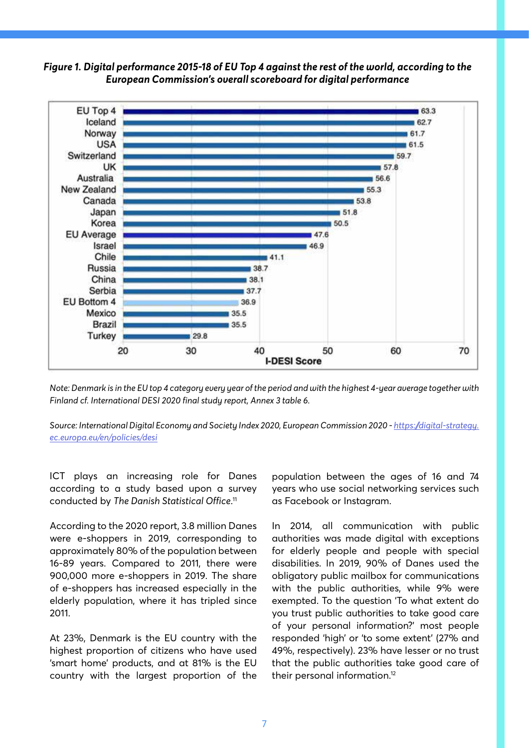***Figure 1. Digital performance 2015-18 of EU Top 4 against the rest of the world, according to the European Commission's overall scoreboard for digital performance***

| Country | I-DESI Score |
|---|---|
| EU Top 4 | 63.3 |
| Iceland | 62.7 |
| Norway | 61.7 |
| USA | 61.5 |
| Switzerland | 59.7 |
| UK | 57.8 |
| Australia | 56.6 |
| New Zealand | 55.3 |
| Canada | 53.8 |
| Japan | 51.8 |
| Korea | 50.5 |
| EU Average | 47.6 |
| Israel | 46.9 |
| Chile | 41.1 |
| Russia | 38.7 |
| China | 38.1 |
| Serbia | 37.7 |
| EU Bottom 4 | 36.9 |
| Mexico | 35.5 |
| Brazil | 35.5 |
| Turkey | 29.8 |

*Note: Denmark is in the EU top 4 category every year of the period and with the highest 4-year average together with Finland cf. International DESI 2020 final study report, Annex 3 table 6.*

*Source: International Digital Economy and Society Index 2020, European Commission 2020 - https://digital-strategy.ec.europa.eu/en/policies/desi*

ICT plays an increasing role for Danes according to a study based upon a survey conducted by *The Danish Statistical Office*.[11]

According to the 2020 report, 3.8 million Danes were e-shoppers in 2019, corresponding to approximately 80% of the population between 16-89 years. Compared to 2011, there were 900,000 more e-shoppers in 2019. The share of e-shoppers has increased especially in the elderly population, where it has tripled since 2011.

At 23%, Denmark is the EU country with the highest proportion of citizens who have used 'smart home' products, and at 81% is the EU country with the largest proportion of the population between the ages of 16 and 74 years who use social networking services such as Facebook or Instagram.

In 2014, all communication with public authorities was made digital with exceptions for elderly people and people with special disabilities. In 2019, 90% of Danes used the obligatory public mailbox for communications with the public authorities, while 9% were exempted. To the question 'To what extent do you trust public authorities to take good care of your personal information?' most people responded 'high' or 'to some extent' (27% and 49%, respectively). 23% have lesser or no trust that the public authorities take good care of their personal information.[12]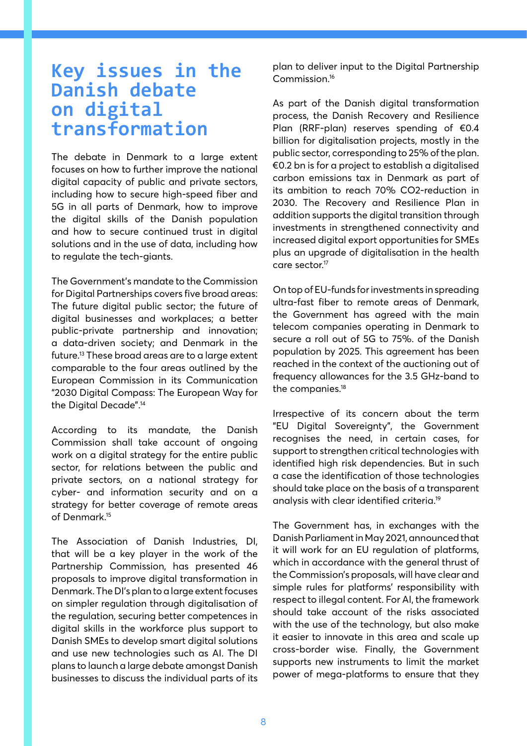# Key issues in the Danish debate on digital transformation

The debate in Denmark to a large extent focuses on how to further improve the national digital capacity of public and private sectors, including how to secure high-speed fiber and 5G in all parts of Denmark, how to improve the digital skills of the Danish population and how to secure continued trust in digital solutions and in the use of data, including how to regulate the tech-giants.

The Government's mandate to the Commission for Digital Partnerships covers five broad areas: The future digital public sector; the future of digital businesses and workplaces; a better public-private partnership and innovation; a data-driven society; and Denmark in the future.[13] These broad areas are to a large extent comparable to the four areas outlined by the European Commission in its Communication "2030 Digital Compass: The European Way for the Digital Decade".[14]

According to its mandate, the Danish Commission shall take account of ongoing work on a digital strategy for the entire public sector, for relations between the public and private sectors, on a national strategy for cyber- and information security and on a strategy for better coverage of remote areas of Denmark.[15]

The Association of Danish Industries, DI, that will be a key player in the work of the Partnership Commission, has presented 46 proposals to improve digital transformation in Denmark. The DI's plan to a large extent focuses on simpler regulation through digitalisation of the regulation, securing better competences in digital skills in the workforce plus support to Danish SMEs to develop smart digital solutions and use new technologies such as AI. The DI plans to launch a large debate amongst Danish businesses to discuss the individual parts of its plan to deliver input to the Digital Partnership Commission.[16]

As part of the Danish digital transformation process, the Danish Recovery and Resilience Plan (RRF-plan) reserves spending of €0.4 billion for digitalisation projects, mostly in the public sector, corresponding to 25% of the plan. €0.2 bn is for a project to establish a digitalised carbon emissions tax in Denmark as part of its ambition to reach 70% CO2-reduction in 2030. The Recovery and Resilience Plan in addition supports the digital transition through investments in strengthened connectivity and increased digital export opportunities for SMEs plus an upgrade of digitalisation in the health care sector.[17]

On top of EU-funds for investments in spreading ultra-fast fiber to remote areas of Denmark, the Government has agreed with the main telecom companies operating in Denmark to secure a roll out of 5G to 75%. of the Danish population by 2025. This agreement has been reached in the context of the auctioning out of frequency allowances for the 3.5 GHz-band to the companies.[18]

Irrespective of its concern about the term "EU Digital Sovereignty", the Government recognises the need, in certain cases, for support to strengthen critical technologies with identified high risk dependencies. But in such a case the identification of those technologies should take place on the basis of a transparent analysis with clear identified criteria.[19]

The Government has, in exchanges with the Danish Parliament in May 2021, announced that it will work for an EU regulation of platforms, which in accordance with the general thrust of the Commission's proposals, will have clear and simple rules for platforms' responsibility with respect to illegal content. For AI, the framework should take account of the risks associated with the use of the technology, but also make it easier to innovate in this area and scale up cross-border wise. Finally, the Government supports new instruments to limit the market power of mega-platforms to ensure that they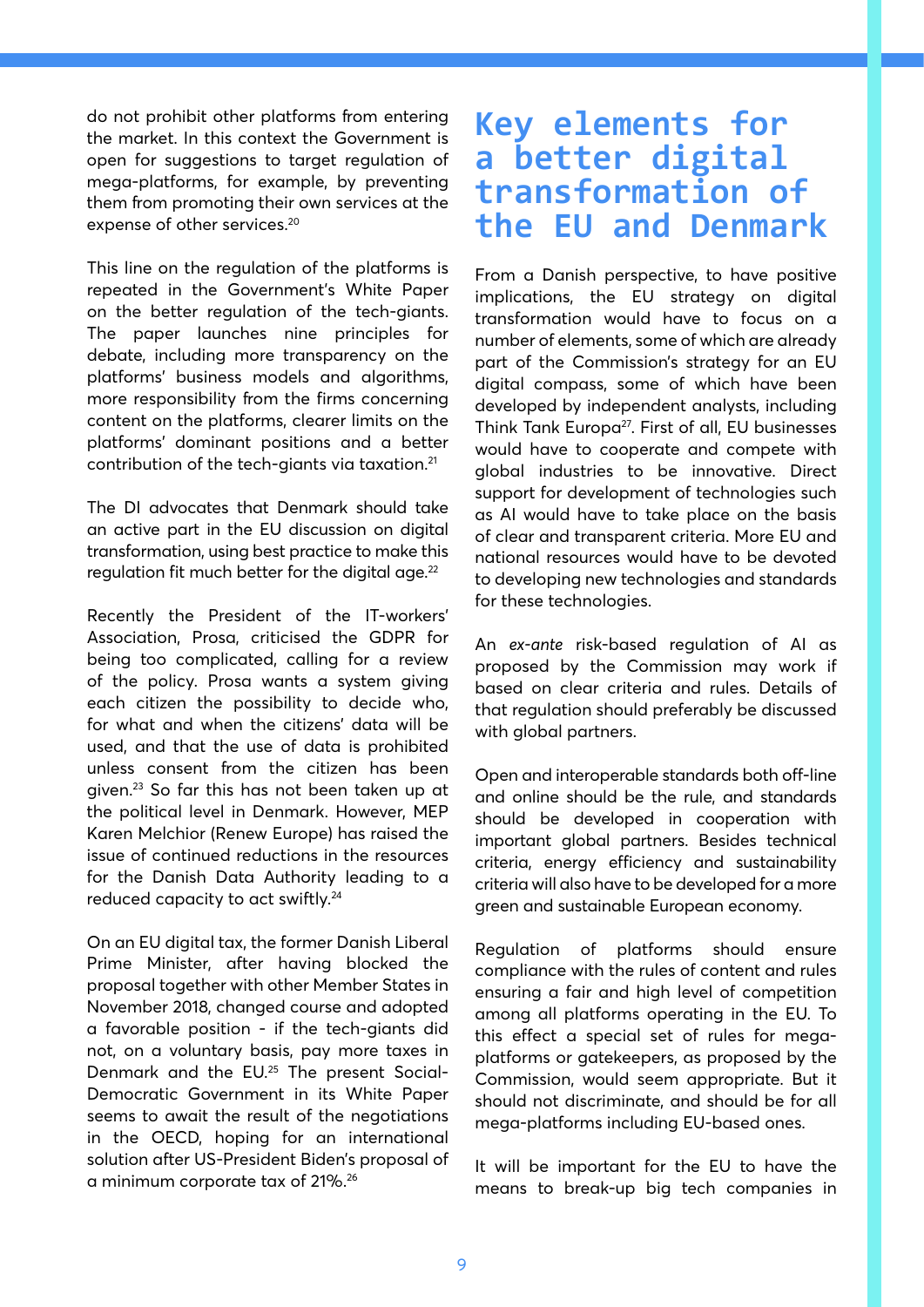do not prohibit other platforms from entering the market. In this context the Government is open for suggestions to target regulation of mega-platforms, for example, by preventing them from promoting their own services at the expense of other services.[20]

This line on the regulation of the platforms is repeated in the Government's White Paper on the better regulation of the tech-giants. The paper launches nine principles for debate, including more transparency on the platforms' business models and algorithms, more responsibility from the firms concerning content on the platforms, clearer limits on the platforms' dominant positions and a better contribution of the tech-giants via taxation.[21]

The DI advocates that Denmark should take an active part in the EU discussion on digital transformation, using best practice to make this regulation fit much better for the digital age.[22]

Recently the President of the IT-workers' Association, Prosa, criticised the GDPR for being too complicated, calling for a review of the policy. Prosa wants a system giving each citizen the possibility to decide who, for what and when the citizens' data will be used, and that the use of data is prohibited unless consent from the citizen has been given.[23] So far this has not been taken up at the political level in Denmark. However, MEP Karen Melchior (Renew Europe) has raised the issue of continued reductions in the resources for the Danish Data Authority leading to a reduced capacity to act swiftly.[24]

On an EU digital tax, the former Danish Liberal Prime Minister, after having blocked the proposal together with other Member States in November 2018, changed course and adopted a favorable position - if the tech-giants did not, on a voluntary basis, pay more taxes in Denmark and the EU.[25] The present Social-Democratic Government in its White Paper seems to await the result of the negotiations in the OECD, hoping for an international solution after US-President Biden's proposal of a minimum corporate tax of 21%.[26]

# Key elements for a better digital transformation of the EU and Denmark

From a Danish perspective, to have positive implications, the EU strategy on digital transformation would have to focus on a number of elements, some of which are already part of the Commission's strategy for an EU digital compass, some of which have been developed by independent analysts, including Think Tank Europa[27]. First of all, EU businesses would have to cooperate and compete with global industries to be innovative. Direct support for development of technologies such as AI would have to take place on the basis of clear and transparent criteria. More EU and national resources would have to be devoted to developing new technologies and standards for these technologies.

An *ex-ante* risk-based regulation of AI as proposed by the Commission may work if based on clear criteria and rules. Details of that regulation should preferably be discussed with global partners.

Open and interoperable standards both off-line and online should be the rule, and standards should be developed in cooperation with important global partners. Besides technical criteria, energy efficiency and sustainability criteria will also have to be developed for a more green and sustainable European economy.

Regulation of platforms should ensure compliance with the rules of content and rules ensuring a fair and high level of competition among all platforms operating in the EU. To this effect a special set of rules for mega-platforms or gatekeepers, as proposed by the Commission, would seem appropriate. But it should not discriminate, and should be for all mega-platforms including EU-based ones.

It will be important for the EU to have the means to break-up big tech companies in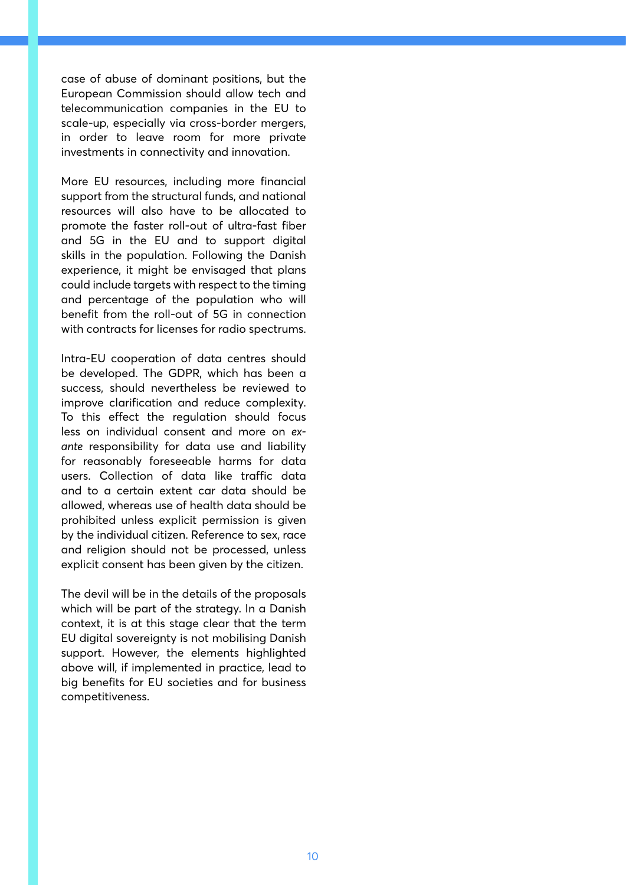case of abuse of dominant positions, but the European Commission should allow tech and telecommunication companies in the EU to scale-up, especially via cross-border mergers, in order to leave room for more private investments in connectivity and innovation.

More EU resources, including more financial support from the structural funds, and national resources will also have to be allocated to promote the faster roll-out of ultra-fast fiber and 5G in the EU and to support digital skills in the population. Following the Danish experience, it might be envisaged that plans could include targets with respect to the timing and percentage of the population who will benefit from the roll-out of 5G in connection with contracts for licenses for radio spectrums.

Intra-EU cooperation of data centres should be developed. The GDPR, which has been a success, should nevertheless be reviewed to improve clarification and reduce complexity. To this effect the regulation should focus less on individual consent and more on *ex-ante* responsibility for data use and liability for reasonably foreseeable harms for data users. Collection of data like traffic data and to a certain extent car data should be allowed, whereas use of health data should be prohibited unless explicit permission is given by the individual citizen. Reference to sex, race and religion should not be processed, unless explicit consent has been given by the citizen.

The devil will be in the details of the proposals which will be part of the strategy. In a Danish context, it is at this stage clear that the term EU digital sovereignty is not mobilising Danish support. However, the elements highlighted above will, if implemented in practice, lead to big benefits for EU societies and for business competitiveness.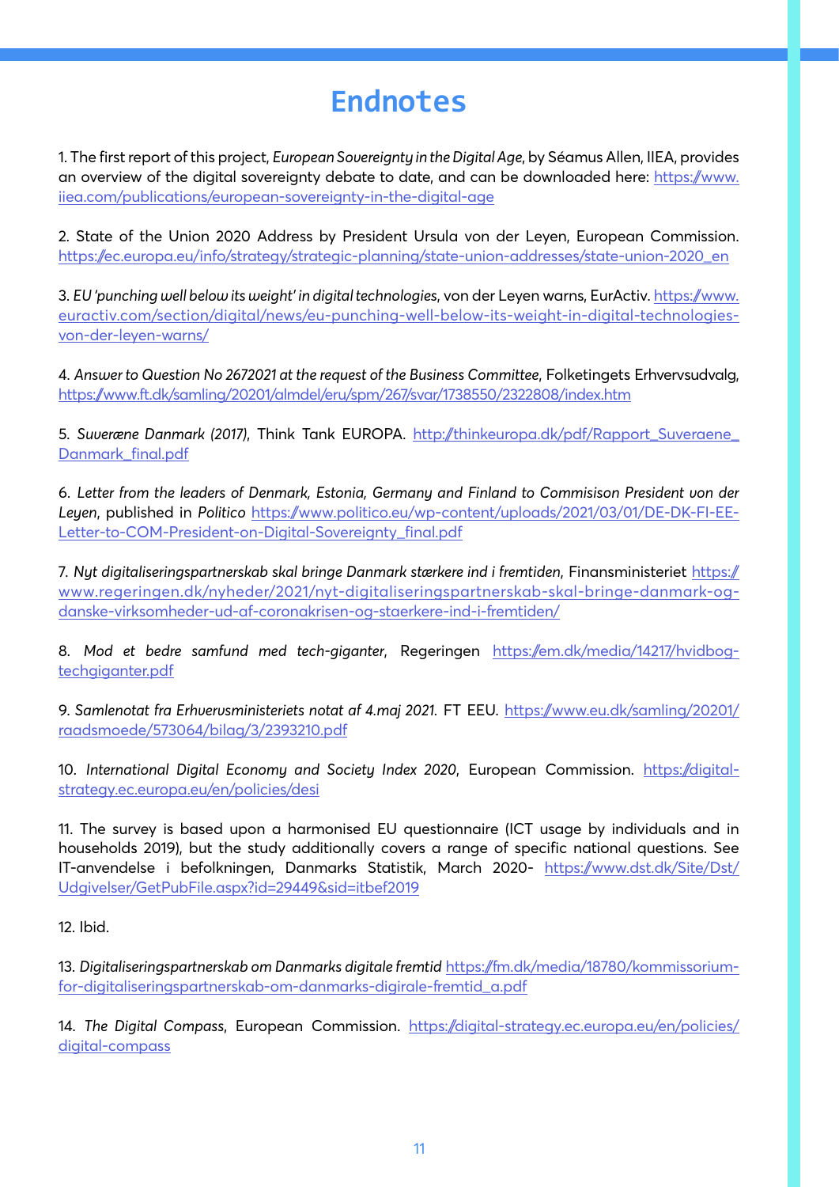# Endnotes

1. The first report of this project, *European Sovereignty in the Digital Age*, by Séamus Allen, IIEA, provides an overview of the digital sovereignty debate to date, and can be downloaded here: https://www.iiea.com/publications/european-sovereignty-in-the-digital-age

2. State of the Union 2020 Address by President Ursula von der Leyen, European Commission. https://ec.europa.eu/info/strategy/strategic-planning/state-union-addresses/state-union-2020_en

3. *EU 'punching well below its weight' in digital technologies*, von der Leyen warns, EurActiv. https://www.euractiv.com/section/digital/news/eu-punching-well-below-its-weight-in-digital-technologies-von-der-leyen-warns/

4. *Answer to Question No 2672021 at the request of the Business Committee*, Folketingets Erhvervsudvalg, https://www.ft.dk/samling/20201/almdel/eru/spm/267/svar/1738550/2322808/index.htm

5. *Suveræne Danmark (2017)*, Think Tank EUROPA. http://thinkeuropa.dk/pdf/Rapport_Suveraene_Danmark_final.pdf

6. *Letter from the leaders of Denmark, Estonia, Germany and Finland to Commisison President von der Leyen*, published in *Politico* https://www.politico.eu/wp-content/uploads/2021/03/01/DE-DK-FI-EE-Letter-to-COM-President-on-Digital-Sovereignty_final.pdf

7. *Nyt digitaliseringspartnerskab skal bringe Danmark stærkere ind i fremtiden*, Finansministeriet https://www.regeringen.dk/nyheder/2021/nyt-digitaliseringspartnerskab-skal-bringe-danmark-og-danske-virksomheder-ud-af-coronakrisen-og-staerkere-ind-i-fremtiden/

8. *Mod et bedre samfund med tech-giganter*, Regeringen https://em.dk/media/14217/hvidbog-techgiganter.pdf

9. *Samlenotat fra Erhvervsministeriets notat af 4.maj 2021.* FT EEU. https://www.eu.dk/samling/20201/raadsmoede/573064/bilag/3/2393210.pdf

10. *International Digital Economy and Society Index 2020*, European Commission. https://digital-strategy.ec.europa.eu/en/policies/desi

11. The survey is based upon a harmonised EU questionnaire (ICT usage by individuals and in households 2019), but the study additionally covers a range of specific national questions. See IT-anvendelse i befolkningen, Danmarks Statistik, March 2020- https://www.dst.dk/Site/Dst/Udgivelser/GetPubFile.aspx?id=29449&sid=itbef2019

12. Ibid.

13. *Digitaliseringspartnerskab om Danmarks digitale fremtid* https://fm.dk/media/18780/kommissorium-for-digitaliseringspartnerskab-om-danmarks-digirale-fremtid_a.pdf

14. *The Digital Compass*, European Commission. https://digital-strategy.ec.europa.eu/en/policies/digital-compass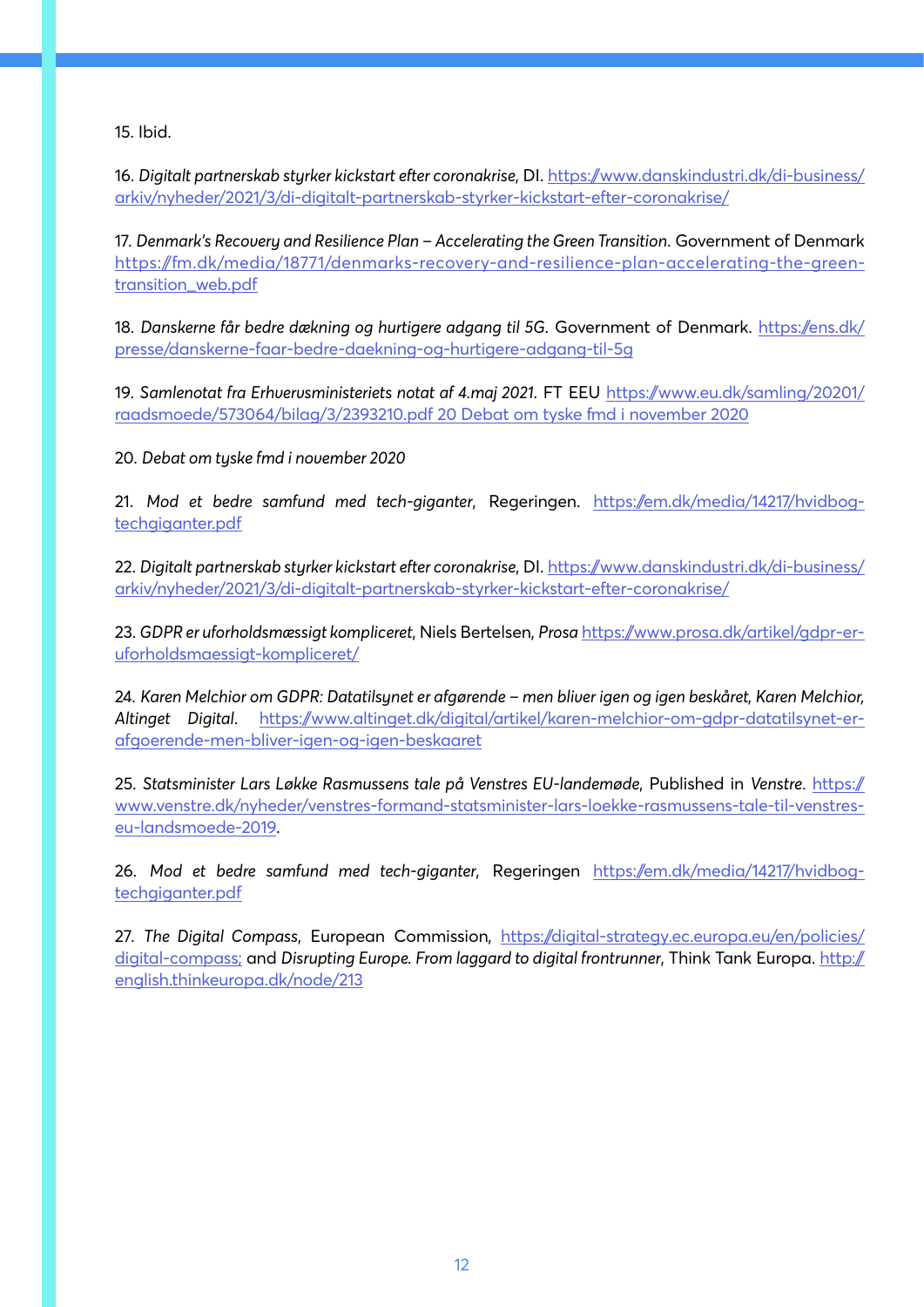15. Ibid.

16. *Digitalt partnerskab styrker kickstart efter coronakrise*, DI. https://www.danskindustri.dk/di-business/arkiv/nyheder/2021/3/di-digitalt-partnerskab-styrker-kickstart-efter-coronakrise/

17. *Denmark's Recovery and Resilience Plan – Accelerating the Green Transition*. Government of Denmark https://fm.dk/media/18771/denmarks-recovery-and-resilience-plan-accelerating-the-green-transition_web.pdf

18. *Danskerne får bedre dækning og hurtigere adgang til 5G*. Government of Denmark. https://ens.dk/presse/danskerne-faar-bedre-daekning-og-hurtigere-adgang-til-5g

19. *Samlenotat fra Erhvervsministeriets notat af 4.maj 2021*. FT EEU https://www.eu.dk/samling/20201/raadsmoede/573064/bilag/3/2393210.pdf 20 Debat om tyske fmd i november 2020

20. *Debat om tyske fmd i november 2020*

21. *Mod et bedre samfund med tech-giganter*, Regeringen. https://em.dk/media/14217/hvidbog-techgiganter.pdf

22. *Digitalt partnerskab styrker kickstart efter coronakrise*, DI. https://www.danskindustri.dk/di-business/arkiv/nyheder/2021/3/di-digitalt-partnerskab-styrker-kickstart-efter-coronakrise/

23. *GDPR er uforholdsmæssigt kompliceret*, Niels Bertelsen, *Prosa* https://www.prosa.dk/artikel/gdpr-er-uforholdsmaessigt-kompliceret/

24. *Karen Melchior om GDPR: Datatilsynet er afgørende – men bliver igen og igen beskåret, Karen Melchior, Altinget Digital*. https://www.altinget.dk/digital/artikel/karen-melchior-om-gdpr-datatilsynet-er-afgoerende-men-bliver-igen-og-igen-beskaaret

25. *Statsminister Lars Løkke Rasmussens tale på Venstres EU-landemøde*, Published in *Venstre*. https://www.venstre.dk/nyheder/venstres-formand-statsminister-lars-loekke-rasmussens-tale-til-venstres-eu-landsmoede-2019.

26. *Mod et bedre samfund med tech-giganter*, Regeringen https://em.dk/media/14217/hvidbog-techgiganter.pdf

27. *The Digital Compass*, European Commission, https://digital-strategy.ec.europa.eu/en/policies/digital-compass; and *Disrupting Europe. From laggard to digital frontrunner*, Think Tank Europa. http://english.thinkeuropa.dk/node/213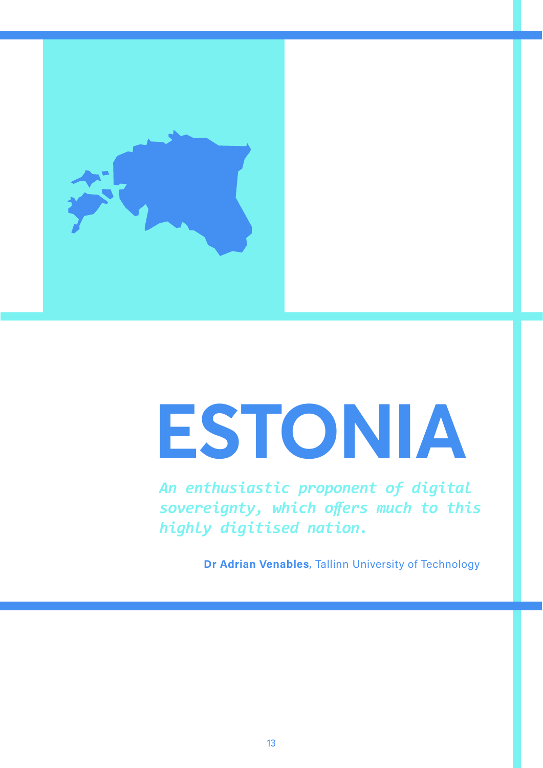# ESTONIA

*An enthusiastic proponent of digital sovereignty, which offers much to this highly digitised nation.*

**Dr Adrian Venables**, Tallinn University of Technology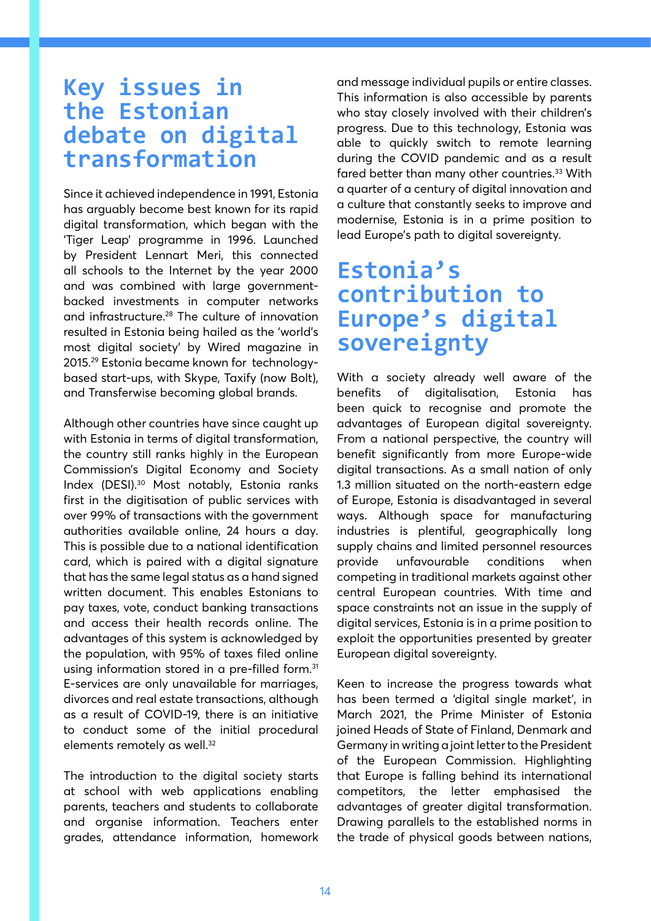## Key issues in the Estonian debate on digital transformation

Since it achieved independence in 1991, Estonia has arguably become best known for its rapid digital transformation, which began with the 'Tiger Leap' programme in 1996. Launched by President Lennart Meri, this connected all schools to the Internet by the year 2000 and was combined with large government-backed investments in computer networks and infrastructure.[28] The culture of innovation resulted in Estonia being hailed as the 'world's most digital society' by Wired magazine in 2015.[29] Estonia became known for technology-based start-ups, with Skype, Taxify (now Bolt), and Transferwise becoming global brands.

Although other countries have since caught up with Estonia in terms of digital transformation, the country still ranks highly in the European Commission's Digital Economy and Society Index (DESI).[30] Most notably, Estonia ranks first in the digitisation of public services with over 99% of transactions with the government authorities available online, 24 hours a day. This is possible due to a national identification card, which is paired with a digital signature that has the same legal status as a hand signed written document. This enables Estonians to pay taxes, vote, conduct banking transactions and access their health records online. The advantages of this system is acknowledged by the population, with 95% of taxes filed online using information stored in a pre-filled form.[31] E-services are only unavailable for marriages, divorces and real estate transactions, although as a result of COVID-19, there is an initiative to conduct some of the initial procedural elements remotely as well.[32]

The introduction to the digital society starts at school with web applications enabling parents, teachers and students to collaborate and organise information. Teachers enter grades, attendance information, homework and message individual pupils or entire classes. This information is also accessible by parents who stay closely involved with their children's progress. Due to this technology, Estonia was able to quickly switch to remote learning during the COVID pandemic and as a result fared better than many other countries.[33] With a quarter of a century of digital innovation and a culture that constantly seeks to improve and modernise, Estonia is in a prime position to lead Europe's path to digital sovereignty.

## Estonia's contribution to Europe's digital sovereignty

With a society already well aware of the benefits of digitalisation, Estonia has been quick to recognise and promote the advantages of European digital sovereignty. From a national perspective, the country will benefit significantly from more Europe-wide digital transactions. As a small nation of only 1.3 million situated on the north-eastern edge of Europe, Estonia is disadvantaged in several ways. Although space for manufacturing industries is plentiful, geographically long supply chains and limited personnel resources provide unfavourable conditions when competing in traditional markets against other central European countries. With time and space constraints not an issue in the supply of digital services, Estonia is in a prime position to exploit the opportunities presented by greater European digital sovereignty.

Keen to increase the progress towards what has been termed a 'digital single market', in March 2021, the Prime Minister of Estonia joined Heads of State of Finland, Denmark and Germany in writing a joint letter to the President of the European Commission. Highlighting that Europe is falling behind its international competitors, the letter emphasised the advantages of greater digital transformation. Drawing parallels to the established norms in the trade of physical goods between nations,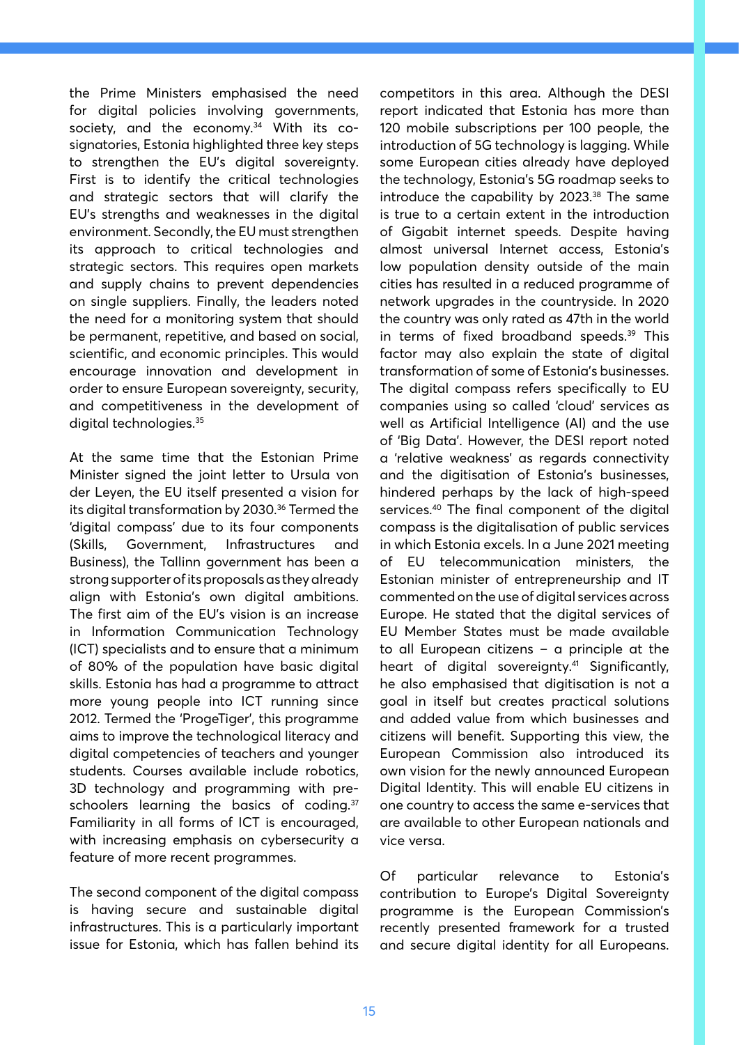the Prime Ministers emphasised the need for digital policies involving governments, society, and the economy.[34] With its co-signatories, Estonia highlighted three key steps to strengthen the EU's digital sovereignty. First is to identify the critical technologies and strategic sectors that will clarify the EU's strengths and weaknesses in the digital environment. Secondly, the EU must strengthen its approach to critical technologies and strategic sectors. This requires open markets and supply chains to prevent dependencies on single suppliers. Finally, the leaders noted the need for a monitoring system that should be permanent, repetitive, and based on social, scientific, and economic principles. This would encourage innovation and development in order to ensure European sovereignty, security, and competitiveness in the development of digital technologies.[35]

At the same time that the Estonian Prime Minister signed the joint letter to Ursula von der Leyen, the EU itself presented a vision for its digital transformation by 2030.[36] Termed the 'digital compass' due to its four components (Skills, Government, Infrastructures and Business), the Tallinn government has been a strong supporter of its proposals as they already align with Estonia's own digital ambitions. The first aim of the EU's vision is an increase in Information Communication Technology (ICT) specialists and to ensure that a minimum of 80% of the population have basic digital skills. Estonia has had a programme to attract more young people into ICT running since 2012. Termed the 'ProgeTiger', this programme aims to improve the technological literacy and digital competencies of teachers and younger students. Courses available include robotics, 3D technology and programming with pre-schoolers learning the basics of coding.[37] Familiarity in all forms of ICT is encouraged, with increasing emphasis on cybersecurity a feature of more recent programmes.

The second component of the digital compass is having secure and sustainable digital infrastructures. This is a particularly important issue for Estonia, which has fallen behind its competitors in this area. Although the DESI report indicated that Estonia has more than 120 mobile subscriptions per 100 people, the introduction of 5G technology is lagging. While some European cities already have deployed the technology, Estonia's 5G roadmap seeks to introduce the capability by 2023.[38] The same is true to a certain extent in the introduction of Gigabit internet speeds. Despite having almost universal Internet access, Estonia's low population density outside of the main cities has resulted in a reduced programme of network upgrades in the countryside. In 2020 the country was only rated as 47th in the world in terms of fixed broadband speeds.[39] This factor may also explain the state of digital transformation of some of Estonia's businesses. The digital compass refers specifically to EU companies using so called 'cloud' services as well as Artificial Intelligence (AI) and the use of 'Big Data'. However, the DESI report noted a 'relative weakness' as regards connectivity and the digitisation of Estonia's businesses, hindered perhaps by the lack of high-speed services.[40] The final component of the digital compass is the digitalisation of public services in which Estonia excels. In a June 2021 meeting of EU telecommunication ministers, the Estonian minister of entrepreneurship and IT commented on the use of digital services across Europe. He stated that the digital services of EU Member States must be made available to all European citizens – a principle at the heart of digital sovereignty.[41] Significantly, he also emphasised that digitisation is not a goal in itself but creates practical solutions and added value from which businesses and citizens will benefit. Supporting this view, the European Commission also introduced its own vision for the newly announced European Digital Identity. This will enable EU citizens in one country to access the same e-services that are available to other European nationals and vice versa.

Of particular relevance to Estonia's contribution to Europe's Digital Sovereignty programme is the European Commission's recently presented framework for a trusted and secure digital identity for all Europeans.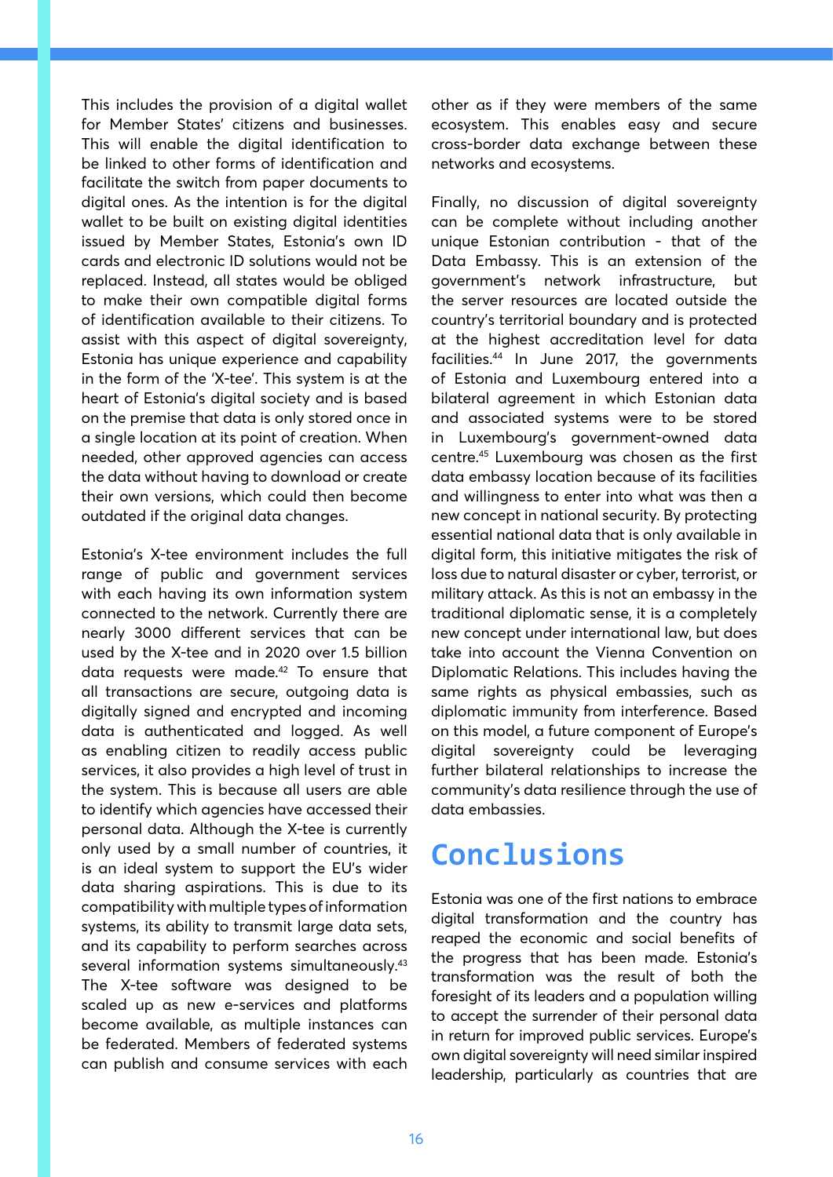This includes the provision of a digital wallet for Member States' citizens and businesses. This will enable the digital identification to be linked to other forms of identification and facilitate the switch from paper documents to digital ones. As the intention is for the digital wallet to be built on existing digital identities issued by Member States, Estonia's own ID cards and electronic ID solutions would not be replaced. Instead, all states would be obliged to make their own compatible digital forms of identification available to their citizens. To assist with this aspect of digital sovereignty, Estonia has unique experience and capability in the form of the 'X-tee'. This system is at the heart of Estonia's digital society and is based on the premise that data is only stored once in a single location at its point of creation. When needed, other approved agencies can access the data without having to download or create their own versions, which could then become outdated if the original data changes.

Estonia's X-tee environment includes the full range of public and government services with each having its own information system connected to the network. Currently there are nearly 3000 different services that can be used by the X-tee and in 2020 over 1.5 billion data requests were made.[42] To ensure that all transactions are secure, outgoing data is digitally signed and encrypted and incoming data is authenticated and logged. As well as enabling citizen to readily access public services, it also provides a high level of trust in the system. This is because all users are able to identify which agencies have accessed their personal data. Although the X-tee is currently only used by a small number of countries, it is an ideal system to support the EU's wider data sharing aspirations. This is due to its compatibility with multiple types of information systems, its ability to transmit large data sets, and its capability to perform searches across several information systems simultaneously.[43] The X-tee software was designed to be scaled up as new e-services and platforms become available, as multiple instances can be federated. Members of federated systems can publish and consume services with each other as if they were members of the same ecosystem. This enables easy and secure cross-border data exchange between these networks and ecosystems.

Finally, no discussion of digital sovereignty can be complete without including another unique Estonian contribution - that of the Data Embassy. This is an extension of the government's network infrastructure, but the server resources are located outside the country's territorial boundary and is protected at the highest accreditation level for data facilities.[44] In June 2017, the governments of Estonia and Luxembourg entered into a bilateral agreement in which Estonian data and associated systems were to be stored in Luxembourg's government-owned data centre.[45] Luxembourg was chosen as the first data embassy location because of its facilities and willingness to enter into what was then a new concept in national security. By protecting essential national data that is only available in digital form, this initiative mitigates the risk of loss due to natural disaster or cyber, terrorist, or military attack. As this is not an embassy in the traditional diplomatic sense, it is a completely new concept under international law, but does take into account the Vienna Convention on Diplomatic Relations. This includes having the same rights as physical embassies, such as diplomatic immunity from interference. Based on this model, a future component of Europe's digital sovereignty could be leveraging further bilateral relationships to increase the community's data resilience through the use of data embassies.

## Conclusions

Estonia was one of the first nations to embrace digital transformation and the country has reaped the economic and social benefits of the progress that has been made. Estonia's transformation was the result of both the foresight of its leaders and a population willing to accept the surrender of their personal data in return for improved public services. Europe's own digital sovereignty will need similar inspired leadership, particularly as countries that are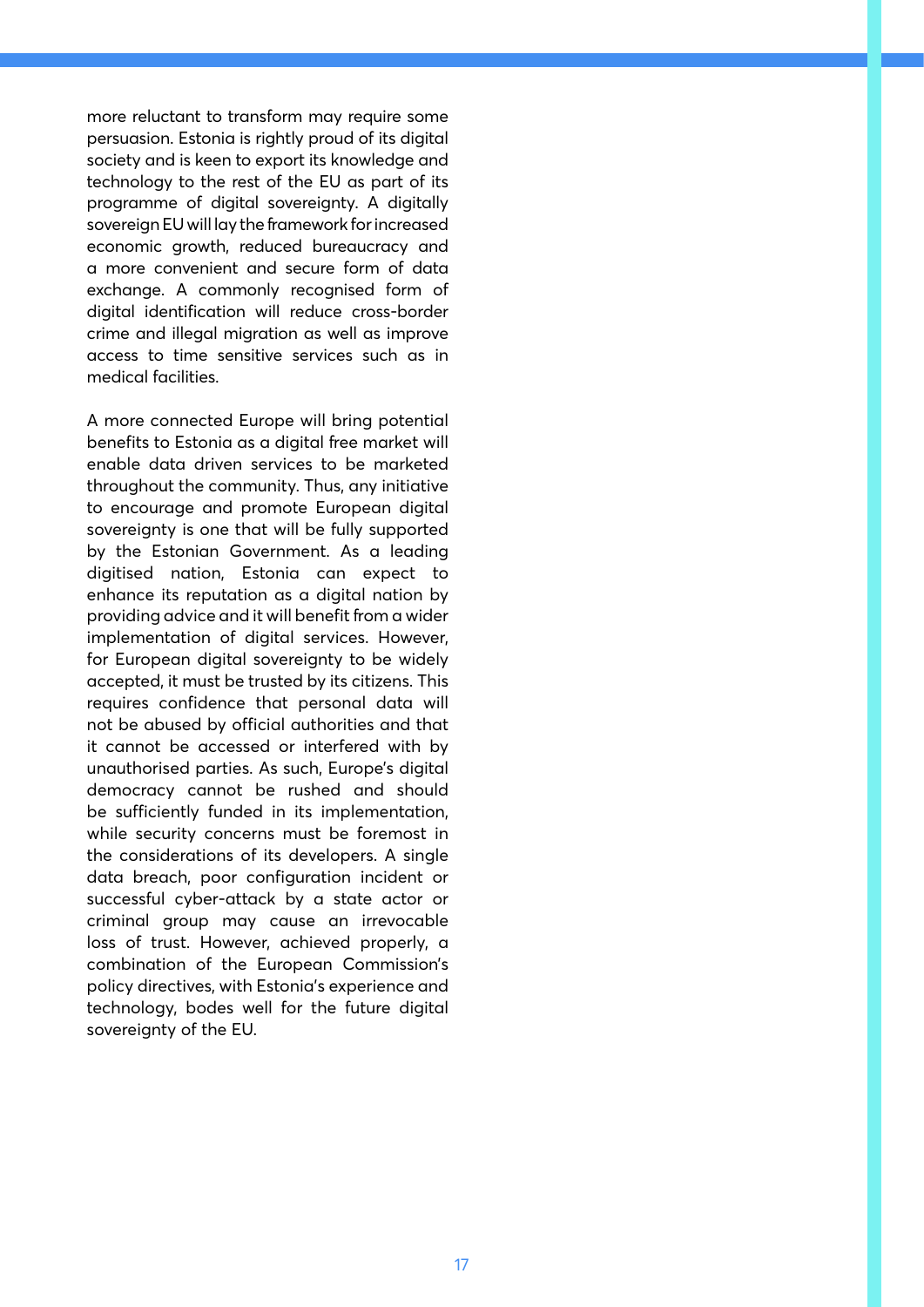more reluctant to transform may require some persuasion. Estonia is rightly proud of its digital society and is keen to export its knowledge and technology to the rest of the EU as part of its programme of digital sovereignty. A digitally sovereign EU will lay the framework for increased economic growth, reduced bureaucracy and a more convenient and secure form of data exchange. A commonly recognised form of digital identification will reduce cross-border crime and illegal migration as well as improve access to time sensitive services such as in medical facilities.

A more connected Europe will bring potential benefits to Estonia as a digital free market will enable data driven services to be marketed throughout the community. Thus, any initiative to encourage and promote European digital sovereignty is one that will be fully supported by the Estonian Government. As a leading digitised nation, Estonia can expect to enhance its reputation as a digital nation by providing advice and it will benefit from a wider implementation of digital services. However, for European digital sovereignty to be widely accepted, it must be trusted by its citizens. This requires confidence that personal data will not be abused by official authorities and that it cannot be accessed or interfered with by unauthorised parties. As such, Europe's digital democracy cannot be rushed and should be sufficiently funded in its implementation, while security concerns must be foremost in the considerations of its developers. A single data breach, poor configuration incident or successful cyber-attack by a state actor or criminal group may cause an irrevocable loss of trust. However, achieved properly, a combination of the European Commission's policy directives, with Estonia's experience and technology, bodes well for the future digital sovereignty of the EU.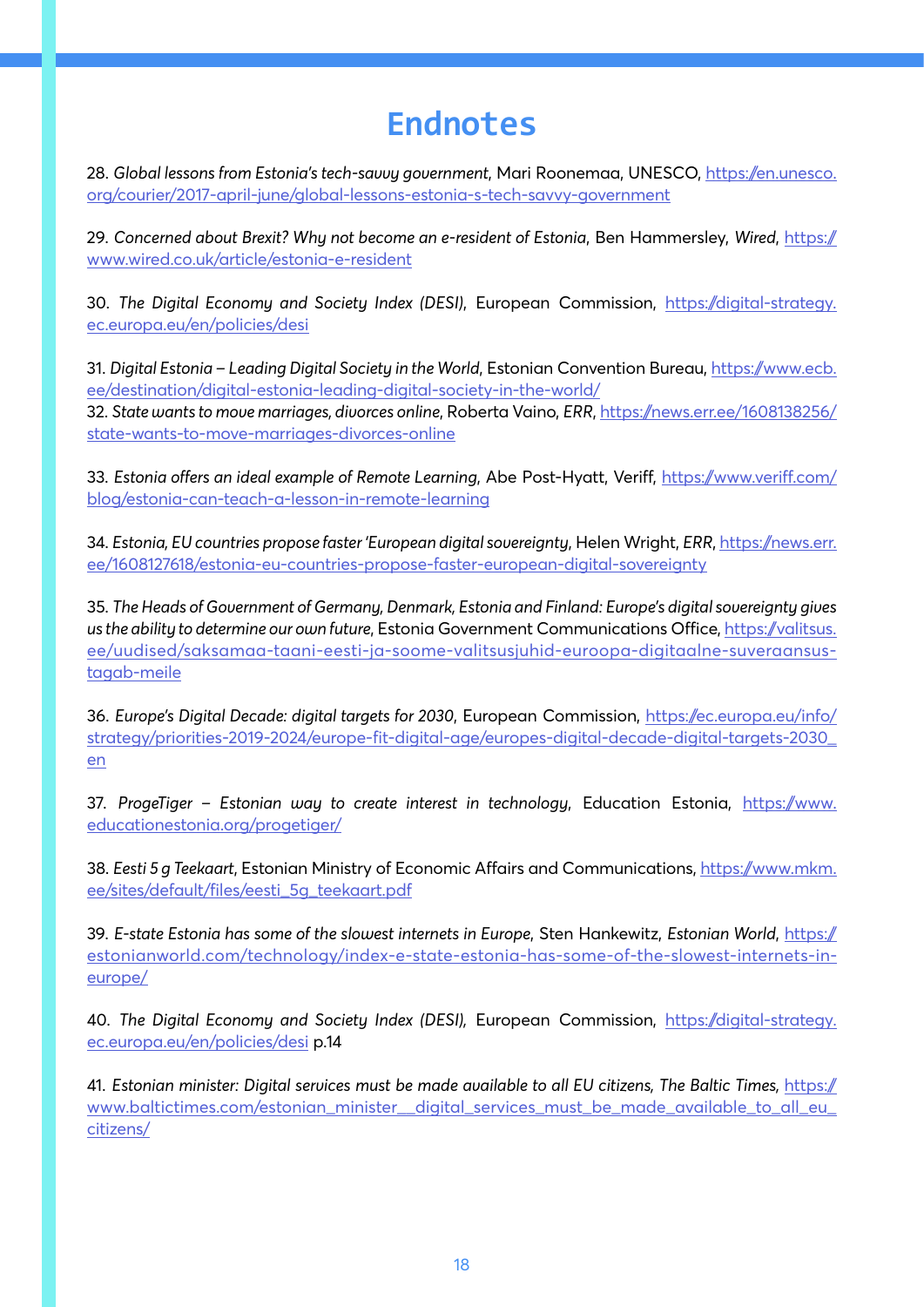# Endnotes

28. *Global lessons from Estonia's tech-savvy government*, Mari Roonemaa, UNESCO, https://en.unesco.org/courier/2017-april-june/global-lessons-estonia-s-tech-savvy-government

29. *Concerned about Brexit? Why not become an e-resident of Estonia*, Ben Hammersley, *Wired*, https://www.wired.co.uk/article/estonia-e-resident

30. *The Digital Economy and Society Index (DESI)*, European Commission, https://digital-strategy.ec.europa.eu/en/policies/desi

31. *Digital Estonia – Leading Digital Society in the World*, Estonian Convention Bureau, https://www.ecb.ee/destination/digital-estonia-leading-digital-society-in-the-world/

32. *State wants to move marriages, divorces online*, Roberta Vaino, *ERR*, https://news.err.ee/1608138256/state-wants-to-move-marriages-divorces-online

33. *Estonia offers an ideal example of Remote Learning*, Abe Post-Hyatt, Veriff, https://www.veriff.com/blog/estonia-can-teach-a-lesson-in-remote-learning

34. *Estonia, EU countries propose faster 'European digital sovereignty*, Helen Wright, *ERR*, https://news.err.ee/1608127618/estonia-eu-countries-propose-faster-european-digital-sovereignty

35. *The Heads of Government of Germany, Denmark, Estonia and Finland: Europe's digital sovereignty gives us the ability to determine our own future*, Estonia Government Communications Office, https://valitsus.ee/uudised/saksamaa-taani-eesti-ja-soome-valitsusjuhid-euroopa-digitaalne-suveraansus-tagab-meile

36. *Europe's Digital Decade: digital targets for 2030*, European Commission, https://ec.europa.eu/info/strategy/priorities-2019-2024/europe-fit-digital-age/europes-digital-decade-digital-targets-2030_en

37. *ProgeTiger – Estonian way to create interest in technology*, Education Estonia, https://www.educationestonia.org/progetiger/

38. *Eesti 5 g Teekaart*, Estonian Ministry of Economic Affairs and Communications, https://www.mkm.ee/sites/default/files/eesti_5g_teekaart.pdf

39. *E-state Estonia has some of the slowest internets in Europe*, Sten Hankewitz, *Estonian World*, https://estonianworld.com/technology/index-e-state-estonia-has-some-of-the-slowest-internets-in-europe/

40. *The Digital Economy and Society Index (DESI)*, European Commission, https://digital-strategy.ec.europa.eu/en/policies/desi p.14

41. *Estonian minister: Digital services must be made available to all EU citizens, The Baltic Times*, https://www.baltictimes.com/estonian_minister__digital_services_must_be_made_available_to_all_eu_citizens/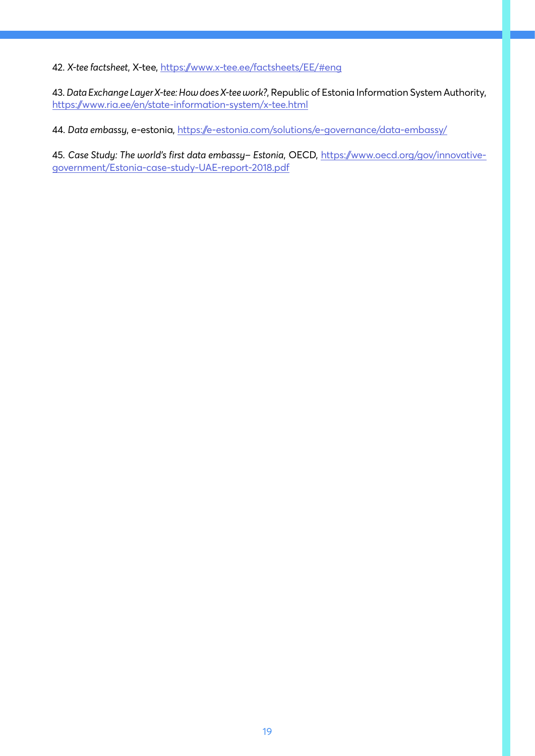42. *X-tee factsheet*, X-tee, https://www.x-tee.ee/factsheets/EE/#eng

43. *Data Exchange Layer X-tee: How does X-tee work?*, Republic of Estonia Information System Authority, https://www.ria.ee/en/state-information-system/x-tee.html

44. *Data embassy*, e-estonia, https://e-estonia.com/solutions/e-governance/data-embassy/

45. *Case Study: The world's first data embassy– Estonia*, OECD, https://www.oecd.org/gov/innovative-government/Estonia-case-study-UAE-report-2018.pdf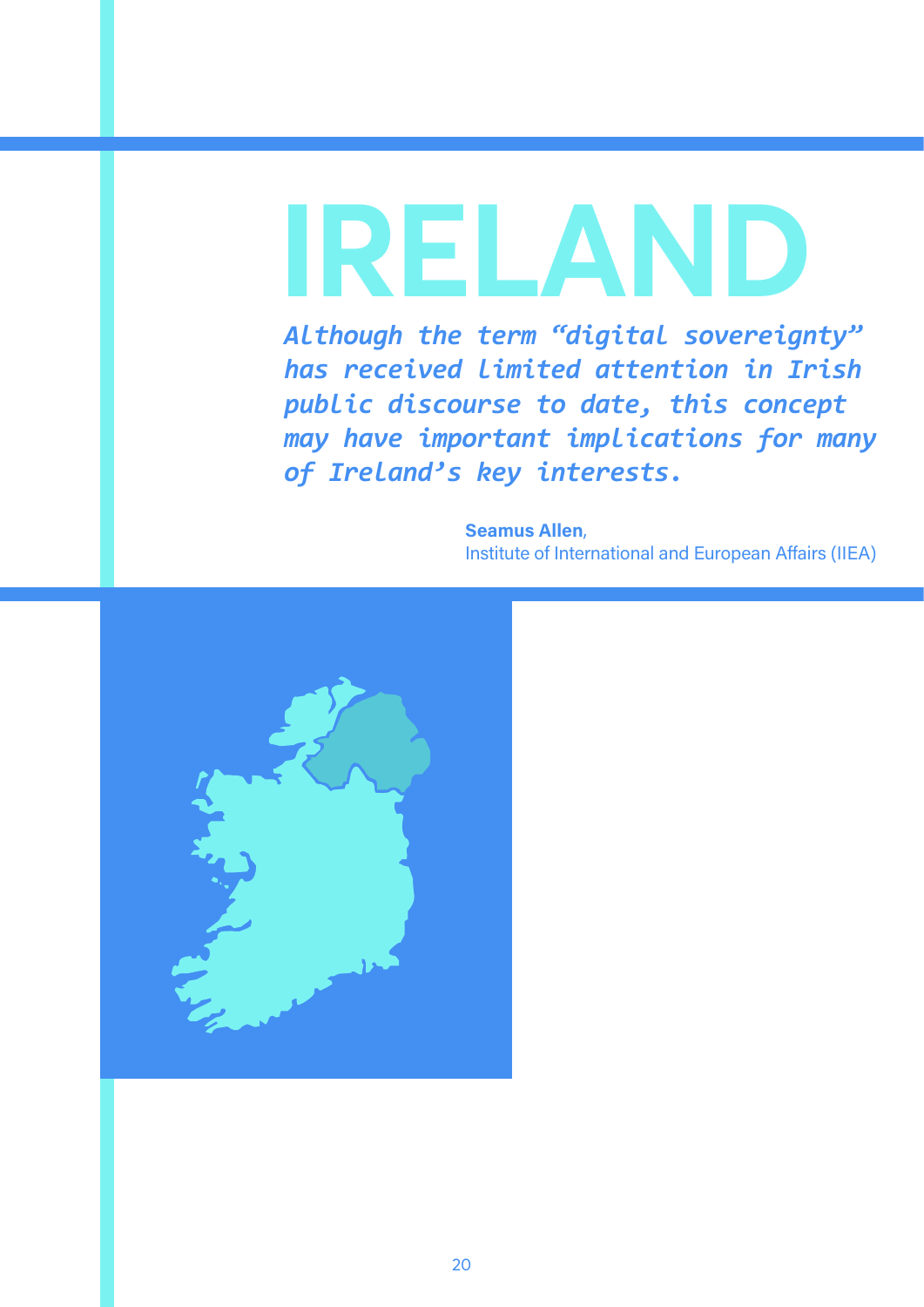# IRELAND

***Although the term "digital sovereignty" has received limited attention in Irish public discourse to date, this concept may have important implications for many of Ireland's key interests.***

**Seamus Allen**,
Institute of International and European Affairs (IIEA)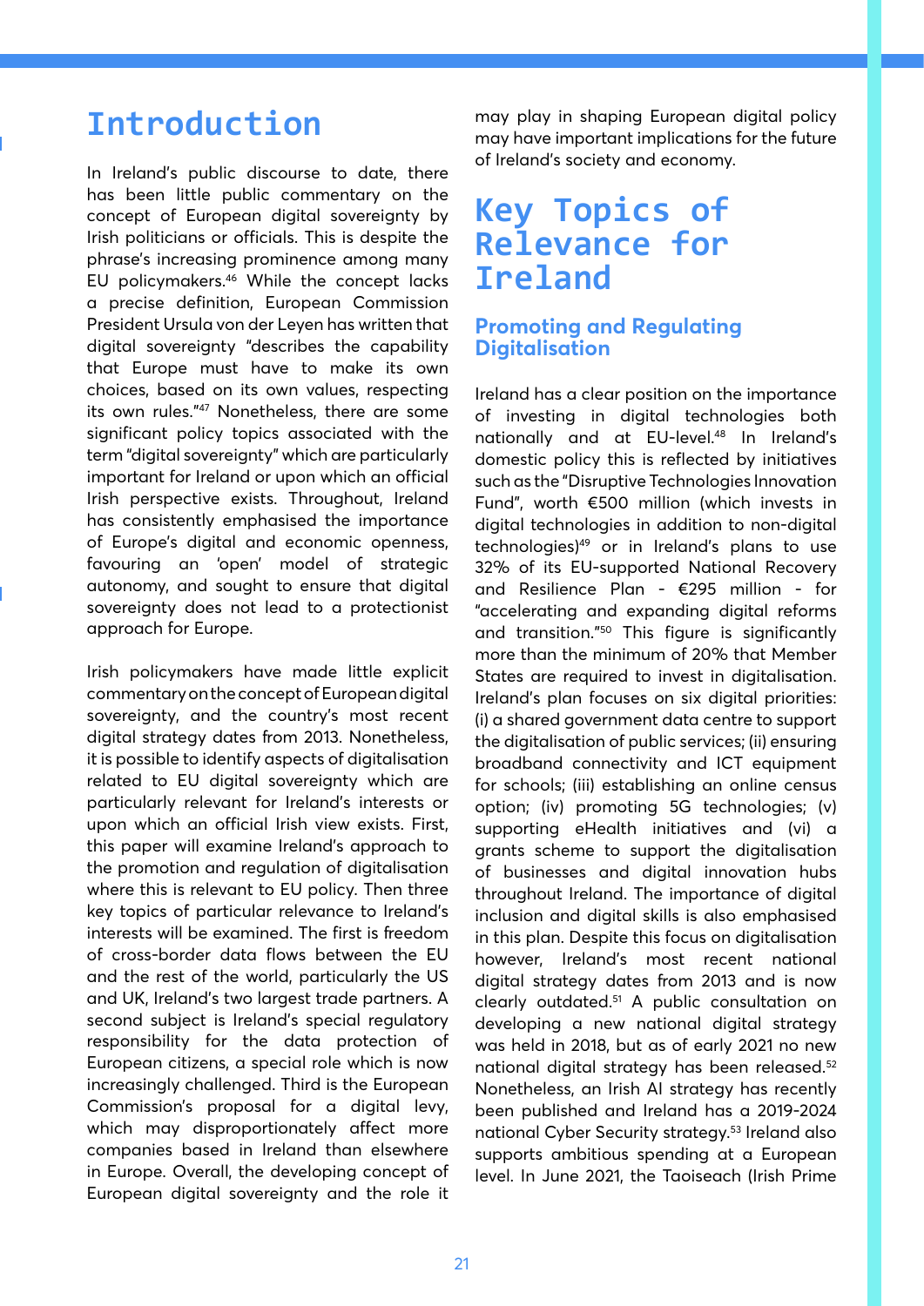# Introduction

In Ireland's public discourse to date, there has been little public commentary on the concept of European digital sovereignty by Irish politicians or officials. This is despite the phrase's increasing prominence among many EU policymakers.[46] While the concept lacks a precise definition, European Commission President Ursula von der Leyen has written that digital sovereignty "describes the capability that Europe must have to make its own choices, based on its own values, respecting its own rules."[47] Nonetheless, there are some significant policy topics associated with the term "digital sovereignty" which are particularly important for Ireland or upon which an official Irish perspective exists. Throughout, Ireland has consistently emphasised the importance of Europe's digital and economic openness, favouring an 'open' model of strategic autonomy, and sought to ensure that digital sovereignty does not lead to a protectionist approach for Europe.

Irish policymakers have made little explicit commentary on the concept of European digital sovereignty, and the country's most recent digital strategy dates from 2013. Nonetheless, it is possible to identify aspects of digitalisation related to EU digital sovereignty which are particularly relevant for Ireland's interests or upon which an official Irish view exists. First, this paper will examine Ireland's approach to the promotion and regulation of digitalisation where this is relevant to EU policy. Then three key topics of particular relevance to Ireland's interests will be examined. The first is freedom of cross-border data flows between the EU and the rest of the world, particularly the US and UK, Ireland's two largest trade partners. A second subject is Ireland's special regulatory responsibility for the data protection of European citizens, a special role which is now increasingly challenged. Third is the European Commission's proposal for a digital levy, which may disproportionately affect more companies based in Ireland than elsewhere in Europe. Overall, the developing concept of European digital sovereignty and the role it may play in shaping European digital policy may have important implications for the future of Ireland's society and economy.

# Key Topics of Relevance for Ireland

## Promoting and Regulating Digitalisation

Ireland has a clear position on the importance of investing in digital technologies both nationally and at EU-level.[48] In Ireland's domestic policy this is reflected by initiatives such as the "Disruptive Technologies Innovation Fund", worth €500 million (which invests in digital technologies in addition to non-digital technologies)[49] or in Ireland's plans to use 32% of its EU-supported National Recovery and Resilience Plan - €295 million - for "accelerating and expanding digital reforms and transition."[50] This figure is significantly more than the minimum of 20% that Member States are required to invest in digitalisation. Ireland's plan focuses on six digital priorities: (i) a shared government data centre to support the digitalisation of public services; (ii) ensuring broadband connectivity and ICT equipment for schools; (iii) establishing an online census option; (iv) promoting 5G technologies; (v) supporting eHealth initiatives and (vi) a grants scheme to support the digitalisation of businesses and digital innovation hubs throughout Ireland. The importance of digital inclusion and digital skills is also emphasised in this plan. Despite this focus on digitalisation however, Ireland's most recent national digital strategy dates from 2013 and is now clearly outdated.[51] A public consultation on developing a new national digital strategy was held in 2018, but as of early 2021 no new national digital strategy has been released.[52] Nonetheless, an Irish AI strategy has recently been published and Ireland has a 2019-2024 national Cyber Security strategy.[53] Ireland also supports ambitious spending at a European level. In June 2021, the Taoiseach (Irish Prime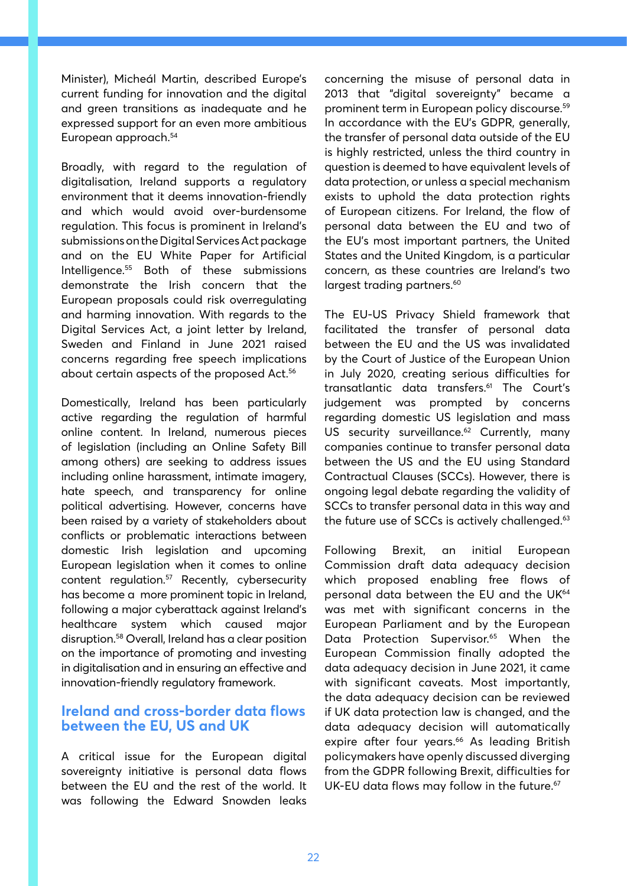Minister), Micheál Martin, described Europe's current funding for innovation and the digital and green transitions as inadequate and he expressed support for an even more ambitious European approach.[54]

Broadly, with regard to the regulation of digitalisation, Ireland supports a regulatory environment that it deems innovation-friendly and which would avoid over-burdensome regulation. This focus is prominent in Ireland's submissions on the Digital Services Act package and on the EU White Paper for Artificial Intelligence.[55] Both of these submissions demonstrate the Irish concern that the European proposals could risk overregulating and harming innovation. With regards to the Digital Services Act, a joint letter by Ireland, Sweden and Finland in June 2021 raised concerns regarding free speech implications about certain aspects of the proposed Act.[56]

Domestically, Ireland has been particularly active regarding the regulation of harmful online content. In Ireland, numerous pieces of legislation (including an Online Safety Bill among others) are seeking to address issues including online harassment, intimate imagery, hate speech, and transparency for online political advertising. However, concerns have been raised by a variety of stakeholders about conflicts or problematic interactions between domestic Irish legislation and upcoming European legislation when it comes to online content regulation.[57] Recently, cybersecurity has become a more prominent topic in Ireland, following a major cyberattack against Ireland's healthcare system which caused major disruption.[58] Overall, Ireland has a clear position on the importance of promoting and investing in digitalisation and in ensuring an effective and innovation-friendly regulatory framework.

## Ireland and cross-border data flows between the EU, US and UK

A critical issue for the European digital sovereignty initiative is personal data flows between the EU and the rest of the world. It was following the Edward Snowden leaks concerning the misuse of personal data in 2013 that "digital sovereignty" became a prominent term in European policy discourse.[59] In accordance with the EU's GDPR, generally, the transfer of personal data outside of the EU is highly restricted, unless the third country in question is deemed to have equivalent levels of data protection, or unless a special mechanism exists to uphold the data protection rights of European citizens. For Ireland, the flow of personal data between the EU and two of the EU's most important partners, the United States and the United Kingdom, is a particular concern, as these countries are Ireland's two largest trading partners.[60]

The EU-US Privacy Shield framework that facilitated the transfer of personal data between the EU and the US was invalidated by the Court of Justice of the European Union in July 2020, creating serious difficulties for transatlantic data transfers.[61] The Court's judgement was prompted by concerns regarding domestic US legislation and mass US security surveillance.[62] Currently, many companies continue to transfer personal data between the US and the EU using Standard Contractual Clauses (SCCs). However, there is ongoing legal debate regarding the validity of SCCs to transfer personal data in this way and the future use of SCCs is actively challenged.[63]

Following Brexit, an initial European Commission draft data adequacy decision which proposed enabling free flows of personal data between the EU and the UK[64] was met with significant concerns in the European Parliament and by the European Data Protection Supervisor.[65] When the European Commission finally adopted the data adequacy decision in June 2021, it came with significant caveats. Most importantly, the data adequacy decision can be reviewed if UK data protection law is changed, and the data adequacy decision will automatically expire after four years.[66] As leading British policymakers have openly discussed diverging from the GDPR following Brexit, difficulties for UK-EU data flows may follow in the future.[67]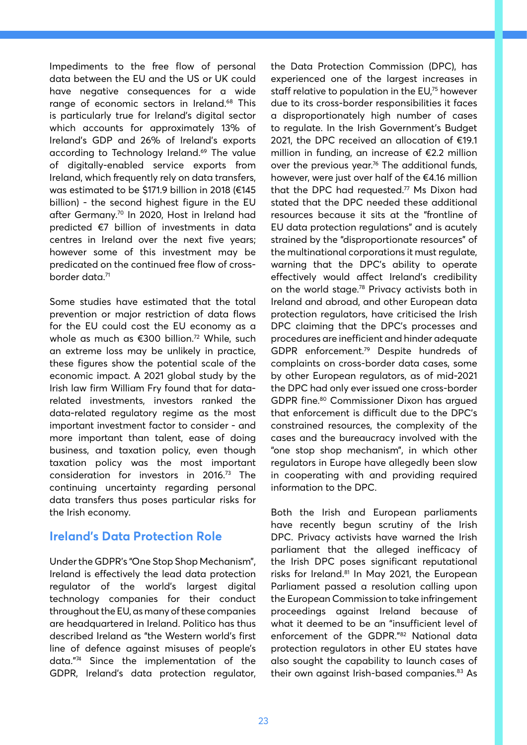Impediments to the free flow of personal data between the EU and the US or UK could have negative consequences for a wide range of economic sectors in Ireland.[68] This is particularly true for Ireland's digital sector which accounts for approximately 13% of Ireland's GDP and 26% of Ireland's exports according to Technology Ireland.[69] The value of digitally-enabled service exports from Ireland, which frequently rely on data transfers, was estimated to be $171.9 billion in 2018 (€145 billion) - the second highest figure in the EU after Germany.[70] In 2020, Host in Ireland had predicted €7 billion of investments in data centres in Ireland over the next five years; however some of this investment may be predicated on the continued free flow of cross-border data.[71]

Some studies have estimated that the total prevention or major restriction of data flows for the EU could cost the EU economy as a whole as much as €300 billion.[72] While, such an extreme loss may be unlikely in practice, these figures show the potential scale of the economic impact. A 2021 global study by the Irish law firm William Fry found that for data-related investments, investors ranked the data-related regulatory regime as the most important investment factor to consider - and more important than talent, ease of doing business, and taxation policy, even though taxation policy was the most important consideration for investors in 2016.[73] The continuing uncertainty regarding personal data transfers thus poses particular risks for the Irish economy.

## Ireland's Data Protection Role

Under the GDPR's "One Stop Shop Mechanism", Ireland is effectively the lead data protection regulator of the world's largest digital technology companies for their conduct throughout the EU, as many of these companies are headquartered in Ireland. Politico has thus described Ireland as "the Western world's first line of defence against misuses of people's data."[74] Since the implementation of the GDPR, Ireland's data protection regulator, the Data Protection Commission (DPC), has experienced one of the largest increases in staff relative to population in the EU,[75] however due to its cross-border responsibilities it faces a disproportionately high number of cases to regulate. In the Irish Government's Budget 2021, the DPC received an allocation of €19.1 million in funding, an increase of €2.2 million over the previous year.[76] The additional funds, however, were just over half of the €4.16 million that the DPC had requested.[77] Ms Dixon had stated that the DPC needed these additional resources because it sits at the "frontline of EU data protection regulations" and is acutely strained by the "disproportionate resources" of the multinational corporations it must regulate, warning that the DPC's ability to operate effectively would affect Ireland's credibility on the world stage.[78] Privacy activists both in Ireland and abroad, and other European data protection regulators, have criticised the Irish DPC claiming that the DPC's processes and procedures are inefficient and hinder adequate GDPR enforcement.[79] Despite hundreds of complaints on cross-border data cases, some by other European regulators, as of mid-2021 the DPC had only ever issued one cross-border GDPR fine.[80] Commissioner Dixon has argued that enforcement is difficult due to the DPC's constrained resources, the complexity of the cases and the bureaucracy involved with the "one stop shop mechanism", in which other regulators in Europe have allegedly been slow in cooperating with and providing required information to the DPC.

Both the Irish and European parliaments have recently begun scrutiny of the Irish DPC. Privacy activists have warned the Irish parliament that the alleged inefficacy of the Irish DPC poses significant reputational risks for Ireland.[81] In May 2021, the European Parliament passed a resolution calling upon the European Commission to take infringement proceedings against Ireland because of what it deemed to be an "insufficient level of enforcement of the GDPR."[82] National data protection regulators in other EU states have also sought the capability to launch cases of their own against Irish-based companies.[83] As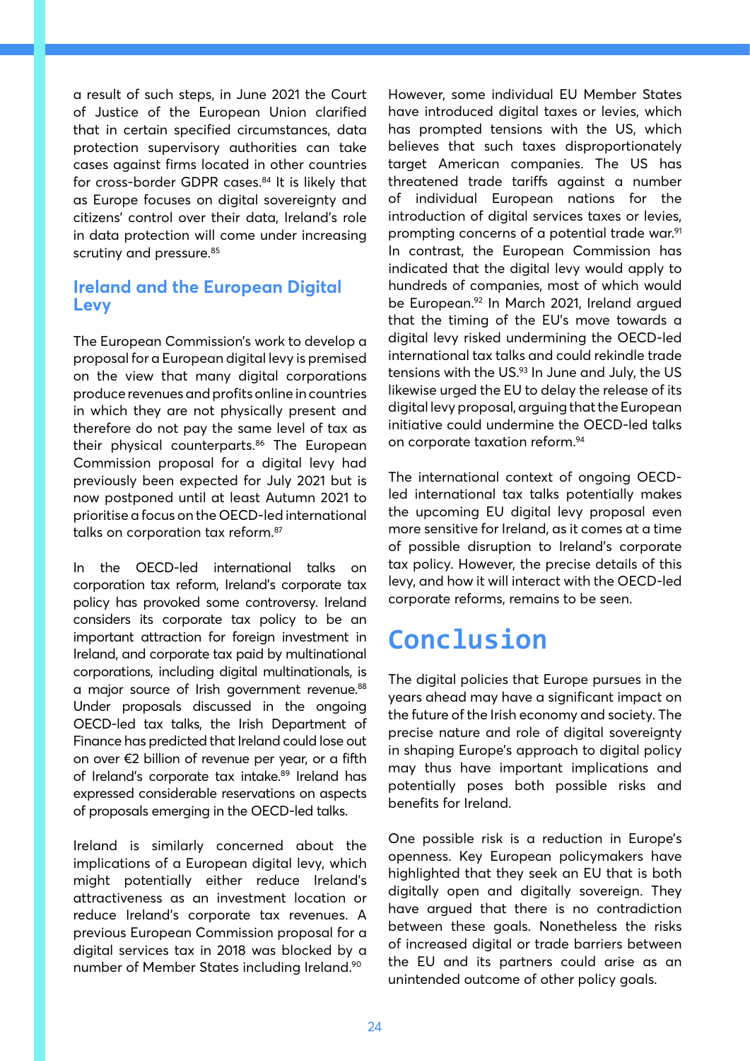a result of such steps, in June 2021 the Court of Justice of the European Union clarified that in certain specified circumstances, data protection supervisory authorities can take cases against firms located in other countries for cross-border GDPR cases.[84] It is likely that as Europe focuses on digital sovereignty and citizens' control over their data, Ireland's role in data protection will come under increasing scrutiny and pressure.[85]

## Ireland and the European Digital Levy

The European Commission's work to develop a proposal for a European digital levy is premised on the view that many digital corporations produce revenues and profits online in countries in which they are not physically present and therefore do not pay the same level of tax as their physical counterparts.[86] The European Commission proposal for a digital levy had previously been expected for July 2021 but is now postponed until at least Autumn 2021 to prioritise a focus on the OECD-led international talks on corporation tax reform.[87]

In the OECD-led international talks on corporation tax reform, Ireland's corporate tax policy has provoked some controversy. Ireland considers its corporate tax policy to be an important attraction for foreign investment in Ireland, and corporate tax paid by multinational corporations, including digital multinationals, is a major source of Irish government revenue.[88] Under proposals discussed in the ongoing OECD-led tax talks, the Irish Department of Finance has predicted that Ireland could lose out on over €2 billion of revenue per year, or a fifth of Ireland's corporate tax intake.[89] Ireland has expressed considerable reservations on aspects of proposals emerging in the OECD-led talks.

Ireland is similarly concerned about the implications of a European digital levy, which might potentially either reduce Ireland's attractiveness as an investment location or reduce Ireland's corporate tax revenues. A previous European Commission proposal for a digital services tax in 2018 was blocked by a number of Member States including Ireland.[90]

However, some individual EU Member States have introduced digital taxes or levies, which has prompted tensions with the US, which believes that such taxes disproportionately target American companies. The US has threatened trade tariffs against a number of individual European nations for the introduction of digital services taxes or levies, prompting concerns of a potential trade war.[91] In contrast, the European Commission has indicated that the digital levy would apply to hundreds of companies, most of which would be European.[92] In March 2021, Ireland argued that the timing of the EU's move towards a digital levy risked undermining the OECD-led international tax talks and could rekindle trade tensions with the US.[93] In June and July, the US likewise urged the EU to delay the release of its digital levy proposal, arguing that the European initiative could undermine the OECD-led talks on corporate taxation reform.[94]

The international context of ongoing OECD-led international tax talks potentially makes the upcoming EU digital levy proposal even more sensitive for Ireland, as it comes at a time of possible disruption to Ireland's corporate tax policy. However, the precise details of this levy, and how it will interact with the OECD-led corporate reforms, remains to be seen.

# Conclusion

The digital policies that Europe pursues in the years ahead may have a significant impact on the future of the Irish economy and society. The precise nature and role of digital sovereignty in shaping Europe's approach to digital policy may thus have important implications and potentially poses both possible risks and benefits for Ireland.

One possible risk is a reduction in Europe's openness. Key European policymakers have highlighted that they seek an EU that is both digitally open and digitally sovereign. They have argued that there is no contradiction between these goals. Nonetheless the risks of increased digital or trade barriers between the EU and its partners could arise as an unintended outcome of other policy goals.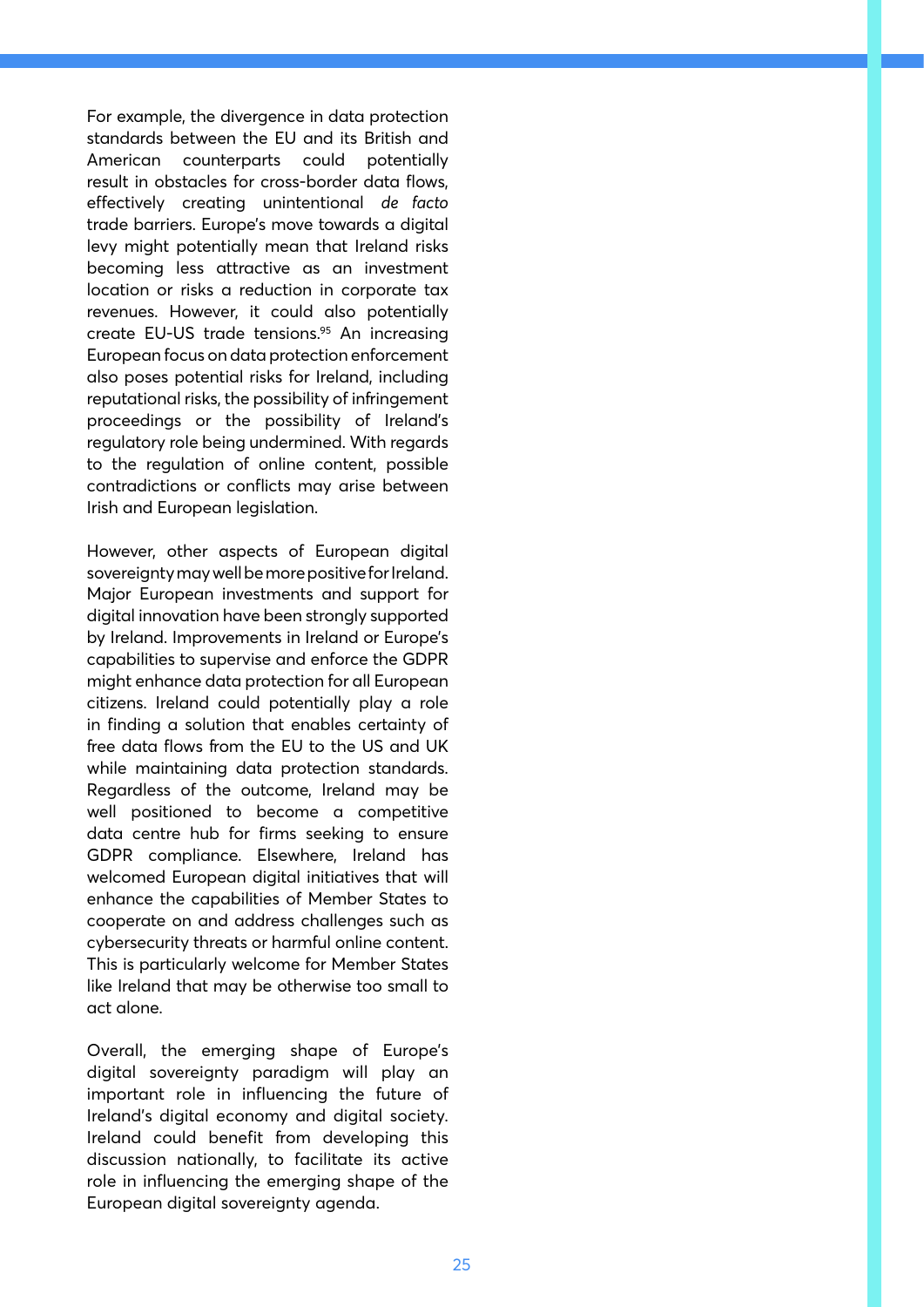For example, the divergence in data protection standards between the EU and its British and American counterparts could potentially result in obstacles for cross-border data flows, effectively creating unintentional *de facto* trade barriers. Europe's move towards a digital levy might potentially mean that Ireland risks becoming less attractive as an investment location or risks a reduction in corporate tax revenues. However, it could also potentially create EU-US trade tensions.[95] An increasing European focus on data protection enforcement also poses potential risks for Ireland, including reputational risks, the possibility of infringement proceedings or the possibility of Ireland's regulatory role being undermined. With regards to the regulation of online content, possible contradictions or conflicts may arise between Irish and European legislation.

However, other aspects of European digital sovereignty may well be more positive for Ireland. Major European investments and support for digital innovation have been strongly supported by Ireland. Improvements in Ireland or Europe's capabilities to supervise and enforce the GDPR might enhance data protection for all European citizens. Ireland could potentially play a role in finding a solution that enables certainty of free data flows from the EU to the US and UK while maintaining data protection standards. Regardless of the outcome, Ireland may be well positioned to become a competitive data centre hub for firms seeking to ensure GDPR compliance. Elsewhere, Ireland has welcomed European digital initiatives that will enhance the capabilities of Member States to cooperate on and address challenges such as cybersecurity threats or harmful online content. This is particularly welcome for Member States like Ireland that may be otherwise too small to act alone.

Overall, the emerging shape of Europe's digital sovereignty paradigm will play an important role in influencing the future of Ireland's digital economy and digital society. Ireland could benefit from developing this discussion nationally, to facilitate its active role in influencing the emerging shape of the European digital sovereignty agenda.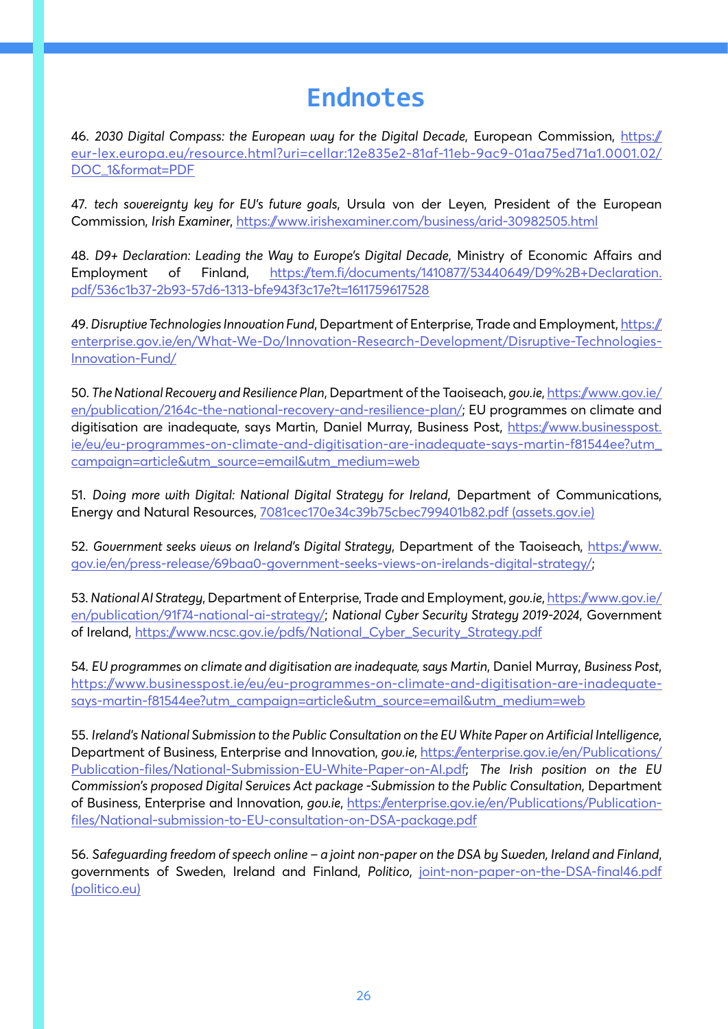# Endnotes

46. *2030 Digital Compass: the European way for the Digital Decade*, European Commission, https://eur-lex.europa.eu/resource.html?uri=cellar:12e835e2-81af-11eb-9ac9-01aa75ed71a1.0001.02/DOC_1&format=PDF

47. *tech sovereignty key for EU's future goals*, Ursula von der Leyen, President of the European Commission, *Irish Examiner*, https://www.irishexaminer.com/business/arid-30982505.html

48. *D9+ Declaration: Leading the Way to Europe's Digital Decade*, Ministry of Economic Affairs and Employment of Finland, https://tem.fi/documents/1410877/53440649/D9%2B+Declaration.pdf/536c1b37-2b93-57d6-1313-bfe943f3c17e?t=1611759617528

49. *Disruptive Technologies Innovation Fund*, Department of Enterprise, Trade and Employment, https://enterprise.gov.ie/en/What-We-Do/Innovation-Research-Development/Disruptive-Technologies-Innovation-Fund/

50. *The National Recovery and Resilience Plan*, Department of the Taoiseach, *gov.ie*, https://www.gov.ie/en/publication/2164c-the-national-recovery-and-resilience-plan/; EU programmes on climate and digitisation are inadequate, says Martin, Daniel Murray, Business Post, https://www.businesspost.ie/eu/eu-programmes-on-climate-and-digitisation-are-inadequate-says-martin-f81544ee?utm_campaign=article&utm_source=email&utm_medium=web

51. *Doing more with Digital: National Digital Strategy for Ireland*, Department of Communications, Energy and Natural Resources, 7081cec170e34c39b75cbec799401b82.pdf (assets.gov.ie)

52. *Government seeks views on Ireland's Digital Strategy*, Department of the Taoiseach, https://www.gov.ie/en/press-release/69baa0-government-seeks-views-on-irelands-digital-strategy/;

53. *National AI Strategy*, Department of Enterprise, Trade and Employment, *gov.ie*, https://www.gov.ie/en/publication/91f74-national-ai-strategy/; *National Cyber Security Strategy 2019-2024*, Government of Ireland, https://www.ncsc.gov.ie/pdfs/National_Cyber_Security_Strategy.pdf

54. *EU programmes on climate and digitisation are inadequate, says Martin*, Daniel Murray, *Business Post*, https://www.businesspost.ie/eu/eu-programmes-on-climate-and-digitisation-are-inadequate-says-martin-f81544ee?utm_campaign=article&utm_source=email&utm_medium=web

55. *Ireland's National Submission to the Public Consultation on the EU White Paper on Artificial Intelligence*, Department of Business, Enterprise and Innovation, *gov.ie*, https://enterprise.gov.ie/en/Publications/Publication-files/National-Submission-EU-White-Paper-on-AI.pdf; *The Irish position on the EU Commission's proposed Digital Services Act package -Submission to the Public Consultation*, Department of Business, Enterprise and Innovation, *gov.ie*, https://enterprise.gov.ie/en/Publications/Publication-files/National-submission-to-EU-consultation-on-DSA-package.pdf

56. *Safeguarding freedom of speech online – a joint non-paper on the DSA by Sweden, Ireland and Finland*, governments of Sweden, Ireland and Finland, *Politico*, joint-non-paper-on-the-DSA-final46.pdf (politico.eu)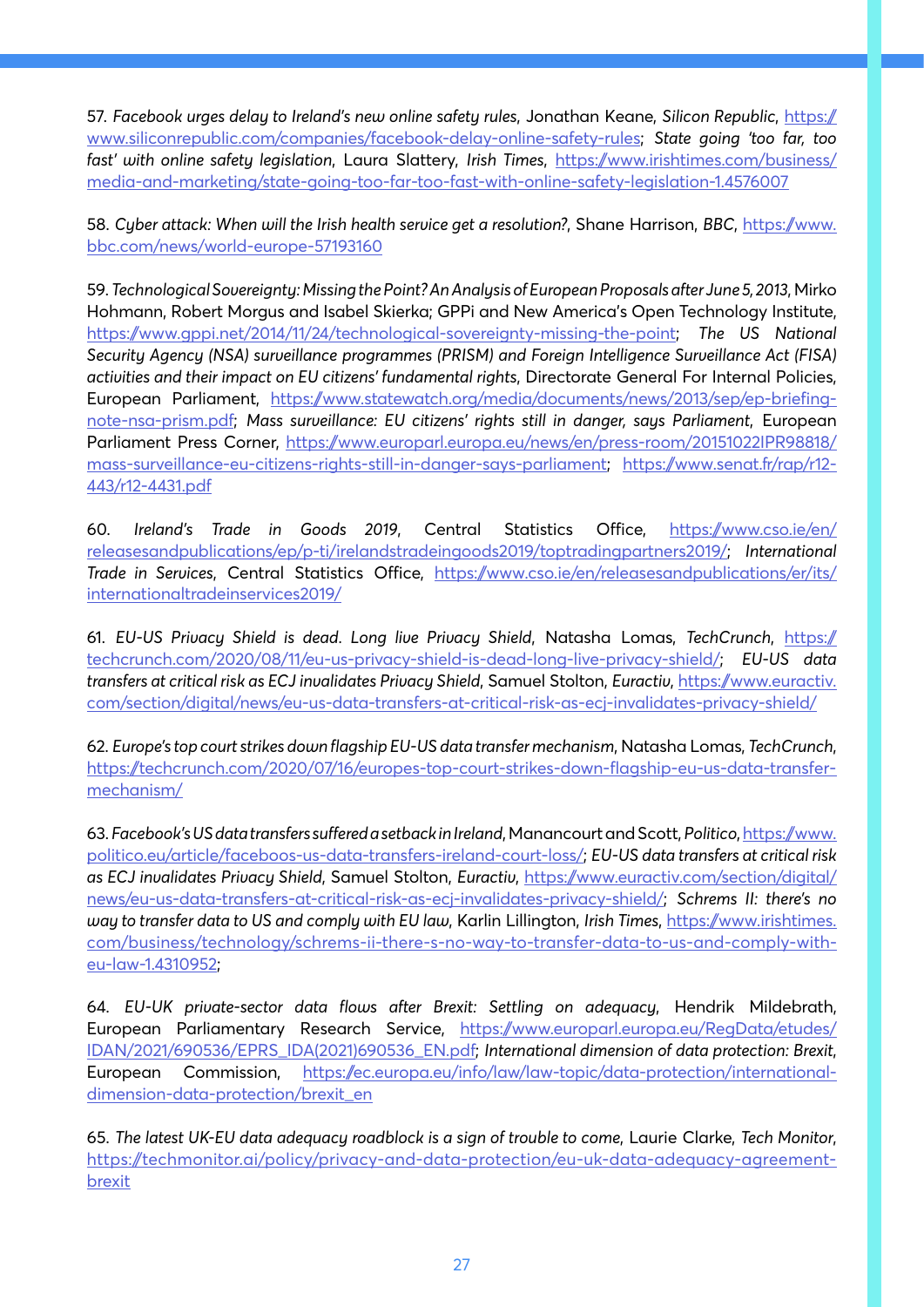57. *Facebook urges delay to Ireland's new online safety rules*, Jonathan Keane, *Silicon Republic*, https://www.siliconrepublic.com/companies/facebook-delay-online-safety-rules; *State going 'too far, too fast' with online safety legislation*, Laura Slattery, *Irish Times*, https://www.irishtimes.com/business/media-and-marketing/state-going-too-far-too-fast-with-online-safety-legislation-1.4576007

58. *Cyber attack: When will the Irish health service get a resolution?*, Shane Harrison, *BBC*, https://www.bbc.com/news/world-europe-57193160

59. *Technological Sovereignty: Missing the Point? An Analysis of European Proposals after June 5, 2013*, Mirko Hohmann, Robert Morgus and Isabel Skierka; GPPi and New America's Open Technology Institute, https://www.gppi.net/2014/11/24/technological-sovereignty-missing-the-point; *The US National Security Agency (NSA) surveillance programmes (PRISM) and Foreign Intelligence Surveillance Act (FISA) activities and their impact on EU citizens' fundamental rights*, Directorate General For Internal Policies, European Parliament, https://www.statewatch.org/media/documents/news/2013/sep/ep-briefing-note-nsa-prism.pdf; *Mass surveillance: EU citizens' rights still in danger, says Parliament*, European Parliament Press Corner, https://www.europarl.europa.eu/news/en/press-room/20151022IPR98818/mass-surveillance-eu-citizens-rights-still-in-danger-says-parliament; https://www.senat.fr/rap/r12-443/r12-4431.pdf

60. *Ireland's Trade in Goods 2019*, Central Statistics Office, https://www.cso.ie/en/releasesandpublications/ep/p-ti/irelandstradeingoods2019/toptradingpartners2019/; *International Trade in Services*, Central Statistics Office, https://www.cso.ie/en/releasesandpublications/er/its/internationaltradeinservices2019/

61. *EU-US Privacy Shield is dead. Long live Privacy Shield*, Natasha Lomas, *TechCrunch*, https://techcrunch.com/2020/08/11/eu-us-privacy-shield-is-dead-long-live-privacy-shield/; *EU-US data transfers at critical risk as ECJ invalidates Privacy Shield*, Samuel Stolton, *Euractiv*, https://www.euractiv.com/section/digital/news/eu-us-data-transfers-at-critical-risk-as-ecj-invalidates-privacy-shield/

62. *Europe's top court strikes down flagship EU-US data transfer mechanism*, Natasha Lomas, *TechCrunch*, https://techcrunch.com/2020/07/16/europes-top-court-strikes-down-flagship-eu-us-data-transfer-mechanism/

63. *Facebook's US data transfers suffered a setback in Ireland*, Manancourt and Scott, *Politico*, https://www.politico.eu/article/faceboos-us-data-transfers-ireland-court-loss/; *EU-US data transfers at critical risk as ECJ invalidates Privacy Shield*, Samuel Stolton, *Euractiv*, https://www.euractiv.com/section/digital/news/eu-us-data-transfers-at-critical-risk-as-ecj-invalidates-privacy-shield/; *Schrems II: there's no way to transfer data to US and comply with EU law*, Karlin Lillington, *Irish Times*, https://www.irishtimes.com/business/technology/schrems-ii-there-s-no-way-to-transfer-data-to-us-and-comply-with-eu-law-1.4310952;

64. *EU-UK private-sector data flows after Brexit: Settling on adequacy*, Hendrik Mildebrath, European Parliamentary Research Service, https://www.europarl.europa.eu/RegData/etudes/IDAN/2021/690536/EPRS_IDA(2021)690536_EN.pdf; *International dimension of data protection: Brexit*, European Commission, https://ec.europa.eu/info/law/law-topic/data-protection/international-dimension-data-protection/brexit_en

65. *The latest UK-EU data adequacy roadblock is a sign of trouble to come*, Laurie Clarke, *Tech Monitor*, https://techmonitor.ai/policy/privacy-and-data-protection/eu-uk-data-adequacy-agreement-brexit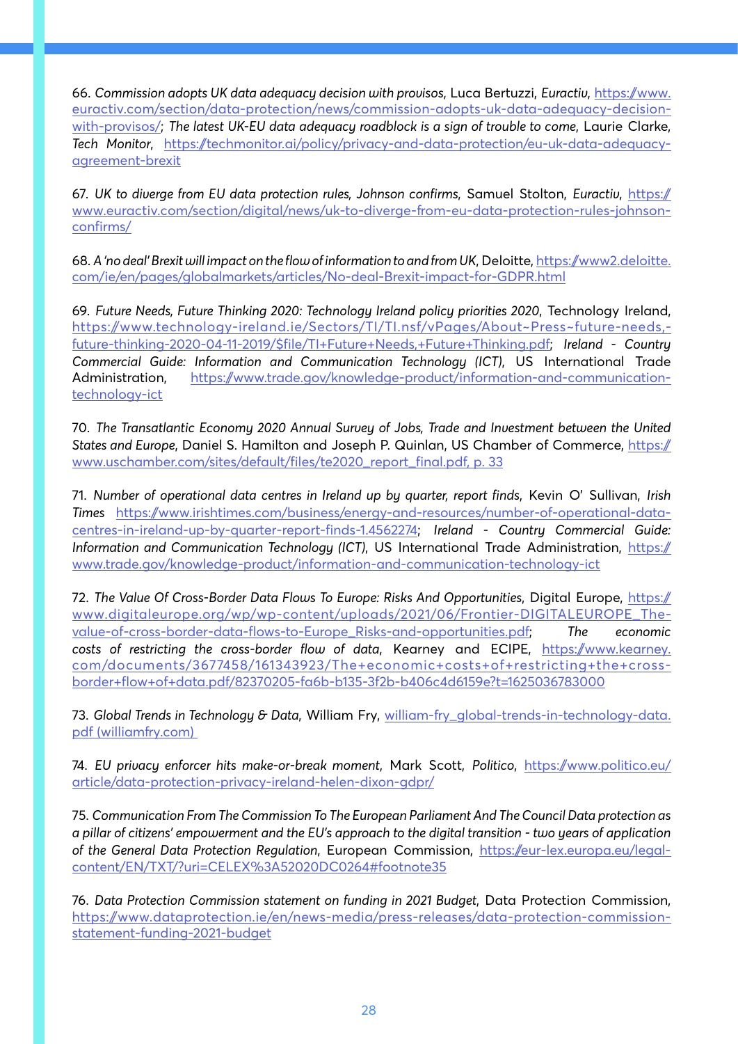66. *Commission adopts UK data adequacy decision with provisos*, Luca Bertuzzi, *Euractiv*, https://www.euractiv.com/section/data-protection/news/commission-adopts-uk-data-adequacy-decision-with-provisos/; *The latest UK-EU data adequacy roadblock is a sign of trouble to come*, Laurie Clarke, *Tech Monitor*, https://techmonitor.ai/policy/privacy-and-data-protection/eu-uk-data-adequacy-agreement-brexit

67. *UK to diverge from EU data protection rules, Johnson confirms*, Samuel Stolton, *Euractiv*, https://www.euractiv.com/section/digital/news/uk-to-diverge-from-eu-data-protection-rules-johnson-confirms/

68. *A 'no deal' Brexit will impact on the flow of information to and from UK*, Deloitte, https://www2.deloitte.com/ie/en/pages/globalmarkets/articles/No-deal-Brexit-impact-for-GDPR.html

69. *Future Needs, Future Thinking 2020: Technology Ireland policy priorities 2020*, Technology Ireland, https://www.technology-ireland.ie/Sectors/TI/TI.nsf/vPages/About~Press~future-needs,-future-thinking-2020-04-11-2019/$file/TI+Future+Needs,+Future+Thinking.pdf; *Ireland - Country Commercial Guide: Information and Communication Technology (ICT)*, US International Trade Administration, https://www.trade.gov/knowledge-product/information-and-communication-technology-ict

70. *The Transatlantic Economy 2020 Annual Survey of Jobs, Trade and Investment between the United States and Europe*, Daniel S. Hamilton and Joseph P. Quinlan, US Chamber of Commerce, https://www.uschamber.com/sites/default/files/te2020_report_final.pdf, p. 33

71. *Number of operational data centres in Ireland up by quarter, report finds*, Kevin O' Sullivan, *Irish Times* https://www.irishtimes.com/business/energy-and-resources/number-of-operational-data-centres-in-ireland-up-by-quarter-report-finds-1.4562274; *Ireland - Country Commercial Guide: Information and Communication Technology (ICT)*, US International Trade Administration, https://www.trade.gov/knowledge-product/information-and-communication-technology-ict

72. *The Value Of Cross-Border Data Flows To Europe: Risks And Opportunities*, Digital Europe, https://www.digitaleurope.org/wp/wp-content/uploads/2021/06/Frontier-DIGITALEUROPE_The-value-of-cross-border-data-flows-to-Europe_Risks-and-opportunities.pdf; *The economic costs of restricting the cross-border flow of data*, Kearney and ECIPE, https://www.kearney.com/documents/3677458/161343923/The+economic+costs+of+restricting+the+cross-border+flow+of+data.pdf/82370205-fa6b-b135-3f2b-b406c4d6159e?t=1625036783000

73. *Global Trends in Technology & Data*, William Fry, william-fry_global-trends-in-technology-data.pdf (williamfry.com)

74. *EU privacy enforcer hits make-or-break moment*, Mark Scott, *Politico*, https://www.politico.eu/article/data-protection-privacy-ireland-helen-dixon-gdpr/

75. *Communication From The Commission To The European Parliament And The Council Data protection as a pillar of citizens' empowerment and the EU's approach to the digital transition - two years of application of the General Data Protection Regulation*, European Commission, https://eur-lex.europa.eu/legal-content/EN/TXT/?uri=CELEX%3A52020DC0264#footnote35

76. *Data Protection Commission statement on funding in 2021 Budget*, Data Protection Commission, https://www.dataprotection.ie/en/news-media/press-releases/data-protection-commission-statement-funding-2021-budget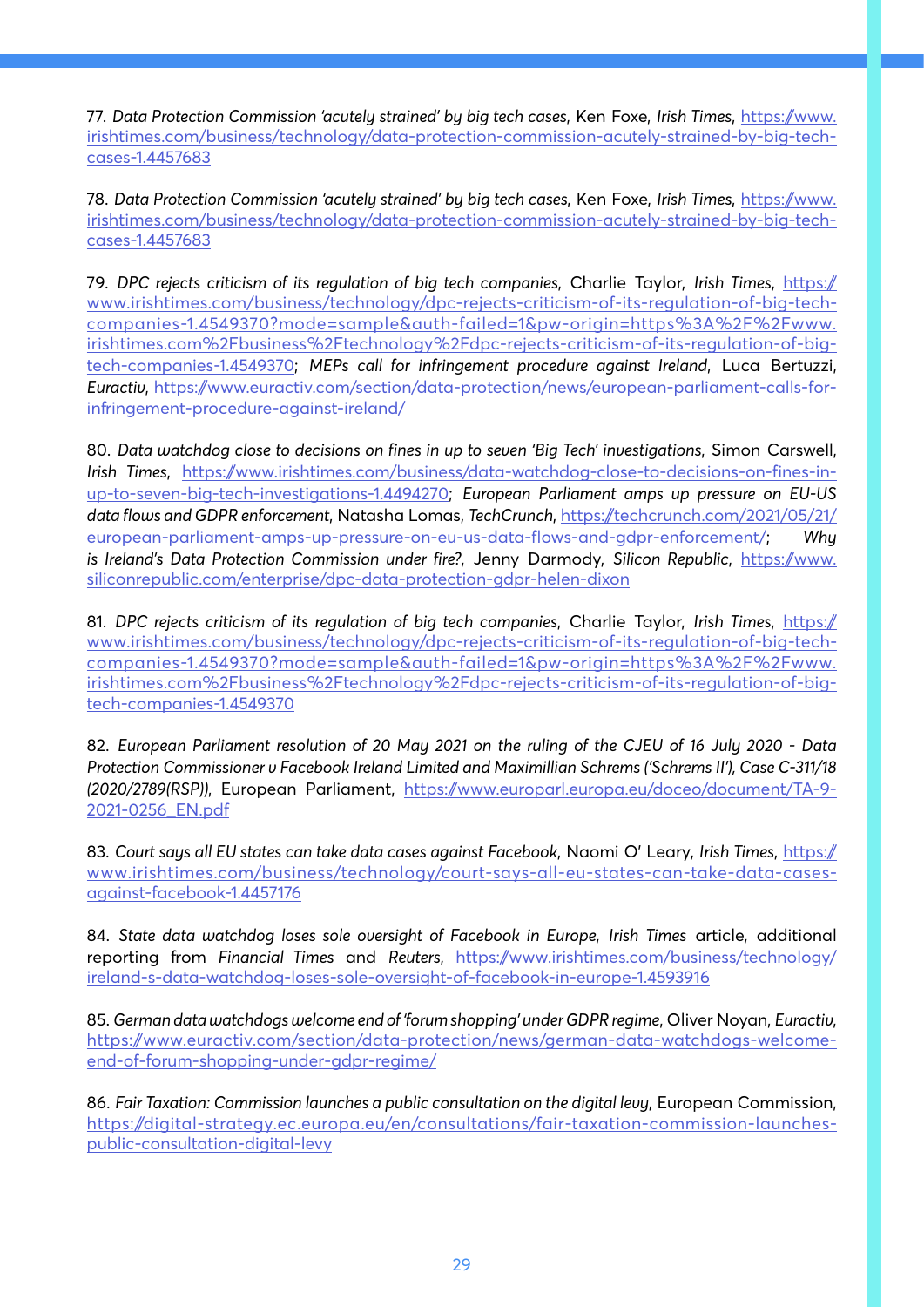77. *Data Protection Commission 'acutely strained' by big tech cases*, Ken Foxe, *Irish Times*, https://www.irishtimes.com/business/technology/data-protection-commission-acutely-strained-by-big-tech-cases-1.4457683

78. *Data Protection Commission 'acutely strained' by big tech cases*, Ken Foxe, *Irish Times*, https://www.irishtimes.com/business/technology/data-protection-commission-acutely-strained-by-big-tech-cases-1.4457683

79. *DPC rejects criticism of its regulation of big tech companies*, Charlie Taylor, *Irish Times*, https://www.irishtimes.com/business/technology/dpc-rejects-criticism-of-its-regulation-of-big-tech-companies-1.4549370?mode=sample&auth-failed=1&pw-origin=https%3A%2F%2Fwww.irishtimes.com%2Fbusiness%2Ftechnology%2Fdpc-rejects-criticism-of-its-regulation-of-big-tech-companies-1.4549370; *MEPs call for infringement procedure against Ireland*, Luca Bertuzzi, *Euractiv*, https://www.euractiv.com/section/data-protection/news/european-parliament-calls-for-infringement-procedure-against-ireland/

80. *Data watchdog close to decisions on fines in up to seven 'Big Tech' investigations*, Simon Carswell, *Irish Times*, https://www.irishtimes.com/business/data-watchdog-close-to-decisions-on-fines-in-up-to-seven-big-tech-investigations-1.4494270; *European Parliament amps up pressure on EU-US data flows and GDPR enforcement*, Natasha Lomas, *TechCrunch*, https://techcrunch.com/2021/05/21/european-parliament-amps-up-pressure-on-eu-us-data-flows-and-gdpr-enforcement/; *Why is Ireland's Data Protection Commission under fire?*, Jenny Darmody, *Silicon Republic*, https://www.siliconrepublic.com/enterprise/dpc-data-protection-gdpr-helen-dixon

81. *DPC rejects criticism of its regulation of big tech companies*, Charlie Taylor, *Irish Times*, https://www.irishtimes.com/business/technology/dpc-rejects-criticism-of-its-regulation-of-big-tech-companies-1.4549370?mode=sample&auth-failed=1&pw-origin=https%3A%2F%2Fwww.irishtimes.com%2Fbusiness%2Ftechnology%2Fdpc-rejects-criticism-of-its-regulation-of-big-tech-companies-1.4549370

82. *European Parliament resolution of 20 May 2021 on the ruling of the CJEU of 16 July 2020 - Data Protection Commissioner v Facebook Ireland Limited and Maximillian Schrems ('Schrems II'), Case C-311/18 (2020/2789(RSP))*, European Parliament, https://www.europarl.europa.eu/doceo/document/TA-9-2021-0256_EN.pdf

83. *Court says all EU states can take data cases against Facebook*, Naomi O' Leary, *Irish Times*, https://www.irishtimes.com/business/technology/court-says-all-eu-states-can-take-data-cases-against-facebook-1.4457176

84. *State data watchdog loses sole oversight of Facebook in Europe*, *Irish Times* article, additional reporting from *Financial Times* and *Reuters*, https://www.irishtimes.com/business/technology/ireland-s-data-watchdog-loses-sole-oversight-of-facebook-in-europe-1.4593916

85. *German data watchdogs welcome end of 'forum shopping' under GDPR regime*, Oliver Noyan, *Euractiv*, https://www.euractiv.com/section/data-protection/news/german-data-watchdogs-welcome-end-of-forum-shopping-under-gdpr-regime/

86. *Fair Taxation: Commission launches a public consultation on the digital levy*, European Commission, https://digital-strategy.ec.europa.eu/en/consultations/fair-taxation-commission-launches-public-consultation-digital-levy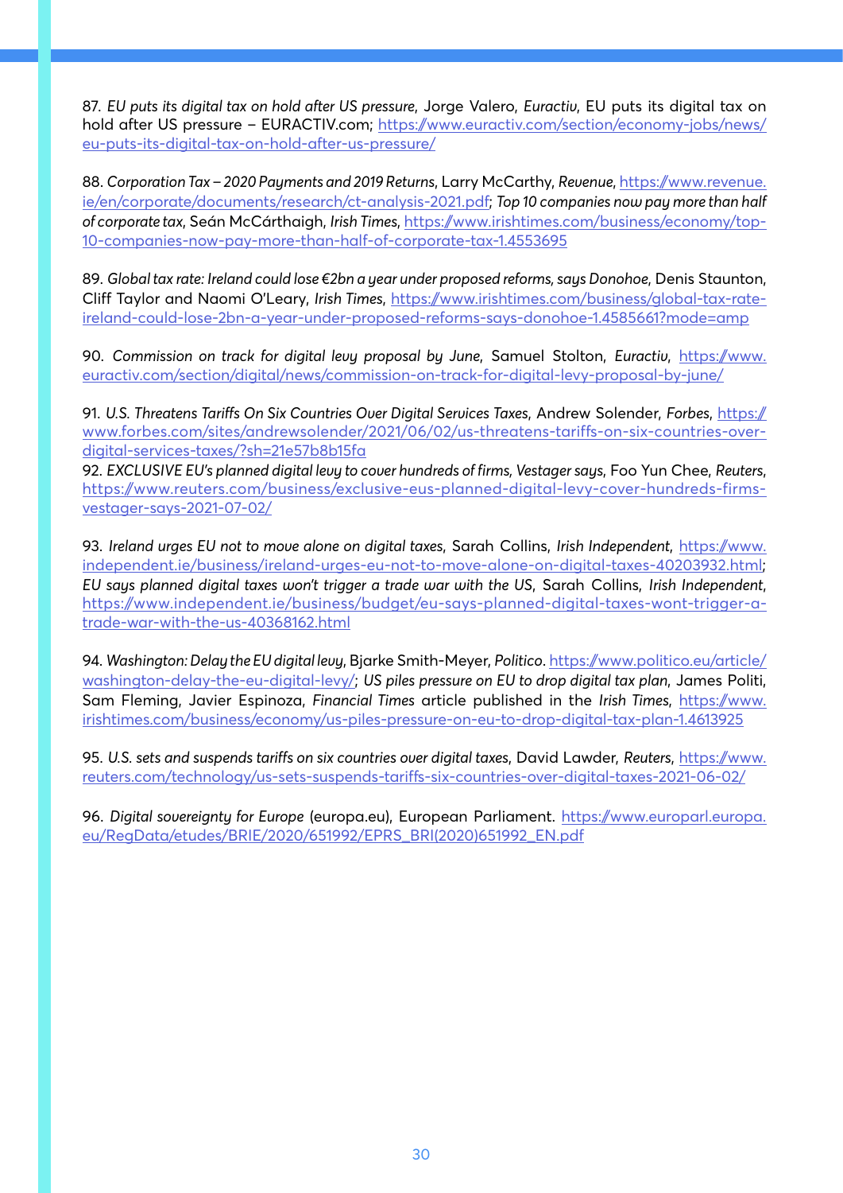87. *EU puts its digital tax on hold after US pressure*, Jorge Valero, *Euractiv*, EU puts its digital tax on hold after US pressure – EURACTIV.com; https://www.euractiv.com/section/economy-jobs/news/eu-puts-its-digital-tax-on-hold-after-us-pressure/

88. *Corporation Tax – 2020 Payments and 2019 Returns*, Larry McCarthy, *Revenue*, https://www.revenue.ie/en/corporate/documents/research/ct-analysis-2021.pdf; *Top 10 companies now pay more than half of corporate tax*, Seán McCárthaigh, *Irish Times*, https://www.irishtimes.com/business/economy/top-10-companies-now-pay-more-than-half-of-corporate-tax-1.4553695

89. *Global tax rate: Ireland could lose €2bn a year under proposed reforms, says Donohoe*, Denis Staunton, Cliff Taylor and Naomi O'Leary, *Irish Times*, https://www.irishtimes.com/business/global-tax-rate-ireland-could-lose-2bn-a-year-under-proposed-reforms-says-donohoe-1.4585661?mode=amp

90. *Commission on track for digital levy proposal by June*, Samuel Stolton, *Euractiv*, https://www.euractiv.com/section/digital/news/commission-on-track-for-digital-levy-proposal-by-june/

91. *U.S. Threatens Tariffs On Six Countries Over Digital Services Taxes*, Andrew Solender, *Forbes*, https://www.forbes.com/sites/andrewsolender/2021/06/02/us-threatens-tariffs-on-six-countries-over-digital-services-taxes/?sh=21e57b8b15fa

92. *EXCLUSIVE EU's planned digital levy to cover hundreds of firms, Vestager says*, Foo Yun Chee, *Reuters*, https://www.reuters.com/business/exclusive-eus-planned-digital-levy-cover-hundreds-firms-vestager-says-2021-07-02/

93. *Ireland urges EU not to move alone on digital taxes*, Sarah Collins, *Irish Independent*, https://www.independent.ie/business/ireland-urges-eu-not-to-move-alone-on-digital-taxes-40203932.html; *EU says planned digital taxes won't trigger a trade war with the US*, Sarah Collins, *Irish Independent*, https://www.independent.ie/business/budget/eu-says-planned-digital-taxes-wont-trigger-a-trade-war-with-the-us-40368162.html

94. *Washington: Delay the EU digital levy*, Bjarke Smith-Meyer, *Politico*. https://www.politico.eu/article/washington-delay-the-eu-digital-levy/; *US piles pressure on EU to drop digital tax plan*, James Politi, Sam Fleming, Javier Espinoza, *Financial Times* article published in the *Irish Times*, https://www.irishtimes.com/business/economy/us-piles-pressure-on-eu-to-drop-digital-tax-plan-1.4613925

95. *U.S. sets and suspends tariffs on six countries over digital taxes*, David Lawder, *Reuters*, https://www.reuters.com/technology/us-sets-suspends-tariffs-six-countries-over-digital-taxes-2021-06-02/

96. *Digital sovereignty for Europe* (europa.eu), European Parliament. https://www.europarl.europa.eu/RegData/etudes/BRIE/2020/651992/EPRS_BRI(2020)651992_EN.pdf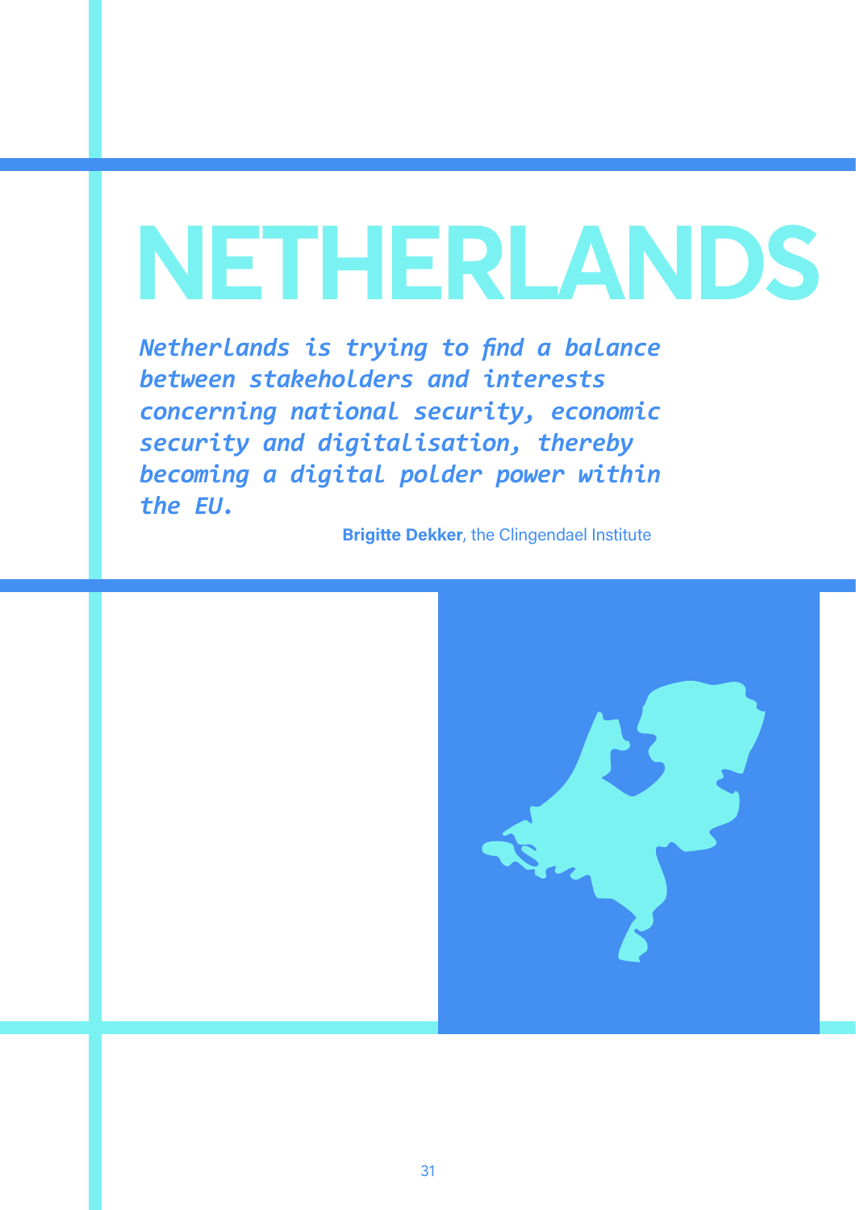# NETHERLANDS

*Netherlands is trying to find a balance between stakeholders and interests concerning national security, economic security and digitalisation, thereby becoming a digital polder power within the EU.*

**Brigitte Dekker**, the Clingendael Institute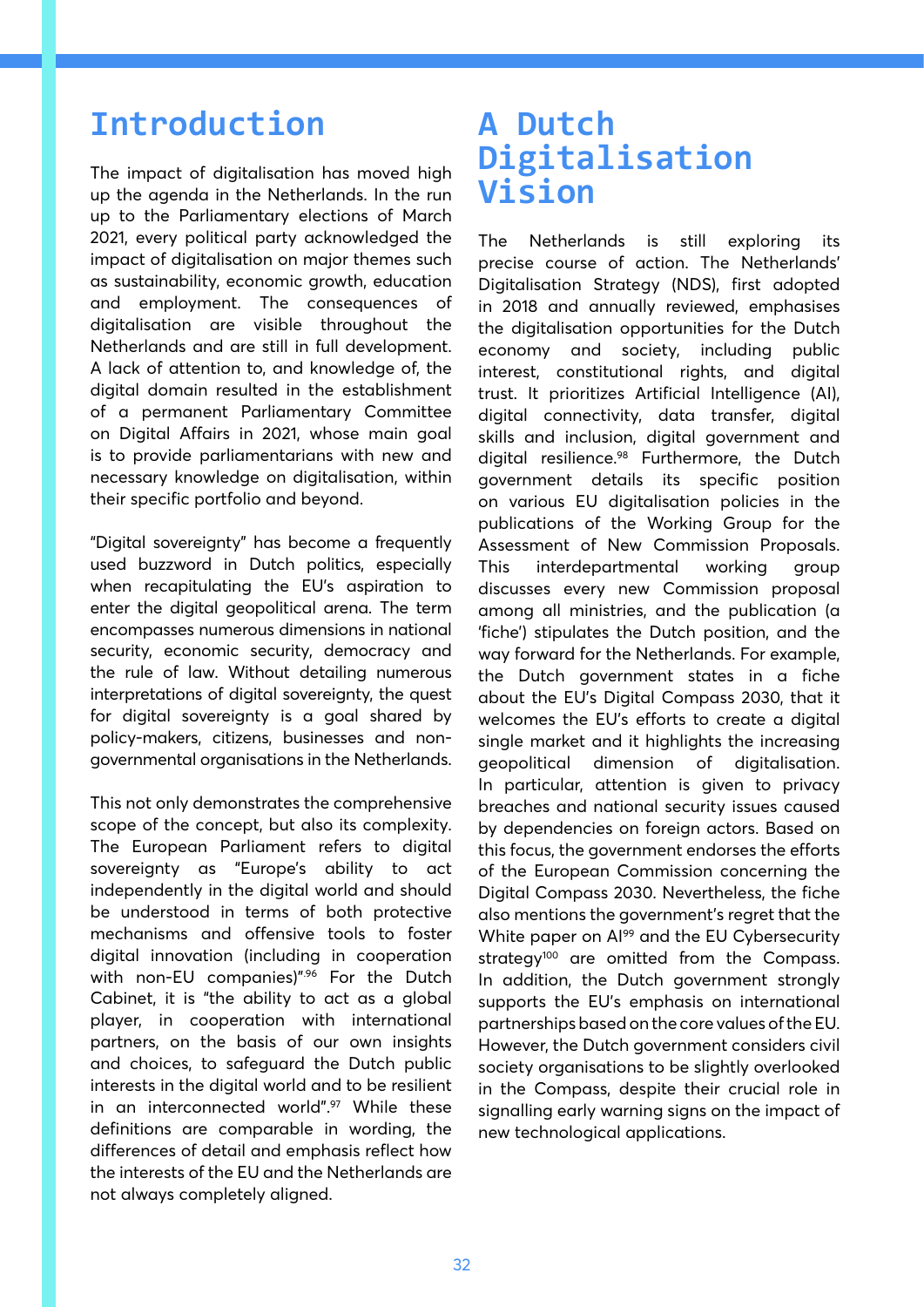## Introduction

The impact of digitalisation has moved high up the agenda in the Netherlands. In the run up to the Parliamentary elections of March 2021, every political party acknowledged the impact of digitalisation on major themes such as sustainability, economic growth, education and employment. The consequences of digitalisation are visible throughout the Netherlands and are still in full development. A lack of attention to, and knowledge of, the digital domain resulted in the establishment of a permanent Parliamentary Committee on Digital Affairs in 2021, whose main goal is to provide parliamentarians with new and necessary knowledge on digitalisation, within their specific portfolio and beyond.

"Digital sovereignty" has become a frequently used buzzword in Dutch politics, especially when recapitulating the EU's aspiration to enter the digital geopolitical arena. The term encompasses numerous dimensions in national security, economic security, democracy and the rule of law. Without detailing numerous interpretations of digital sovereignty, the quest for digital sovereignty is a goal shared by policy-makers, citizens, businesses and non-governmental organisations in the Netherlands.

This not only demonstrates the comprehensive scope of the concept, but also its complexity. The European Parliament refers to digital sovereignty as "Europe's ability to act independently in the digital world and should be understood in terms of both protective mechanisms and offensive tools to foster digital innovation (including in cooperation with non-EU companies)".[96] For the Dutch Cabinet, it is "the ability to act as a global player, in cooperation with international partners, on the basis of our own insights and choices, to safeguard the Dutch public interests in the digital world and to be resilient in an interconnected world".[97] While these definitions are comparable in wording, the differences of detail and emphasis reflect how the interests of the EU and the Netherlands are not always completely aligned.

## A Dutch Digitalisation Vision

The Netherlands is still exploring its precise course of action. The Netherlands' Digitalisation Strategy (NDS), first adopted in 2018 and annually reviewed, emphasises the digitalisation opportunities for the Dutch economy and society, including public interest, constitutional rights, and digital trust. It prioritizes Artificial Intelligence (AI), digital connectivity, data transfer, digital skills and inclusion, digital government and digital resilience.[98] Furthermore, the Dutch government details its specific position on various EU digitalisation policies in the publications of the Working Group for the Assessment of New Commission Proposals. This interdepartmental working group discusses every new Commission proposal among all ministries, and the publication (a 'fiche') stipulates the Dutch position, and the way forward for the Netherlands. For example, the Dutch government states in a fiche about the EU's Digital Compass 2030, that it welcomes the EU's efforts to create a digital single market and it highlights the increasing geopolitical dimension of digitalisation. In particular, attention is given to privacy breaches and national security issues caused by dependencies on foreign actors. Based on this focus, the government endorses the efforts of the European Commission concerning the Digital Compass 2030. Nevertheless, the fiche also mentions the government's regret that the White paper on AI[99] and the EU Cybersecurity strategy[100] are omitted from the Compass. In addition, the Dutch government strongly supports the EU's emphasis on international partnerships based on the core values of the EU. However, the Dutch government considers civil society organisations to be slightly overlooked in the Compass, despite their crucial role in signalling early warning signs on the impact of new technological applications.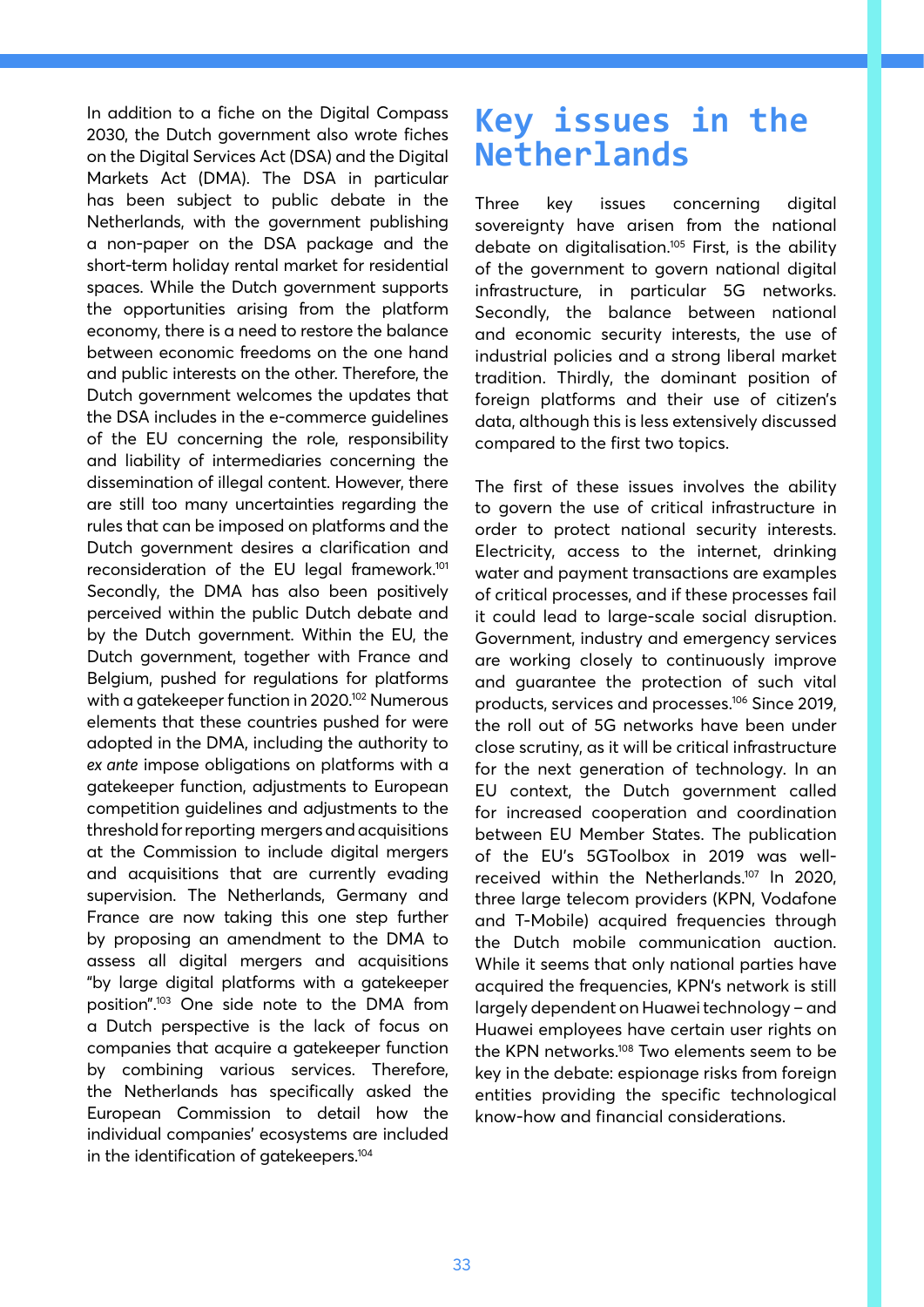In addition to a fiche on the Digital Compass 2030, the Dutch government also wrote fiches on the Digital Services Act (DSA) and the Digital Markets Act (DMA). The DSA in particular has been subject to public debate in the Netherlands, with the government publishing a non-paper on the DSA package and the short-term holiday rental market for residential spaces. While the Dutch government supports the opportunities arising from the platform economy, there is a need to restore the balance between economic freedoms on the one hand and public interests on the other. Therefore, the Dutch government welcomes the updates that the DSA includes in the e-commerce guidelines of the EU concerning the role, responsibility and liability of intermediaries concerning the dissemination of illegal content. However, there are still too many uncertainties regarding the rules that can be imposed on platforms and the Dutch government desires a clarification and reconsideration of the EU legal framework.[101] Secondly, the DMA has also been positively perceived within the public Dutch debate and by the Dutch government. Within the EU, the Dutch government, together with France and Belgium, pushed for regulations for platforms with a gatekeeper function in 2020.[102] Numerous elements that these countries pushed for were adopted in the DMA, including the authority to *ex ante* impose obligations on platforms with a gatekeeper function, adjustments to European competition guidelines and adjustments to the threshold for reporting mergers and acquisitions at the Commission to include digital mergers and acquisitions that are currently evading supervision. The Netherlands, Germany and France are now taking this one step further by proposing an amendment to the DMA to assess all digital mergers and acquisitions "by large digital platforms with a gatekeeper position".[103] One side note to the DMA from a Dutch perspective is the lack of focus on companies that acquire a gatekeeper function by combining various services. Therefore, the Netherlands has specifically asked the European Commission to detail how the individual companies' ecosystems are included in the identification of gatekeepers.[104]

# Key issues in the Netherlands

Three key issues concerning digital sovereignty have arisen from the national debate on digitalisation.[105] First, is the ability of the government to govern national digital infrastructure, in particular 5G networks. Secondly, the balance between national and economic security interests, the use of industrial policies and a strong liberal market tradition. Thirdly, the dominant position of foreign platforms and their use of citizen's data, although this is less extensively discussed compared to the first two topics.

The first of these issues involves the ability to govern the use of critical infrastructure in order to protect national security interests. Electricity, access to the internet, drinking water and payment transactions are examples of critical processes, and if these processes fail it could lead to large-scale social disruption. Government, industry and emergency services are working closely to continuously improve and guarantee the protection of such vital products, services and processes.[106] Since 2019, the roll out of 5G networks have been under close scrutiny, as it will be critical infrastructure for the next generation of technology. In an EU context, the Dutch government called for increased cooperation and coordination between EU Member States. The publication of the EU's 5GToolbox in 2019 was well-received within the Netherlands.[107] In 2020, three large telecom providers (KPN, Vodafone and T-Mobile) acquired frequencies through the Dutch mobile communication auction. While it seems that only national parties have acquired the frequencies, KPN's network is still largely dependent on Huawei technology – and Huawei employees have certain user rights on the KPN networks.[108] Two elements seem to be key in the debate: espionage risks from foreign entities providing the specific technological know-how and financial considerations.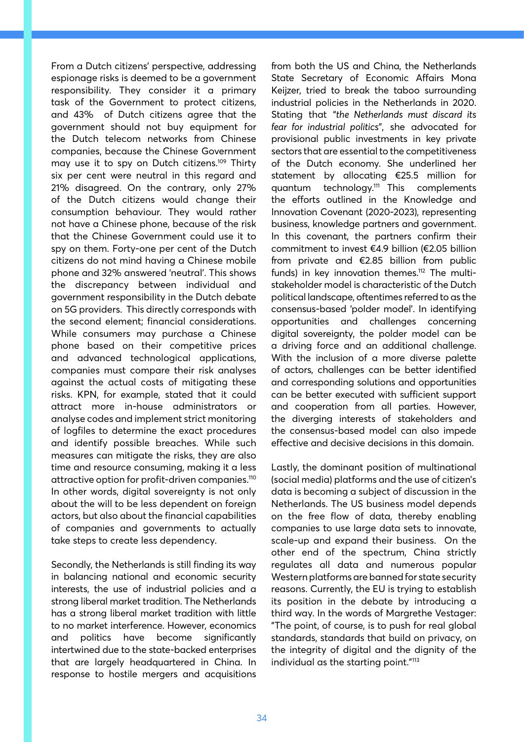From a Dutch citizens' perspective, addressing espionage risks is deemed to be a government responsibility. They consider it a primary task of the Government to protect citizens, and 43% of Dutch citizens agree that the government should not buy equipment for the Dutch telecom networks from Chinese companies, because the Chinese Government may use it to spy on Dutch citizens.[109] Thirty six per cent were neutral in this regard and 21% disagreed. On the contrary, only 27% of the Dutch citizens would change their consumption behaviour. They would rather not have a Chinese phone, because of the risk that the Chinese Government could use it to spy on them. Forty-one per cent of the Dutch citizens do not mind having a Chinese mobile phone and 32% answered 'neutral'. This shows the discrepancy between individual and government responsibility in the Dutch debate on 5G providers. This directly corresponds with the second element; financial considerations. While consumers may purchase a Chinese phone based on their competitive prices and advanced technological applications, companies must compare their risk analyses against the actual costs of mitigating these risks. KPN, for example, stated that it could attract more in-house administrators or analyse codes and implement strict monitoring of logfiles to determine the exact procedures and identify possible breaches. While such measures can mitigate the risks, they are also time and resource consuming, making it a less attractive option for profit-driven companies.[110] In other words, digital sovereignty is not only about the will to be less dependent on foreign actors, but also about the financial capabilities of companies and governments to actually take steps to create less dependency.

Secondly, the Netherlands is still finding its way in balancing national and economic security interests, the use of industrial policies and a strong liberal market tradition. The Netherlands has a strong liberal market tradition with little to no market interference. However, economics and politics have become significantly intertwined due to the state-backed enterprises that are largely headquartered in China. In response to hostile mergers and acquisitions from both the US and China, the Netherlands State Secretary of Economic Affairs Mona Keijzer, tried to break the taboo surrounding industrial policies in the Netherlands in 2020. Stating that "*the Netherlands must discard its fear for industrial politics*", she advocated for provisional public investments in key private sectors that are essential to the competitiveness of the Dutch economy. She underlined her statement by allocating €25.5 million for quantum technology.[111] This complements the efforts outlined in the Knowledge and Innovation Covenant (2020-2023), representing business, knowledge partners and government. In this covenant, the partners confirm their commitment to invest €4.9 billion (€2.05 billion from private and €2.85 billion from public funds) in key innovation themes.[112] The multi-stakeholder model is characteristic of the Dutch political landscape, oftentimes referred to as the consensus-based 'polder model'. In identifying opportunities and challenges concerning digital sovereignty, the polder model can be a driving force and an additional challenge. With the inclusion of a more diverse palette of actors, challenges can be better identified and corresponding solutions and opportunities can be better executed with sufficient support and cooperation from all parties. However, the diverging interests of stakeholders and the consensus-based model can also impede effective and decisive decisions in this domain.

Lastly, the dominant position of multinational (social media) platforms and the use of citizen's data is becoming a subject of discussion in the Netherlands. The US business model depends on the free flow of data, thereby enabling companies to use large data sets to innovate, scale-up and expand their business. On the other end of the spectrum, China strictly regulates all data and numerous popular Western platforms are banned for state security reasons. Currently, the EU is trying to establish its position in the debate by introducing a third way. In the words of Margrethe Vestager: "The point, of course, is to push for real global standards, standards that build on privacy, on the integrity of digital and the dignity of the individual as the starting point."[113]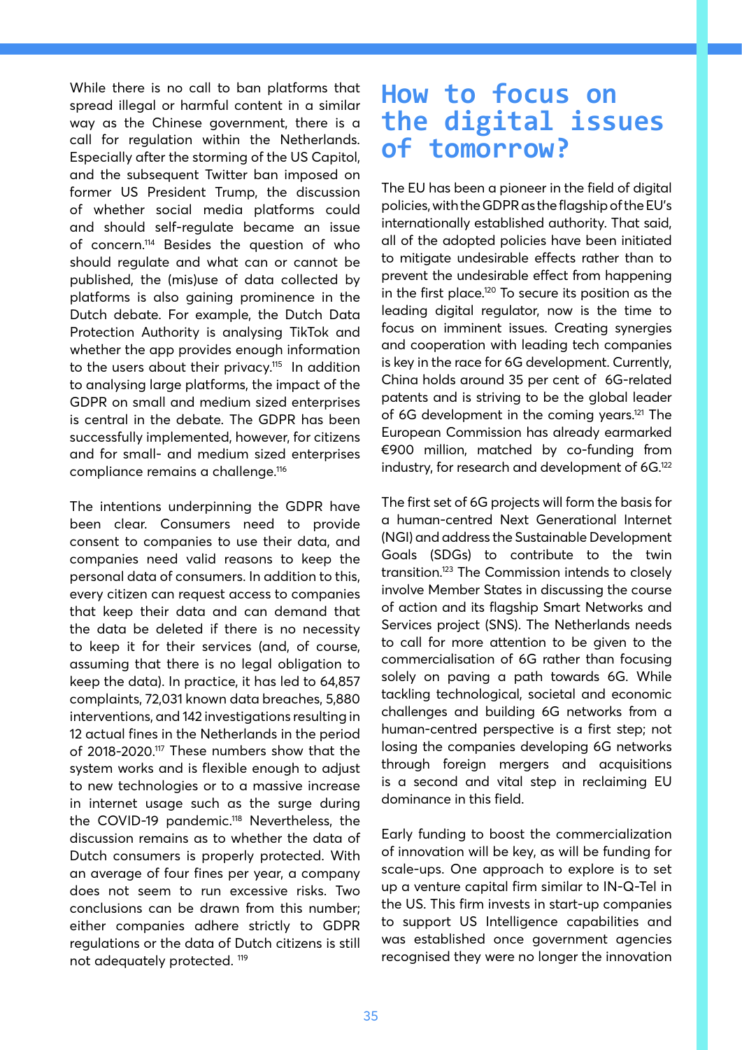While there is no call to ban platforms that spread illegal or harmful content in a similar way as the Chinese government, there is a call for regulation within the Netherlands. Especially after the storming of the US Capitol, and the subsequent Twitter ban imposed on former US President Trump, the discussion of whether social media platforms could and should self-regulate became an issue of concern.[114] Besides the question of who should regulate and what can or cannot be published, the (mis)use of data collected by platforms is also gaining prominence in the Dutch debate. For example, the Dutch Data Protection Authority is analysing TikTok and whether the app provides enough information to the users about their privacy.[115] In addition to analysing large platforms, the impact of the GDPR on small and medium sized enterprises is central in the debate. The GDPR has been successfully implemented, however, for citizens and for small- and medium sized enterprises compliance remains a challenge.[116]

The intentions underpinning the GDPR have been clear. Consumers need to provide consent to companies to use their data, and companies need valid reasons to keep the personal data of consumers. In addition to this, every citizen can request access to companies that keep their data and can demand that the data be deleted if there is no necessity to keep it for their services (and, of course, assuming that there is no legal obligation to keep the data). In practice, it has led to 64,857 complaints, 72,031 known data breaches, 5,880 interventions, and 142 investigations resulting in 12 actual fines in the Netherlands in the period of 2018-2020.[117] These numbers show that the system works and is flexible enough to adjust to new technologies or to a massive increase in internet usage such as the surge during the COVID-19 pandemic.[118] Nevertheless, the discussion remains as to whether the data of Dutch consumers is properly protected. With an average of four fines per year, a company does not seem to run excessive risks. Two conclusions can be drawn from this number; either companies adhere strictly to GDPR regulations or the data of Dutch citizens is still not adequately protected. [119]

# How to focus on the digital issues of tomorrow?

The EU has been a pioneer in the field of digital policies, with the GDPR as the flagship of the EU's internationally established authority. That said, all of the adopted policies have been initiated to mitigate undesirable effects rather than to prevent the undesirable effect from happening in the first place.[120] To secure its position as the leading digital regulator, now is the time to focus on imminent issues. Creating synergies and cooperation with leading tech companies is key in the race for 6G development. Currently, China holds around 35 per cent of 6G-related patents and is striving to be the global leader of 6G development in the coming years.[121] The European Commission has already earmarked €900 million, matched by co-funding from industry, for research and development of 6G.[122]

The first set of 6G projects will form the basis for a human-centred Next Generational Internet (NGI) and address the Sustainable Development Goals (SDGs) to contribute to the twin transition.[123] The Commission intends to closely involve Member States in discussing the course of action and its flagship Smart Networks and Services project (SNS). The Netherlands needs to call for more attention to be given to the commercialisation of 6G rather than focusing solely on paving a path towards 6G. While tackling technological, societal and economic challenges and building 6G networks from a human-centred perspective is a first step; not losing the companies developing 6G networks through foreign mergers and acquisitions is a second and vital step in reclaiming EU dominance in this field.

Early funding to boost the commercialization of innovation will be key, as will be funding for scale-ups. One approach to explore is to set up a venture capital firm similar to IN-Q-Tel in the US. This firm invests in start-up companies to support US Intelligence capabilities and was established once government agencies recognised they were no longer the innovation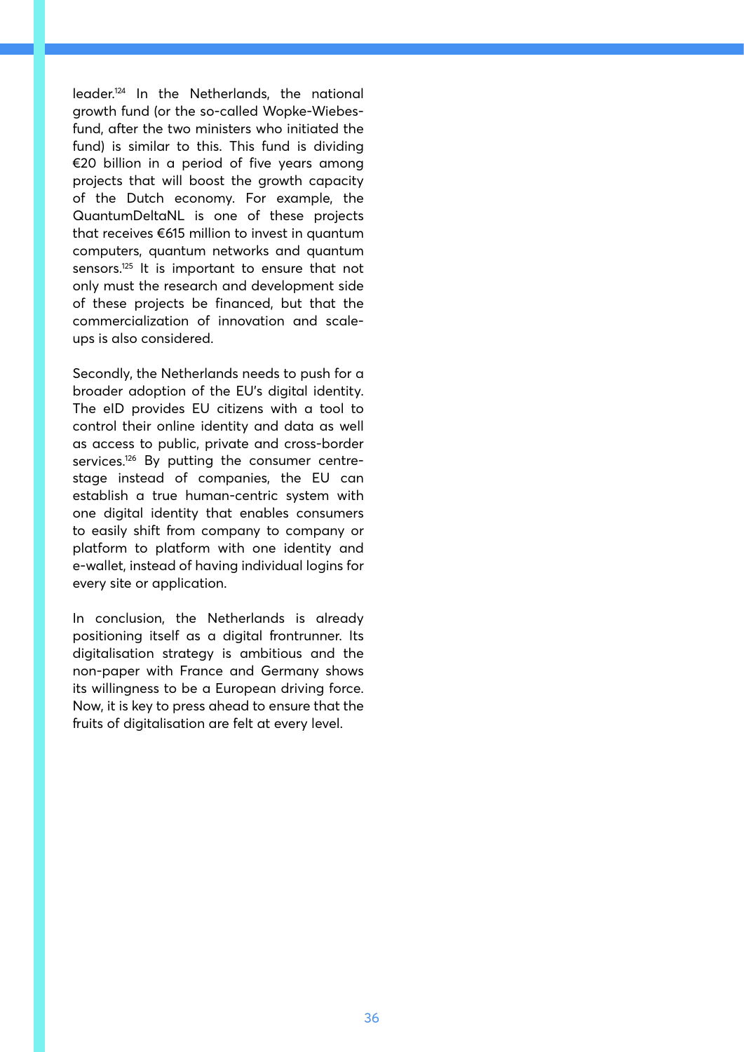leader.[124] In the Netherlands, the national growth fund (or the so-called Wopke-Wiebes-fund, after the two ministers who initiated the fund) is similar to this. This fund is dividing €20 billion in a period of five years among projects that will boost the growth capacity of the Dutch economy. For example, the QuantumDeltaNL is one of these projects that receives €615 million to invest in quantum computers, quantum networks and quantum sensors.[125] It is important to ensure that not only must the research and development side of these projects be financed, but that the commercialization of innovation and scale-ups is also considered.

Secondly, the Netherlands needs to push for a broader adoption of the EU's digital identity. The eID provides EU citizens with a tool to control their online identity and data as well as access to public, private and cross-border services.[126] By putting the consumer centre-stage instead of companies, the EU can establish a true human-centric system with one digital identity that enables consumers to easily shift from company to company or platform to platform with one identity and e-wallet, instead of having individual logins for every site or application.

In conclusion, the Netherlands is already positioning itself as a digital frontrunner. Its digitalisation strategy is ambitious and the non-paper with France and Germany shows its willingness to be a European driving force. Now, it is key to press ahead to ensure that the fruits of digitalisation are felt at every level.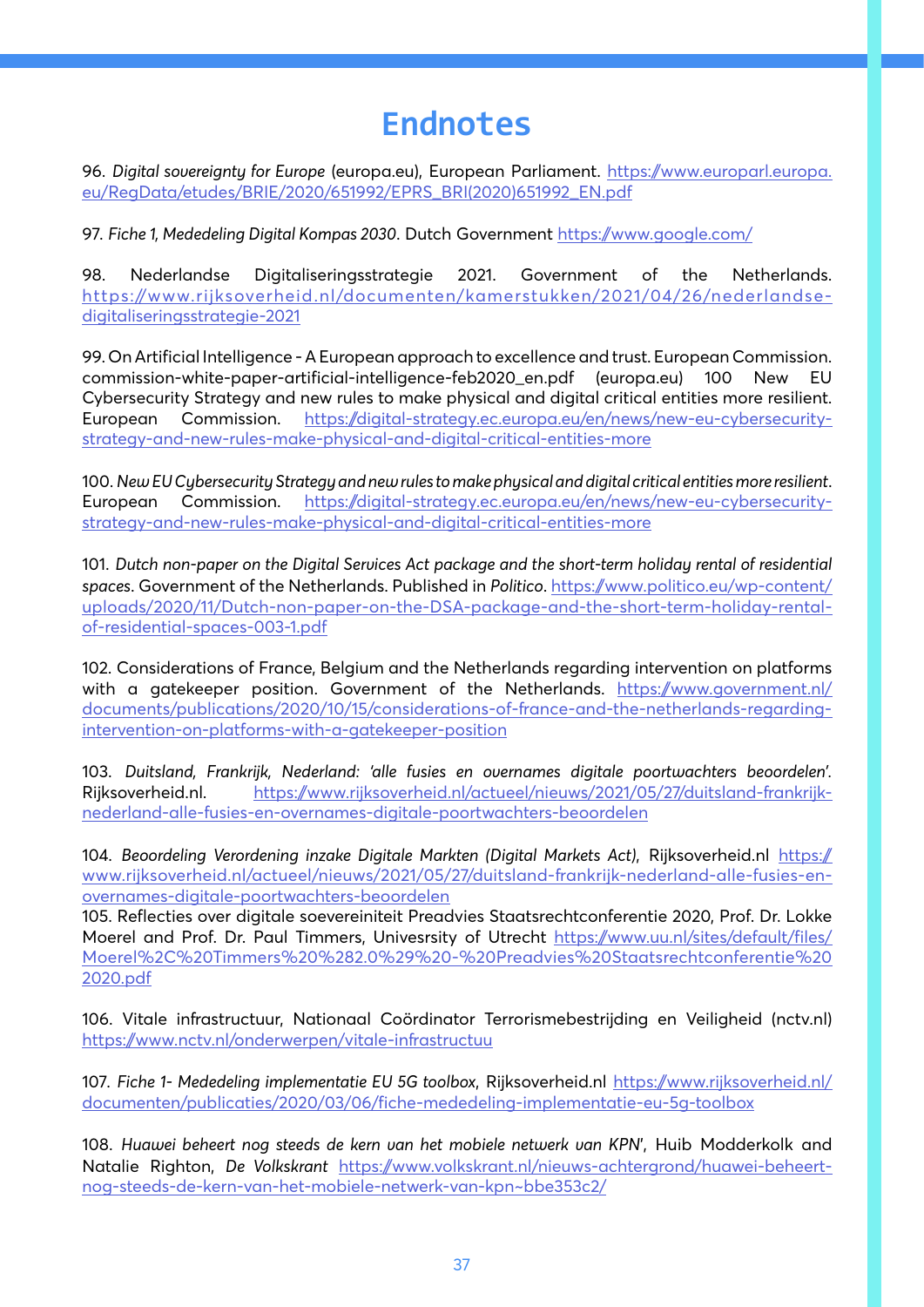# Endnotes

96. *Digital sovereignty for Europe* (europa.eu), European Parliament. https://www.europarl.europa.eu/RegData/etudes/BRIE/2020/651992/EPRS_BRI(2020)651992_EN.pdf

97. *Fiche 1, Mededeling Digital Kompas 2030*. Dutch Government https://www.google.com/

98. Nederlandse Digitaliseringsstrategie 2021. Government of the Netherlands. https://www.rijksoverheid.nl/documenten/kamerstukken/2021/04/26/nederlandse-digitaliseringsstrategie-2021

99. On Artificial Intelligence - A European approach to excellence and trust. European Commission. commission-white-paper-artificial-intelligence-feb2020_en.pdf (europa.eu) 100 New EU Cybersecurity Strategy and new rules to make physical and digital critical entities more resilient. European Commission. https://digital-strategy.ec.europa.eu/en/news/new-eu-cybersecurity-strategy-and-new-rules-make-physical-and-digital-critical-entities-more

100. *New EU Cybersecurity Strategy and new rules to make physical and digital critical entities more resilient*. European Commission. https://digital-strategy.ec.europa.eu/en/news/new-eu-cybersecurity-strategy-and-new-rules-make-physical-and-digital-critical-entities-more

101. *Dutch non-paper on the Digital Services Act package and the short-term holiday rental of residential spaces*. Government of the Netherlands. Published in *Politico*. https://www.politico.eu/wp-content/uploads/2020/11/Dutch-non-paper-on-the-DSA-package-and-the-short-term-holiday-rental-of-residential-spaces-003-1.pdf

102. Considerations of France, Belgium and the Netherlands regarding intervention on platforms with a gatekeeper position. Government of the Netherlands. https://www.government.nl/documents/publications/2020/10/15/considerations-of-france-and-the-netherlands-regarding-intervention-on-platforms-with-a-gatekeeper-position

103. *Duitsland, Frankrijk, Nederland: 'alle fusies en overnames digitale poortwachters beoordelen'*. Rijksoverheid.nl. https://www.rijksoverheid.nl/actueel/nieuws/2021/05/27/duitsland-frankrijk-nederland-alle-fusies-en-overnames-digitale-poortwachters-beoordelen

104. *Beoordeling Verordening inzake Digitale Markten (Digital Markets Act)*, Rijksoverheid.nl https://www.rijksoverheid.nl/actueel/nieuws/2021/05/27/duitsland-frankrijk-nederland-alle-fusies-en-overnames-digitale-poortwachters-beoordelen

105. Reflecties over digitale soevereiniteit Preadvies Staatsrechtconferentie 2020, Prof. Dr. Lokke Moerel and Prof. Dr. Paul Timmers, Univesrsity of Utrecht https://www.uu.nl/sites/default/files/Moerel%2C%20Timmers%20%282.0%29%20-%20Preadvies%20Staatsrechtconferentie%202020.pdf

106. Vitale infrastructuur, Nationaal Coördinator Terrorismebestrijding en Veiligheid (nctv.nl) https://www.nctv.nl/onderwerpen/vitale-infrastructuu

107. *Fiche 1- Mededeling implementatie EU 5G toolbox*, Rijksoverheid.nl https://www.rijksoverheid.nl/documenten/publicaties/2020/03/06/fiche-mededeling-implementatie-eu-5g-toolbox

108. *Huawei beheert nog steeds de kern van het mobiele netwerk van KPN*', Huib Modderkolk and Natalie Righton, *De Volkskrant* https://www.volkskrant.nl/nieuws-achtergrond/huawei-beheert-nog-steeds-de-kern-van-het-mobiele-netwerk-van-kpn~bbe353c2/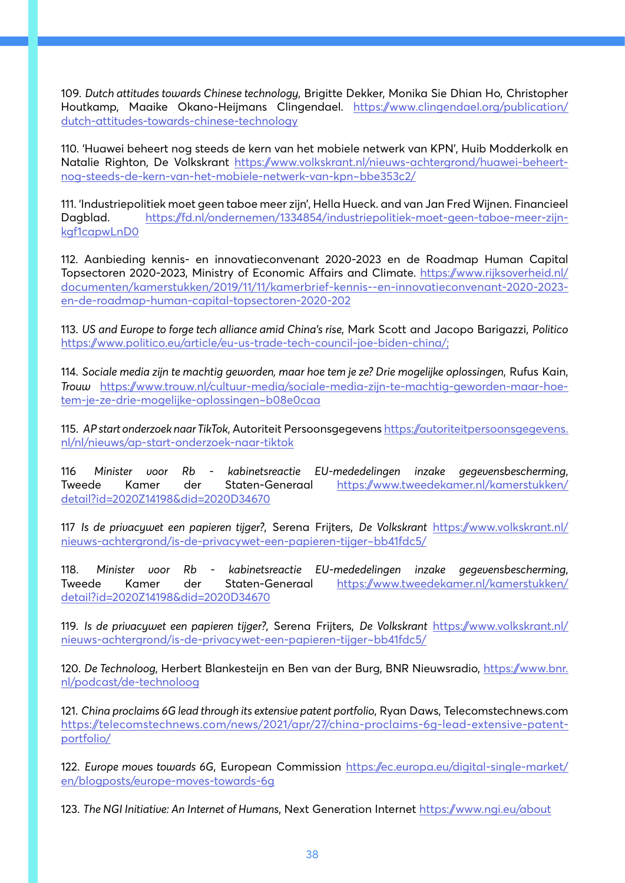109. *Dutch attitudes towards Chinese technology*, Brigitte Dekker, Monika Sie Dhian Ho, Christopher Houtkamp, Maaike Okano-Heijmans Clingendael. https://www.clingendael.org/publication/dutch-attitudes-towards-chinese-technology

110. 'Huawei beheert nog steeds de kern van het mobiele netwerk van KPN', Huib Modderkolk en Natalie Righton, De Volkskrant https://www.volkskrant.nl/nieuws-achtergrond/huawei-beheert-nog-steeds-de-kern-van-het-mobiele-netwerk-van-kpn~bbe353c2/

111. 'Industriepolitiek moet geen taboe meer zijn', Hella Hueck. and van Jan Fred Wijnen. Financieel Dagblad. https://fd.nl/ondernemen/1334854/industriepolitiek-moet-geen-taboe-meer-zijn-kgf1capwLnD0

112. Aanbieding kennis- en innovatieconvenant 2020-2023 en de Roadmap Human Capital Topsectoren 2020-2023, Ministry of Economic Affairs and Climate. https://www.rijksoverheid.nl/documenten/kamerstukken/2019/11/11/kamerbrief-kennis--en-innovatieconvenant-2020-2023-en-de-roadmap-human-capital-topsectoren-2020-202

113. *US and Europe to forge tech alliance amid China's rise*, Mark Scott and Jacopo Barigazzi, *Politico* https://www.politico.eu/article/eu-us-trade-tech-council-joe-biden-china/;

114. *Sociale media zijn te machtig geworden, maar hoe tem je ze? Drie mogelijke oplossingen*, Rufus Kain, *Trouw* https://www.trouw.nl/cultuur-media/sociale-media-zijn-te-machtig-geworden-maar-hoe-tem-je-ze-drie-mogelijke-oplossingen~b08e0caa

115. *AP start onderzoek naar TikTok*, Autoriteit Persoonsgegevens https://autoriteitpersoonsgegevens.nl/nl/nieuws/ap-start-onderzoek-naar-tiktok

116 *Minister voor Rb - kabinetsreactie EU-mededelingen inzake gegevensbescherming*, Tweede Kamer der Staten-Generaal https://www.tweedekamer.nl/kamerstukken/detail?id=2020Z14198&did=2020D34670

117 *Is de privacywet een papieren tijger?*, Serena Frijters, *De Volkskrant* https://www.volkskrant.nl/nieuws-achtergrond/is-de-privacywet-een-papieren-tijger~bb41fdc5/

118. *Minister voor Rb - kabinetsreactie EU-mededelingen inzake gegevensbescherming*, Tweede Kamer der Staten-Generaal https://www.tweedekamer.nl/kamerstukken/detail?id=2020Z14198&did=2020D34670

119. *Is de privacywet een papieren tijger?*, Serena Frijters, *De Volkskrant* https://www.volkskrant.nl/nieuws-achtergrond/is-de-privacywet-een-papieren-tijger~bb41fdc5/

120. *De Technoloog*, Herbert Blankesteijn en Ben van der Burg, BNR Nieuwsradio, https://www.bnr.nl/podcast/de-technoloog

121. *China proclaims 6G lead through its extensive patent portfolio*, Ryan Daws, Telecomstechnews.com https://telecomstechnews.com/news/2021/apr/27/china-proclaims-6g-lead-extensive-patent-portfolio/

122. *Europe moves towards 6G*, European Commission https://ec.europa.eu/digital-single-market/en/blogposts/europe-moves-towards-6g

123. *The NGI Initiative: An Internet of Humans*, Next Generation Internet https://www.ngi.eu/about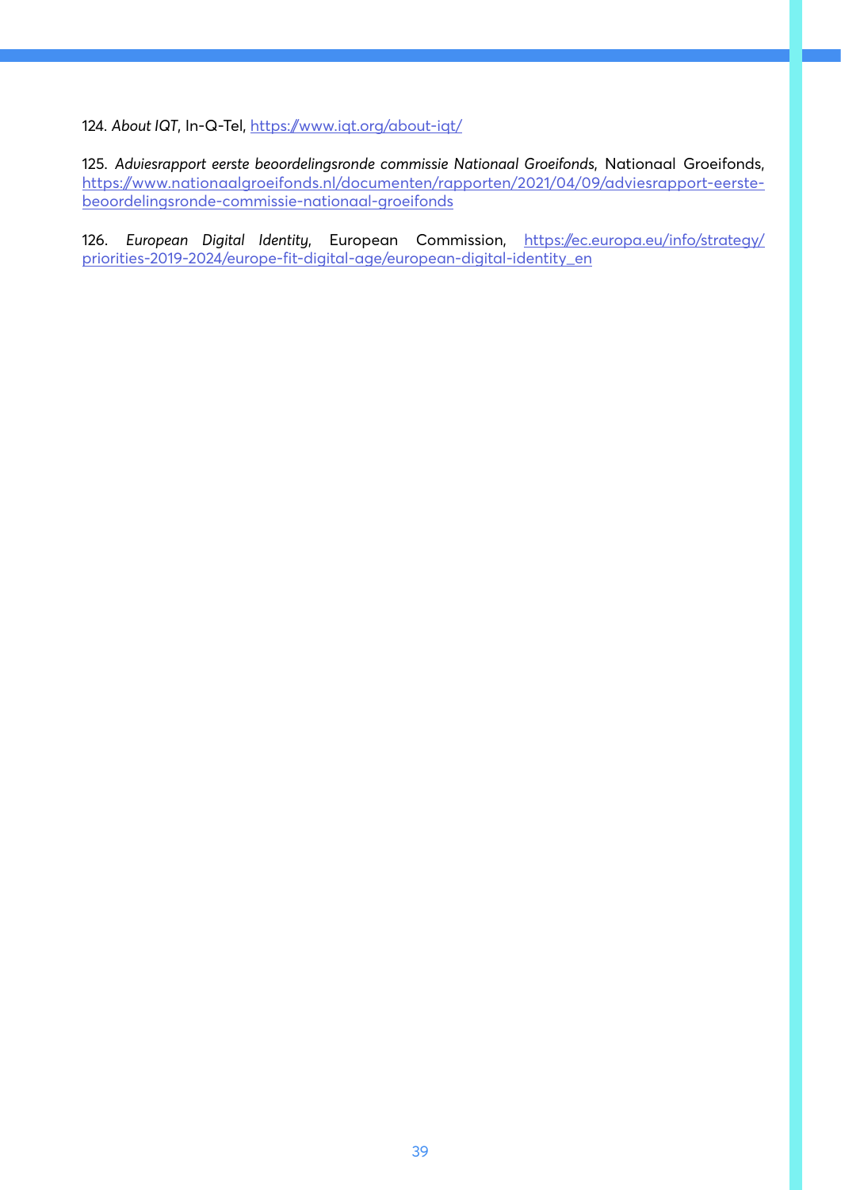124. *About IQT*, In-Q-Tel, https://www.iqt.org/about-iqt/

125. *Adviesrapport eerste beoordelingsronde commissie Nationaal Groeifonds*, Nationaal Groeifonds, https://www.nationaalgroeifonds.nl/documenten/rapporten/2021/04/09/adviesrapport-eerste-beoordelingsronde-commissie-nationaal-groeifonds

126. *European Digital Identity*, European Commission, https://ec.europa.eu/info/strategy/priorities-2019-2024/europe-fit-digital-age/european-digital-identity_en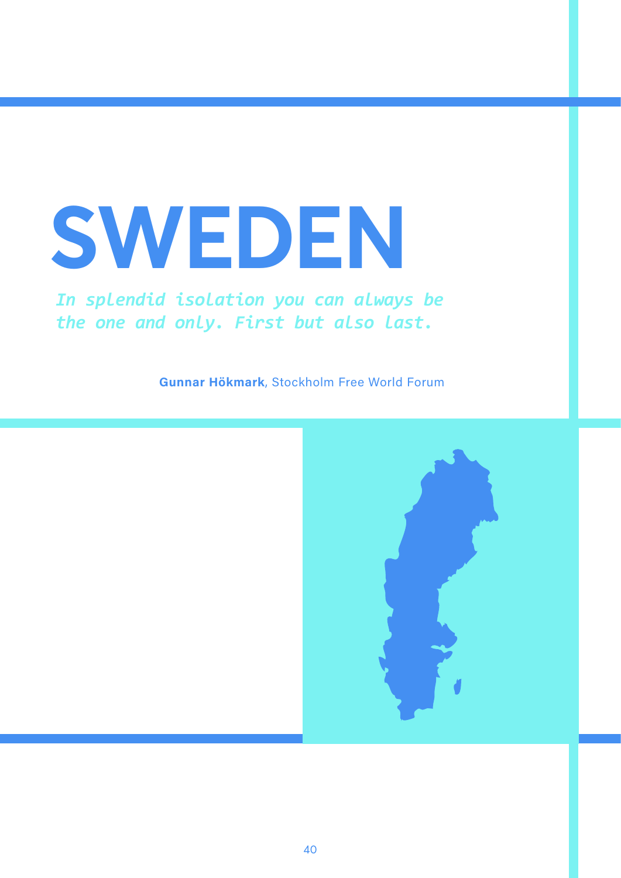# SWEDEN

*In splendid isolation you can always be the one and only. First but also last.*

**Gunnar Hökmark**, Stockholm Free World Forum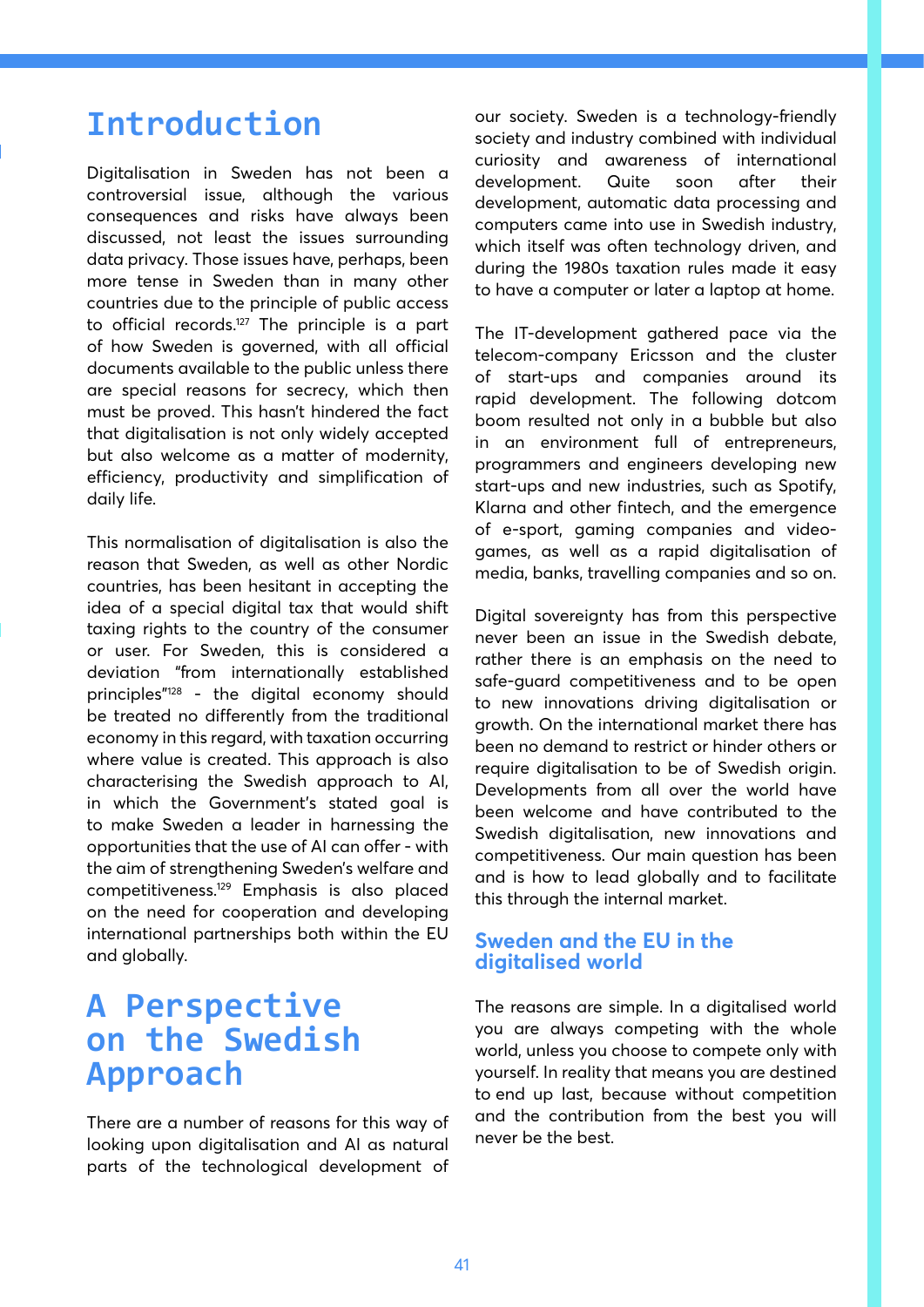# Introduction

Digitalisation in Sweden has not been a controversial issue, although the various consequences and risks have always been discussed, not least the issues surrounding data privacy. Those issues have, perhaps, been more tense in Sweden than in many other countries due to the principle of public access to official records.[127] The principle is a part of how Sweden is governed, with all official documents available to the public unless there are special reasons for secrecy, which then must be proved. This hasn't hindered the fact that digitalisation is not only widely accepted but also welcome as a matter of modernity, efficiency, productivity and simplification of daily life.

This normalisation of digitalisation is also the reason that Sweden, as well as other Nordic countries, has been hesitant in accepting the idea of a special digital tax that would shift taxing rights to the country of the consumer or user. For Sweden, this is considered a deviation "from internationally established principles"[128] - the digital economy should be treated no differently from the traditional economy in this regard, with taxation occurring where value is created. This approach is also characterising the Swedish approach to AI, in which the Government's stated goal is to make Sweden a leader in harnessing the opportunities that the use of AI can offer - with the aim of strengthening Sweden's welfare and competitiveness.[129] Emphasis is also placed on the need for cooperation and developing international partnerships both within the EU and globally.

# A Perspective on the Swedish Approach

There are a number of reasons for this way of looking upon digitalisation and AI as natural parts of the technological development of our society. Sweden is a technology-friendly society and industry combined with individual curiosity and awareness of international development. Quite soon after their development, automatic data processing and computers came into use in Swedish industry, which itself was often technology driven, and during the 1980s taxation rules made it easy to have a computer or later a laptop at home.

The IT-development gathered pace via the telecom-company Ericsson and the cluster of start-ups and companies around its rapid development. The following dotcom boom resulted not only in a bubble but also in an environment full of entrepreneurs, programmers and engineers developing new start-ups and new industries, such as Spotify, Klarna and other fintech, and the emergence of e-sport, gaming companies and video-games, as well as a rapid digitalisation of media, banks, travelling companies and so on.

Digital sovereignty has from this perspective never been an issue in the Swedish debate, rather there is an emphasis on the need to safe-guard competitiveness and to be open to new innovations driving digitalisation or growth. On the international market there has been no demand to restrict or hinder others or require digitalisation to be of Swedish origin. Developments from all over the world have been welcome and have contributed to the Swedish digitalisation, new innovations and competitiveness. Our main question has been and is how to lead globally and to facilitate this through the internal market.

## Sweden and the EU in the digitalised world

The reasons are simple. In a digitalised world you are always competing with the whole world, unless you choose to compete only with yourself. In reality that means you are destined to end up last, because without competition and the contribution from the best you will never be the best.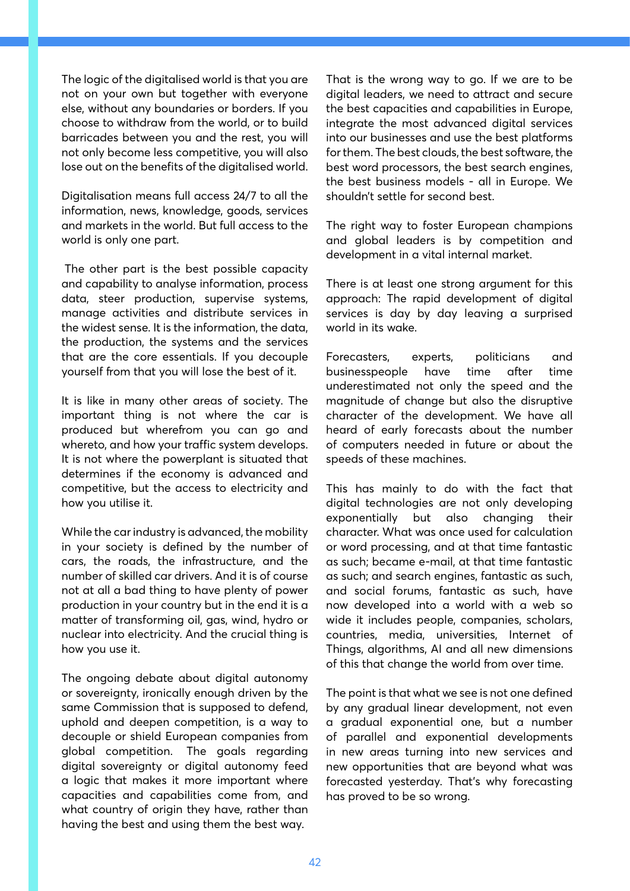The logic of the digitalised world is that you are not on your own but together with everyone else, without any boundaries or borders. If you choose to withdraw from the world, or to build barricades between you and the rest, you will not only become less competitive, you will also lose out on the benefits of the digitalised world.

Digitalisation means full access 24/7 to all the information, news, knowledge, goods, services and markets in the world. But full access to the world is only one part.

The other part is the best possible capacity and capability to analyse information, process data, steer production, supervise systems, manage activities and distribute services in the widest sense. It is the information, the data, the production, the systems and the services that are the core essentials. If you decouple yourself from that you will lose the best of it.

It is like in many other areas of society. The important thing is not where the car is produced but wherefrom you can go and whereto, and how your traffic system develops. It is not where the powerplant is situated that determines if the economy is advanced and competitive, but the access to electricity and how you utilise it.

While the car industry is advanced, the mobility in your society is defined by the number of cars, the roads, the infrastructure, and the number of skilled car drivers. And it is of course not at all a bad thing to have plenty of power production in your country but in the end it is a matter of transforming oil, gas, wind, hydro or nuclear into electricity. And the crucial thing is how you use it.

The ongoing debate about digital autonomy or sovereignty, ironically enough driven by the same Commission that is supposed to defend, uphold and deepen competition, is a way to decouple or shield European companies from global competition. The goals regarding digital sovereignty or digital autonomy feed a logic that makes it more important where capacities and capabilities come from, and what country of origin they have, rather than having the best and using them the best way.

That is the wrong way to go. If we are to be digital leaders, we need to attract and secure the best capacities and capabilities in Europe, integrate the most advanced digital services into our businesses and use the best platforms for them. The best clouds, the best software, the best word processors, the best search engines, the best business models - all in Europe. We shouldn't settle for second best.

The right way to foster European champions and global leaders is by competition and development in a vital internal market.

There is at least one strong argument for this approach: The rapid development of digital services is day by day leaving a surprised world in its wake.

Forecasters, experts, politicians and businesspeople have time after time underestimated not only the speed and the magnitude of change but also the disruptive character of the development. We have all heard of early forecasts about the number of computers needed in future or about the speeds of these machines.

This has mainly to do with the fact that digital technologies are not only developing exponentially but also changing their character. What was once used for calculation or word processing, and at that time fantastic as such; became e-mail, at that time fantastic as such; and search engines, fantastic as such, and social forums, fantastic as such, have now developed into a world with a web so wide it includes people, companies, scholars, countries, media, universities, Internet of Things, algorithms, AI and all new dimensions of this that change the world from over time.

The point is that what we see is not one defined by any gradual linear development, not even a gradual exponential one, but a number of parallel and exponential developments in new areas turning into new services and new opportunities that are beyond what was forecasted yesterday. That's why forecasting has proved to be so wrong.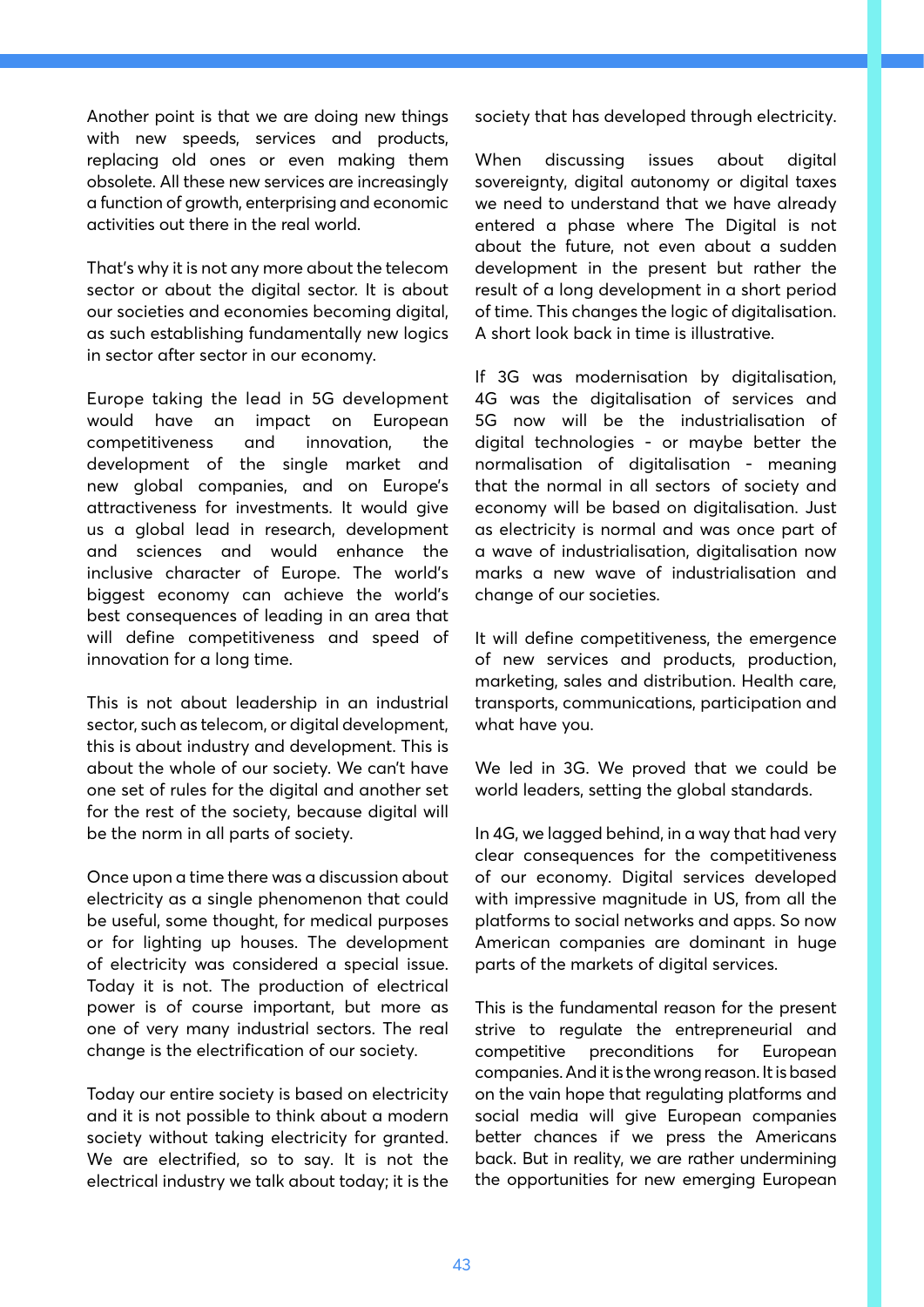Another point is that we are doing new things with new speeds, services and products, replacing old ones or even making them obsolete. All these new services are increasingly a function of growth, enterprising and economic activities out there in the real world.

That's why it is not any more about the telecom sector or about the digital sector. It is about our societies and economies becoming digital, as such establishing fundamentally new logics in sector after sector in our economy.

Europe taking the lead in 5G development would have an impact on European competitiveness and innovation, the development of the single market and new global companies, and on Europe's attractiveness for investments. It would give us a global lead in research, development and sciences and would enhance the inclusive character of Europe. The world's biggest economy can achieve the world's best consequences of leading in an area that will define competitiveness and speed of innovation for a long time.

This is not about leadership in an industrial sector, such as telecom, or digital development, this is about industry and development. This is about the whole of our society. We can't have one set of rules for the digital and another set for the rest of the society, because digital will be the norm in all parts of society.

Once upon a time there was a discussion about electricity as a single phenomenon that could be useful, some thought, for medical purposes or for lighting up houses. The development of electricity was considered a special issue. Today it is not. The production of electrical power is of course important, but more as one of very many industrial sectors. The real change is the electrification of our society.

Today our entire society is based on electricity and it is not possible to think about a modern society without taking electricity for granted. We are electrified, so to say. It is not the electrical industry we talk about today; it is the society that has developed through electricity.

When discussing issues about digital sovereignty, digital autonomy or digital taxes we need to understand that we have already entered a phase where The Digital is not about the future, not even about a sudden development in the present but rather the result of a long development in a short period of time. This changes the logic of digitalisation. A short look back in time is illustrative.

If 3G was modernisation by digitalisation, 4G was the digitalisation of services and 5G now will be the industrialisation of digital technologies - or maybe better the normalisation of digitalisation - meaning that the normal in all sectors of society and economy will be based on digitalisation. Just as electricity is normal and was once part of a wave of industrialisation, digitalisation now marks a new wave of industrialisation and change of our societies.

It will define competitiveness, the emergence of new services and products, production, marketing, sales and distribution. Health care, transports, communications, participation and what have you.

We led in 3G. We proved that we could be world leaders, setting the global standards.

In 4G, we lagged behind, in a way that had very clear consequences for the competitiveness of our economy. Digital services developed with impressive magnitude in US, from all the platforms to social networks and apps. So now American companies are dominant in huge parts of the markets of digital services.

This is the fundamental reason for the present strive to regulate the entrepreneurial and competitive preconditions for European companies. And it is the wrong reason. It is based on the vain hope that regulating platforms and social media will give European companies better chances if we press the Americans back. But in reality, we are rather undermining the opportunities for new emerging European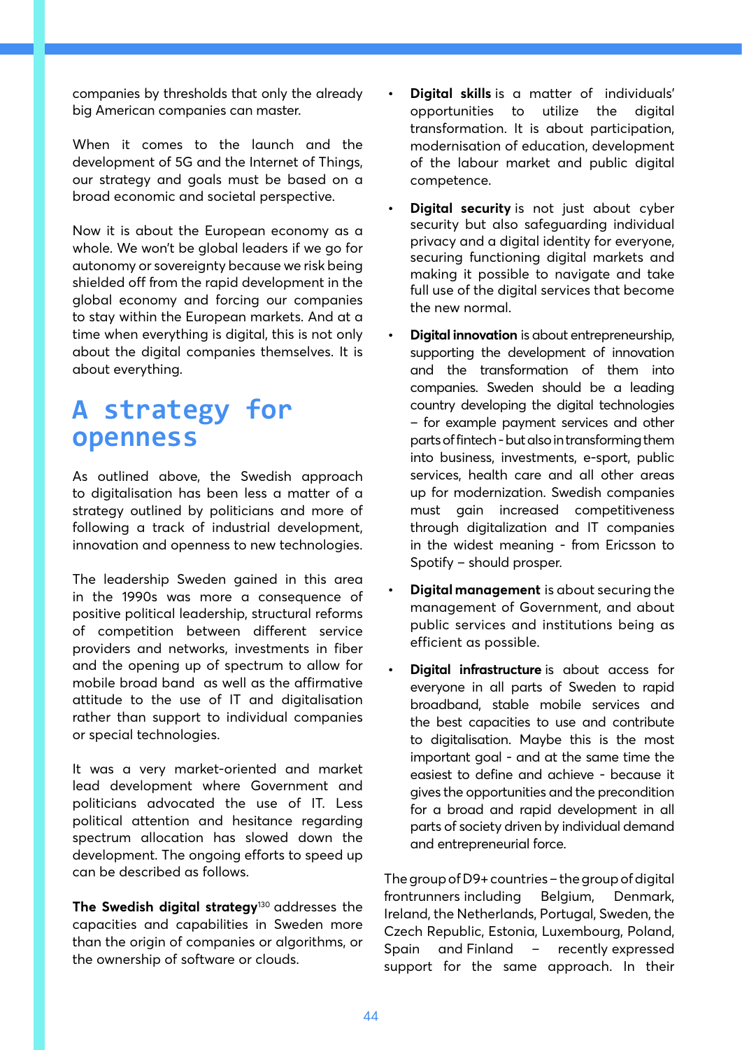companies by thresholds that only the already big American companies can master.

When it comes to the launch and the development of 5G and the Internet of Things, our strategy and goals must be based on a broad economic and societal perspective.

Now it is about the European economy as a whole. We won't be global leaders if we go for autonomy or sovereignty because we risk being shielded off from the rapid development in the global economy and forcing our companies to stay within the European markets. And at a time when everything is digital, this is not only about the digital companies themselves. It is about everything.

## A strategy for openness

As outlined above, the Swedish approach to digitalisation has been less a matter of a strategy outlined by politicians and more of following a track of industrial development, innovation and openness to new technologies.

The leadership Sweden gained in this area in the 1990s was more a consequence of positive political leadership, structural reforms of competition between different service providers and networks, investments in fiber and the opening up of spectrum to allow for mobile broad band as well as the affirmative attitude to the use of IT and digitalisation rather than support to individual companies or special technologies.

It was a very market-oriented and market lead development where Government and politicians advocated the use of IT. Less political attention and hesitance regarding spectrum allocation has slowed down the development. The ongoing efforts to speed up can be described as follows.

**The Swedish digital strategy**[130] addresses the capacities and capabilities in Sweden more than the origin of companies or algorithms, or the ownership of software or clouds.

- **Digital skills** is a matter of individuals' opportunities to utilize the digital transformation. It is about participation, modernisation of education, development of the labour market and public digital competence.
- **Digital security** is not just about cyber security but also safeguarding individual privacy and a digital identity for everyone, securing functioning digital markets and making it possible to navigate and take full use of the digital services that become the new normal.
- **Digital innovation** is about entrepreneurship, supporting the development of innovation and the transformation of them into companies. Sweden should be a leading country developing the digital technologies – for example payment services and other parts of fintech - but also in transforming them into business, investments, e-sport, public services, health care and all other areas up for modernization. Swedish companies must gain increased competitiveness through digitalization and IT companies in the widest meaning - from Ericsson to Spotify – should prosper.
- **Digital management** is about securing the management of Government, and about public services and institutions being as efficient as possible.
- **Digital infrastructure** is about access for everyone in all parts of Sweden to rapid broadband, stable mobile services and the best capacities to use and contribute to digitalisation. Maybe this is the most important goal - and at the same time the easiest to define and achieve - because it gives the opportunities and the precondition for a broad and rapid development in all parts of society driven by individual demand and entrepreneurial force.

The group of D9+ countries – the group of digital frontrunners including Belgium, Denmark, Ireland, the Netherlands, Portugal, Sweden, the Czech Republic, Estonia, Luxembourg, Poland, Spain and Finland – recently expressed support for the same approach. In their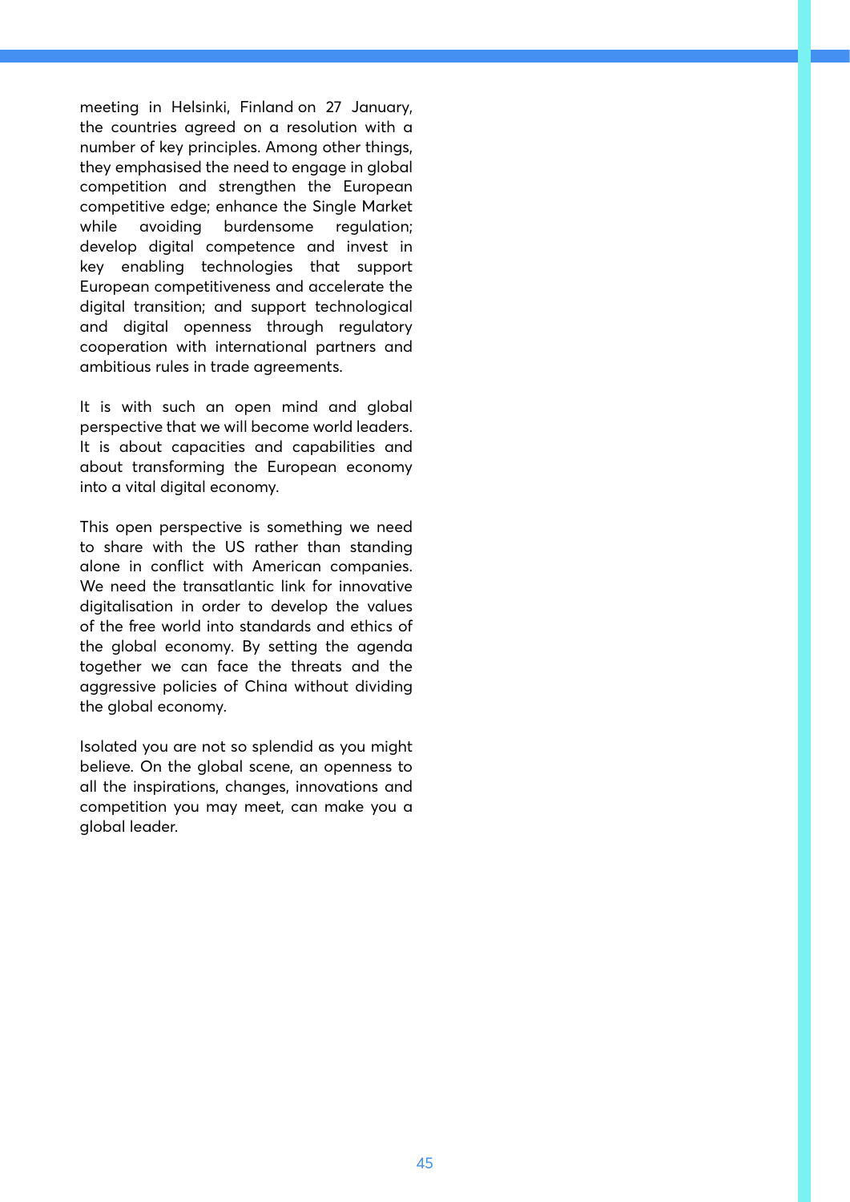meeting in Helsinki, Finland on 27 January, the countries agreed on a resolution with a number of key principles. Among other things, they emphasised the need to engage in global competition and strengthen the European competitive edge; enhance the Single Market while avoiding burdensome regulation; develop digital competence and invest in key enabling technologies that support European competitiveness and accelerate the digital transition; and support technological and digital openness through regulatory cooperation with international partners and ambitious rules in trade agreements.

It is with such an open mind and global perspective that we will become world leaders. It is about capacities and capabilities and about transforming the European economy into a vital digital economy.

This open perspective is something we need to share with the US rather than standing alone in conflict with American companies. We need the transatlantic link for innovative digitalisation in order to develop the values of the free world into standards and ethics of the global economy. By setting the agenda together we can face the threats and the aggressive policies of China without dividing the global economy.

Isolated you are not so splendid as you might believe. On the global scene, an openness to all the inspirations, changes, innovations and competition you may meet, can make you a global leader.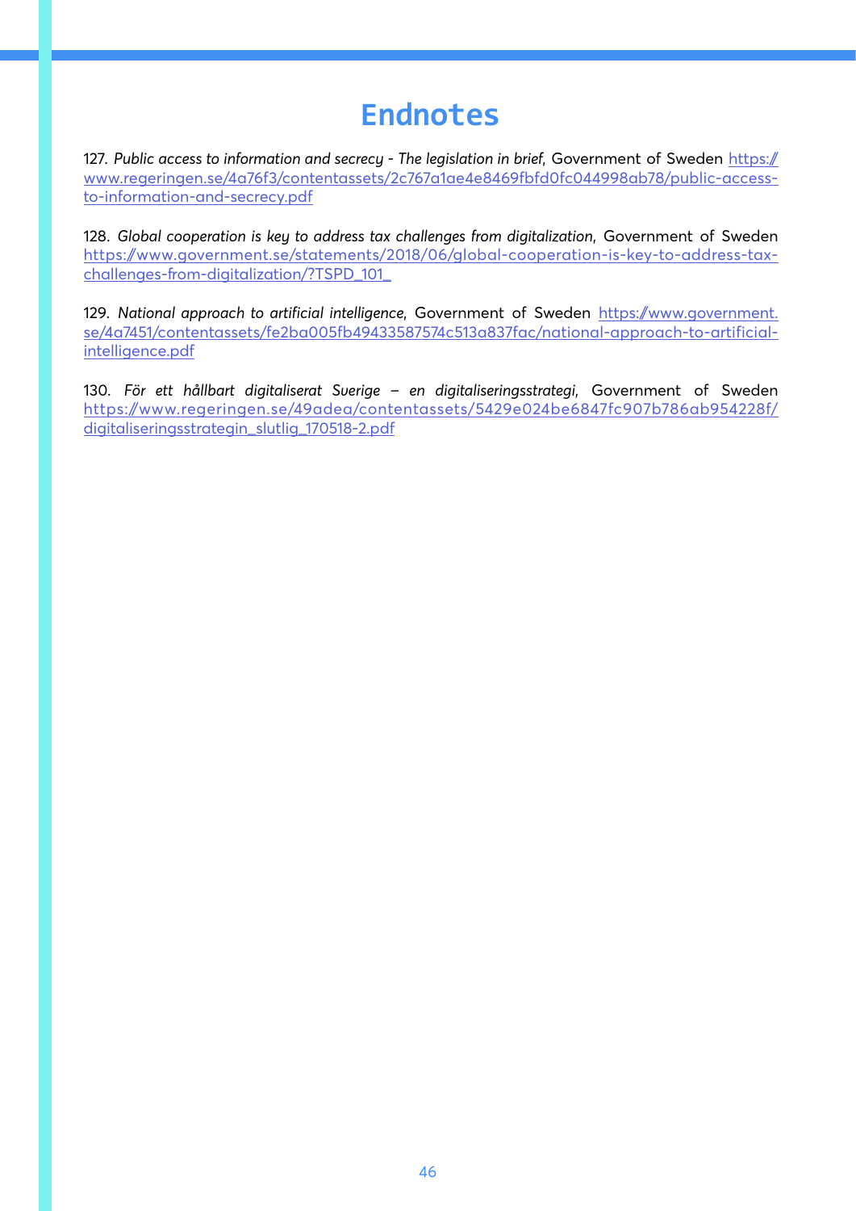# Endnotes

127. *Public access to information and secrecy - The legislation in brief*, Government of Sweden https://www.regeringen.se/4a76f3/contentassets/2c767a1ae4e8469fbfd0fc044998ab78/public-access-to-information-and-secrecy.pdf

128. *Global cooperation is key to address tax challenges from digitalization*, Government of Sweden https://www.government.se/statements/2018/06/global-cooperation-is-key-to-address-tax-challenges-from-digitalization/?TSPD_101_

129. *National approach to artificial intelligence*, Government of Sweden https://www.government.se/4a7451/contentassets/fe2ba005fb49433587574c513a837fac/national-approach-to-artificial-intelligence.pdf

130. *För ett hållbart digitaliserat Sverige – en digitaliseringsstrategi*, Government of Sweden https://www.regeringen.se/49adea/contentassets/5429e024be6847fc907b786ab954228f/digitaliseringsstrategin_slutlig_170518-2.pdf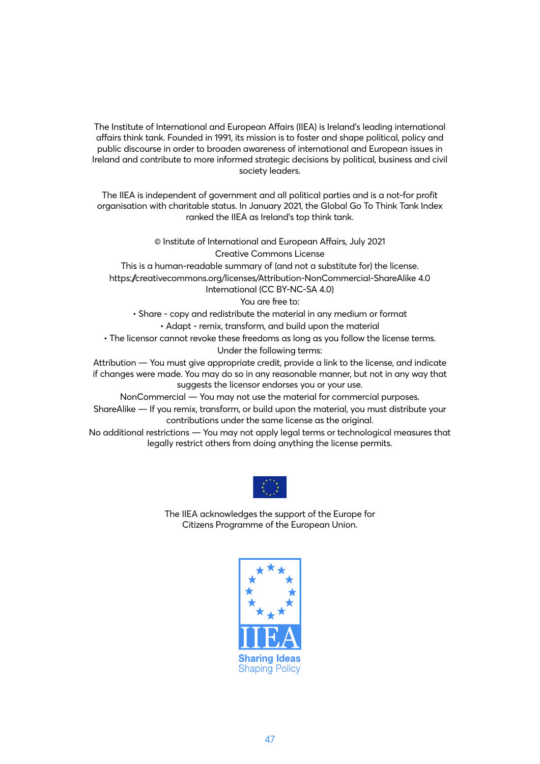The Institute of International and European Affairs (IIEA) is Ireland's leading international affairs think tank. Founded in 1991, its mission is to foster and shape political, policy and public discourse in order to broaden awareness of international and European issues in Ireland and contribute to more informed strategic decisions by political, business and civil society leaders.

The IIEA is independent of government and all political parties and is a not-for profit organisation with charitable status. In January 2021, the Global Go To Think Tank Index ranked the IIEA as Ireland's top think tank.

© Institute of International and European Affairs, July 2021

Creative Commons License

This is a human-readable summary of (and not a substitute for) the license.

https://creativecommons.org/licenses/Attribution-NonCommercial-ShareAlike 4.0 International (CC BY-NC-SA 4.0)

You are free to:

• Share - copy and redistribute the material in any medium or format

• Adapt - remix, transform, and build upon the material

• The licensor cannot revoke these freedoms as long as you follow the license terms.

Under the following terms:

Attribution — You must give appropriate credit, provide a link to the license, and indicate if changes were made. You may do so in any reasonable manner, but not in any way that suggests the licensor endorses you or your use.

NonCommercial — You may not use the material for commercial purposes.

ShareAlike — If you remix, transform, or build upon the material, you must distribute your contributions under the same license as the original.

No additional restrictions — You may not apply legal terms or technological measures that legally restrict others from doing anything the license permits.

The IIEA acknowledges the support of the Europe for Citizens Programme of the European Union.

IIEA

Sharing Ideas
Shaping Policy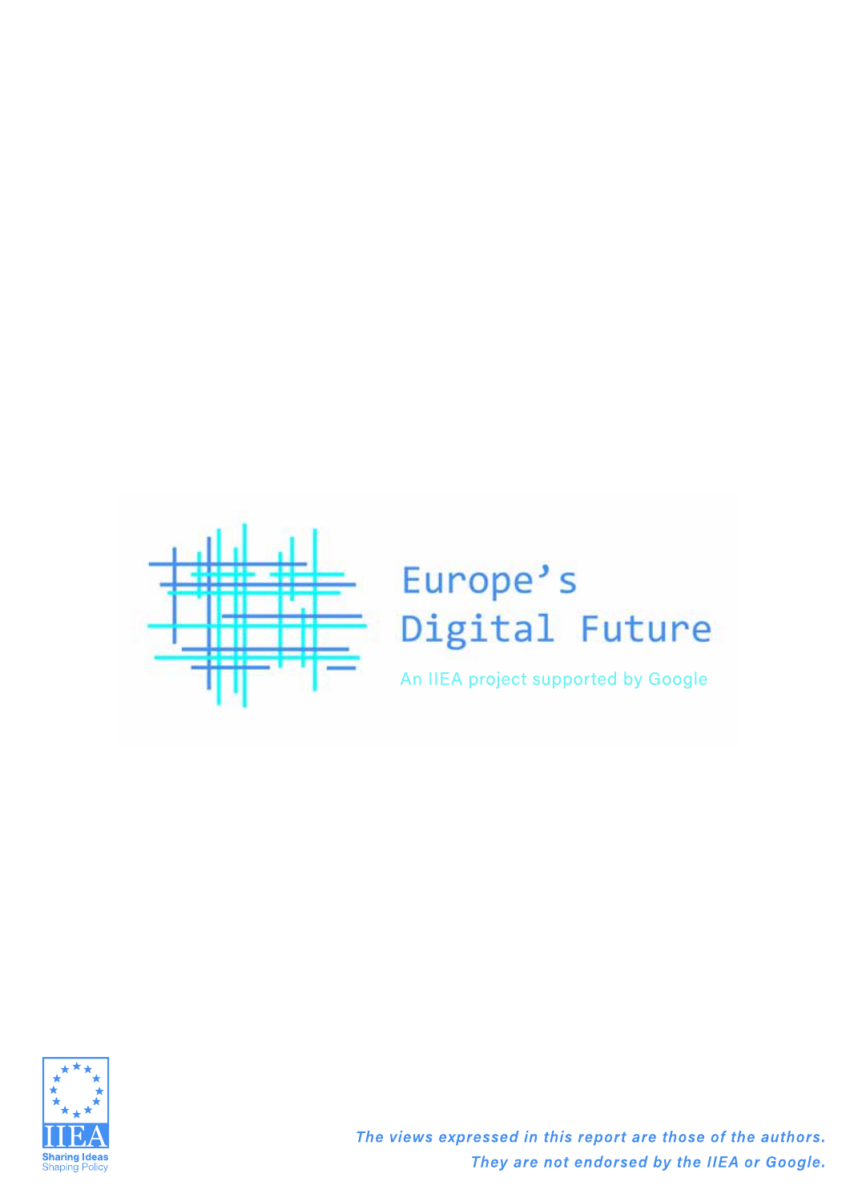Europe's
Digital Future

An IIEA project supported by Google

IIEA
Sharing Ideas
Shaping Policy

*The views expressed in this report are those of the authors.*
*They are not endorsed by the IIEA or Google.*